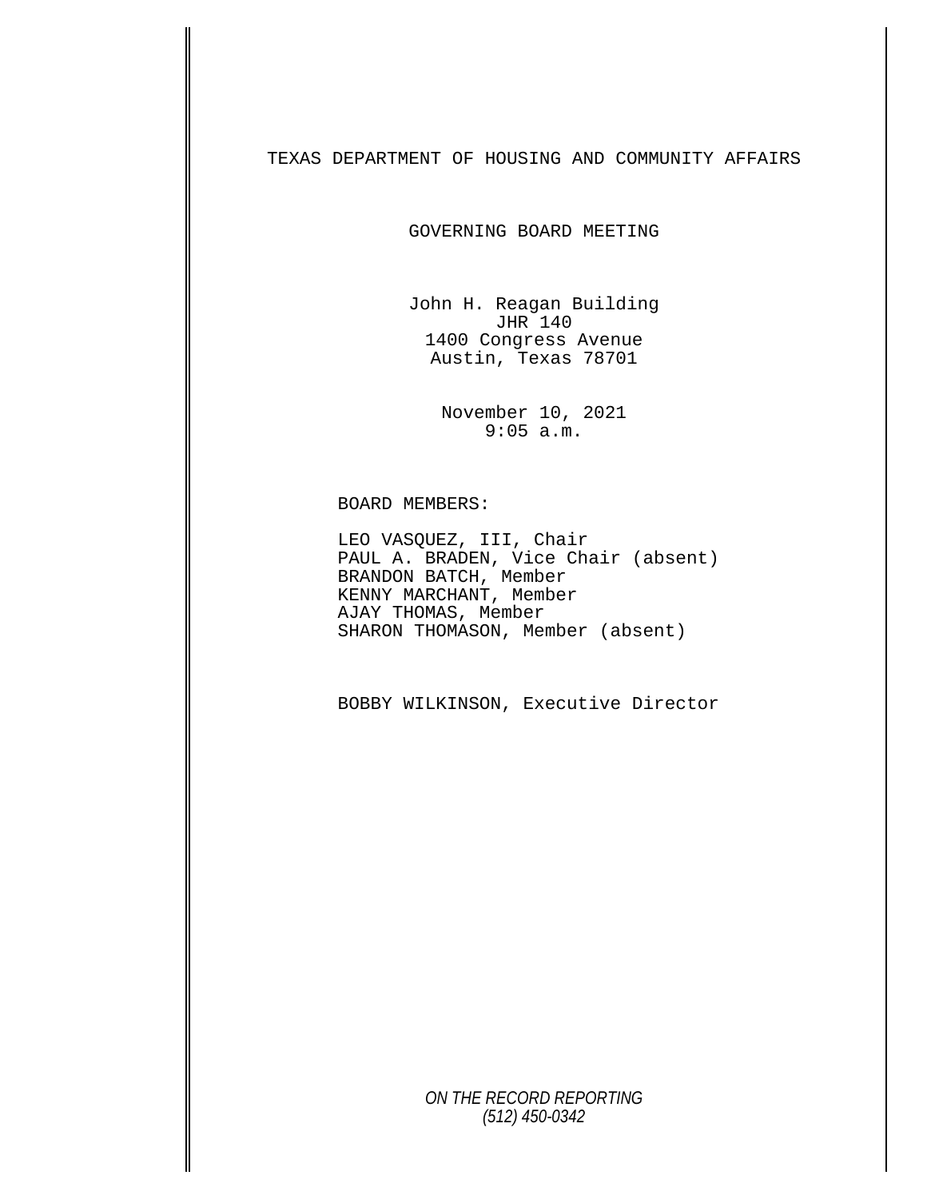# TEXAS DEPARTMENT OF HOUSING AND COMMUNITY AFFAIRS

## GOVERNING BOARD MEETING

John H. Reagan Building
JHR 140
1400 Congress Avenue
Austin, Texas 78701

November 10, 2021
9:05 a.m.

BOARD MEMBERS:

LEO VASQUEZ, III, Chair
PAUL A. BRADEN, Vice Chair (absent)
BRANDON BATCH, Member
KENNY MARCHANT, Member
AJAY THOMAS, Member
SHARON THOMASON, Member (absent)

BOBBY WILKINSON, Executive Director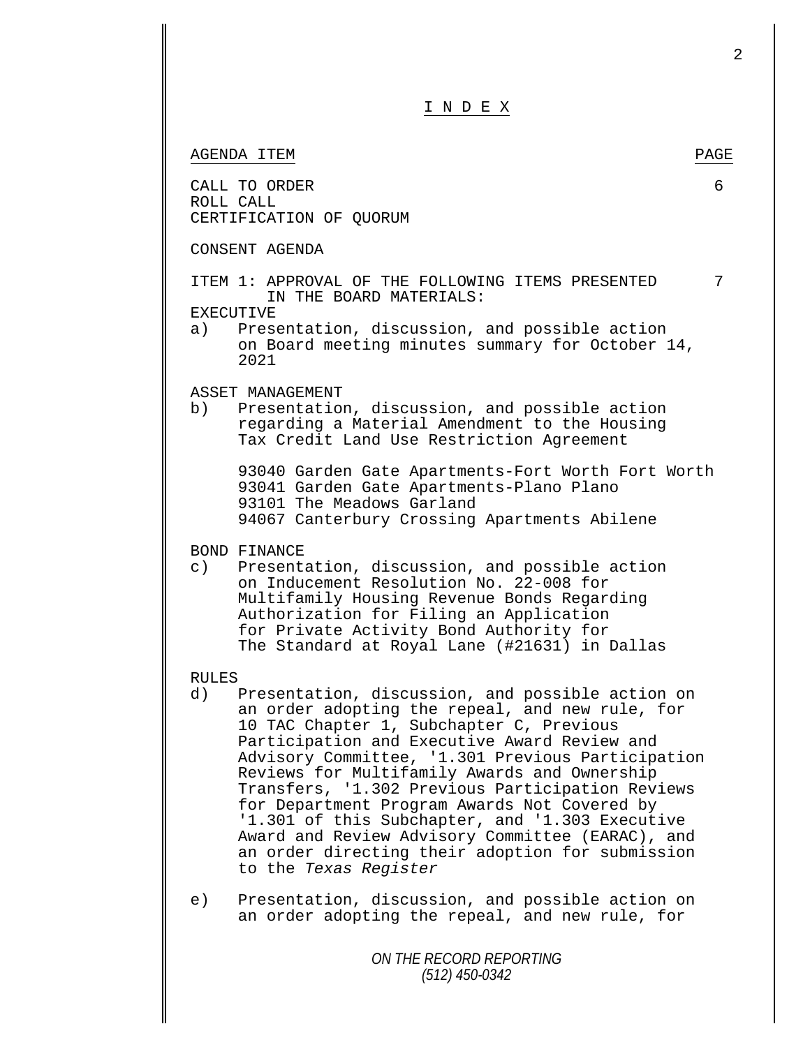# I N D E X

| AGENDA ITEM | PAGE |
|---|---|
| CALL TO ORDER<br>ROLL CALL<br>CERTIFICATION OF QUORUM | 6 |
| CONSENT AGENDA | |
| ITEM 1: APPROVAL OF THE FOLLOWING ITEMS PRESENTED IN THE BOARD MATERIALS: | 7 |

EXECUTIVE

a) Presentation, discussion, and possible action on Board meeting minutes summary for October 14, 2021

ASSET MANAGEMENT

b) Presentation, discussion, and possible action regarding a Material Amendment to the Housing Tax Credit Land Use Restriction Agreement

93040 Garden Gate Apartments-Fort Worth Fort Worth
93041 Garden Gate Apartments-Plano Plano
93101 The Meadows Garland
94067 Canterbury Crossing Apartments Abilene

BOND FINANCE

c) Presentation, discussion, and possible action on Inducement Resolution No. 22-008 for Multifamily Housing Revenue Bonds Regarding Authorization for Filing an Application for Private Activity Bond Authority for The Standard at Royal Lane (#21631) in Dallas

RULES

d) Presentation, discussion, and possible action on an order adopting the repeal, and new rule, for 10 TAC Chapter 1, Subchapter C, Previous Participation and Executive Award Review and Advisory Committee, '1.301 Previous Participation Reviews for Multifamily Awards and Ownership Transfers, '1.302 Previous Participation Reviews for Department Program Awards Not Covered by '1.301 of this Subchapter, and '1.303 Executive Award and Review Advisory Committee (EARAC), and an order directing their adoption for submission to the *Texas Register*

e) Presentation, discussion, and possible action on an order adopting the repeal, and new rule, for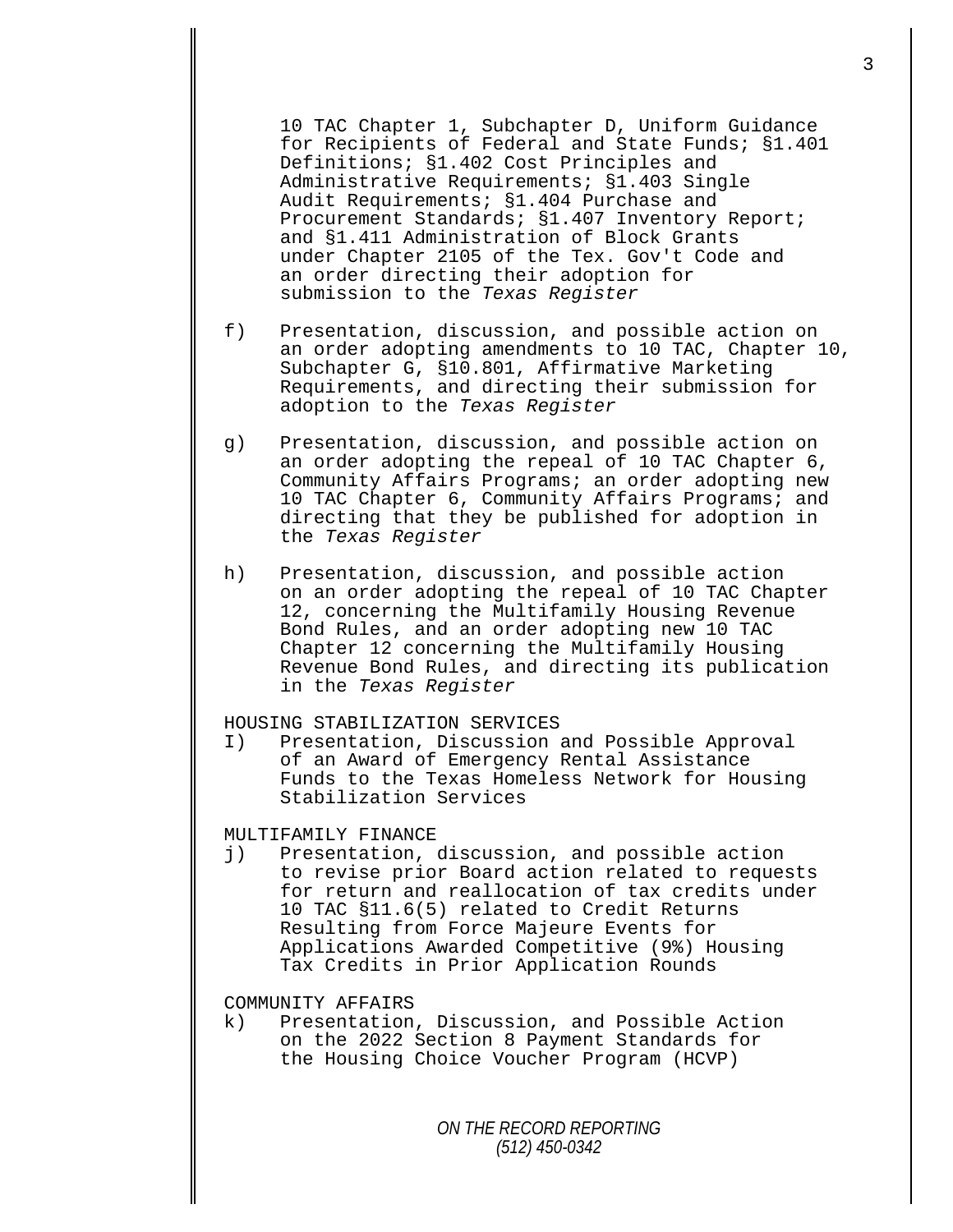10 TAC Chapter 1, Subchapter D, Uniform Guidance for Recipients of Federal and State Funds; §1.401 Definitions; §1.402 Cost Principles and Administrative Requirements; §1.403 Single Audit Requirements; §1.404 Purchase and Procurement Standards; §1.407 Inventory Report; and §1.411 Administration of Block Grants under Chapter 2105 of the Tex. Gov't Code and an order directing their adoption for submission to the *Texas Register*

f) Presentation, discussion, and possible action on an order adopting amendments to 10 TAC, Chapter 10, Subchapter G, §10.801, Affirmative Marketing Requirements, and directing their submission for adoption to the *Texas Register*

g) Presentation, discussion, and possible action on an order adopting the repeal of 10 TAC Chapter 6, Community Affairs Programs; an order adopting new 10 TAC Chapter 6, Community Affairs Programs; and directing that they be published for adoption in the *Texas Register*

h) Presentation, discussion, and possible action on an order adopting the repeal of 10 TAC Chapter 12, concerning the Multifamily Housing Revenue Bond Rules, and an order adopting new 10 TAC Chapter 12 concerning the Multifamily Housing Revenue Bond Rules, and directing its publication in the *Texas Register*

HOUSING STABILIZATION SERVICES

I) Presentation, Discussion and Possible Approval of an Award of Emergency Rental Assistance Funds to the Texas Homeless Network for Housing Stabilization Services

MULTIFAMILY FINANCE

j) Presentation, discussion, and possible action to revise prior Board action related to requests for return and reallocation of tax credits under 10 TAC §11.6(5) related to Credit Returns Resulting from Force Majeure Events for Applications Awarded Competitive (9%) Housing Tax Credits in Prior Application Rounds

COMMUNITY AFFAIRS

k) Presentation, Discussion, and Possible Action on the 2022 Section 8 Payment Standards for the Housing Choice Voucher Program (HCVP)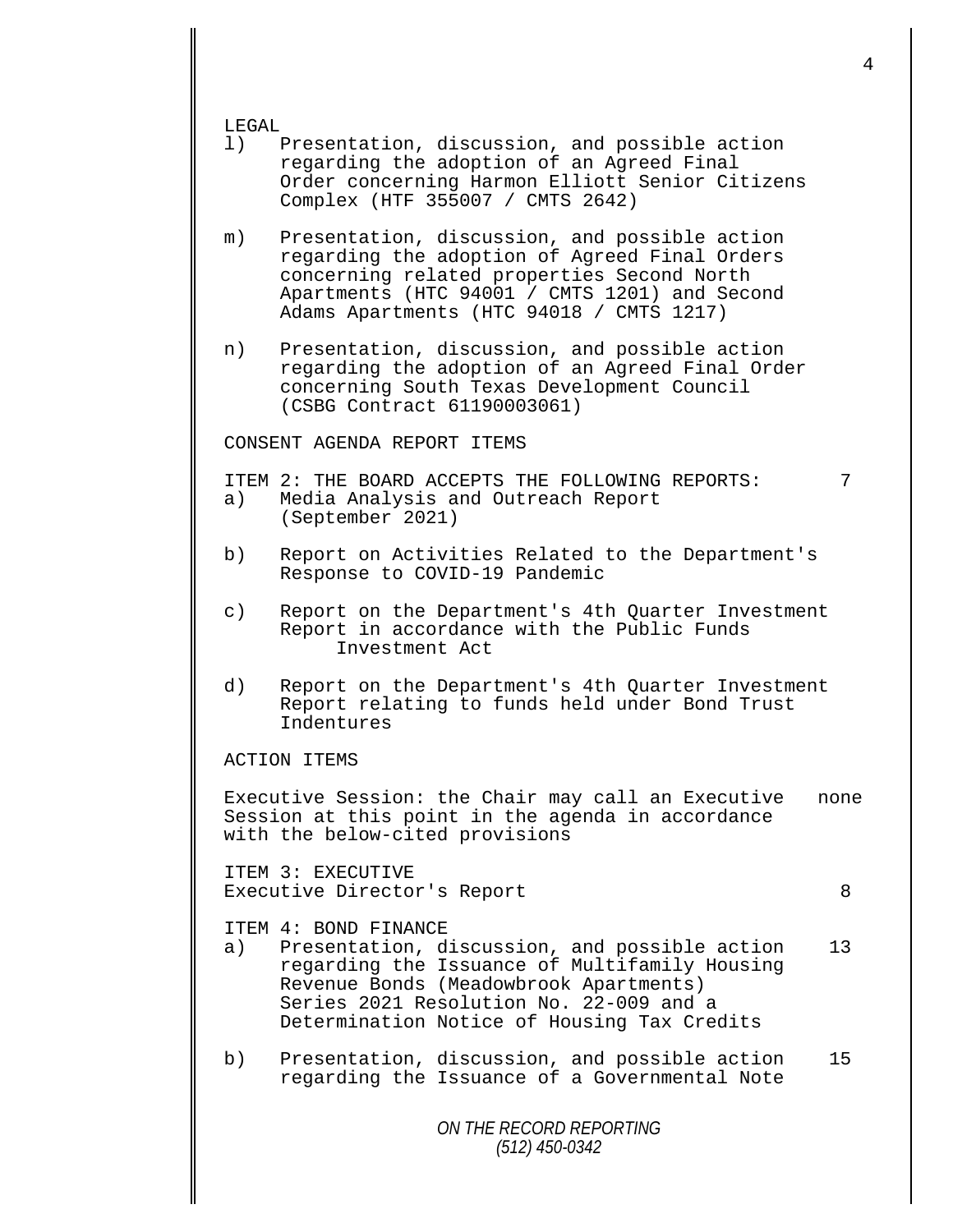LEGAL

l) Presentation, discussion, and possible action regarding the adoption of an Agreed Final Order concerning Harmon Elliott Senior Citizens Complex (HTF 355007 / CMTS 2642)

m) Presentation, discussion, and possible action regarding the adoption of Agreed Final Orders concerning related properties Second North Apartments (HTC 94001 / CMTS 1201) and Second Adams Apartments (HTC 94018 / CMTS 1217)

n) Presentation, discussion, and possible action regarding the adoption of an Agreed Final Order concerning South Texas Development Council (CSBG Contract 61190003061)

CONSENT AGENDA REPORT ITEMS

ITEM 2: THE BOARD ACCEPTS THE FOLLOWING REPORTS: 7

a) Media Analysis and Outreach Report (September 2021)

b) Report on Activities Related to the Department's Response to COVID-19 Pandemic

c) Report on the Department's 4th Quarter Investment Report in accordance with the Public Funds Investment Act

d) Report on the Department's 4th Quarter Investment Report relating to funds held under Bond Trust Indentures

ACTION ITEMS

Executive Session: the Chair may call an Executive Session at this point in the agenda in accordance with the below-cited provisions none

ITEM 3: EXECUTIVE

Executive Director's Report 8

ITEM 4: BOND FINANCE

a) Presentation, discussion, and possible action regarding the Issuance of Multifamily Housing Revenue Bonds (Meadowbrook Apartments) Series 2021 Resolution No. 22-009 and a Determination Notice of Housing Tax Credits 13

b) Presentation, discussion, and possible action regarding the Issuance of a Governmental Note 15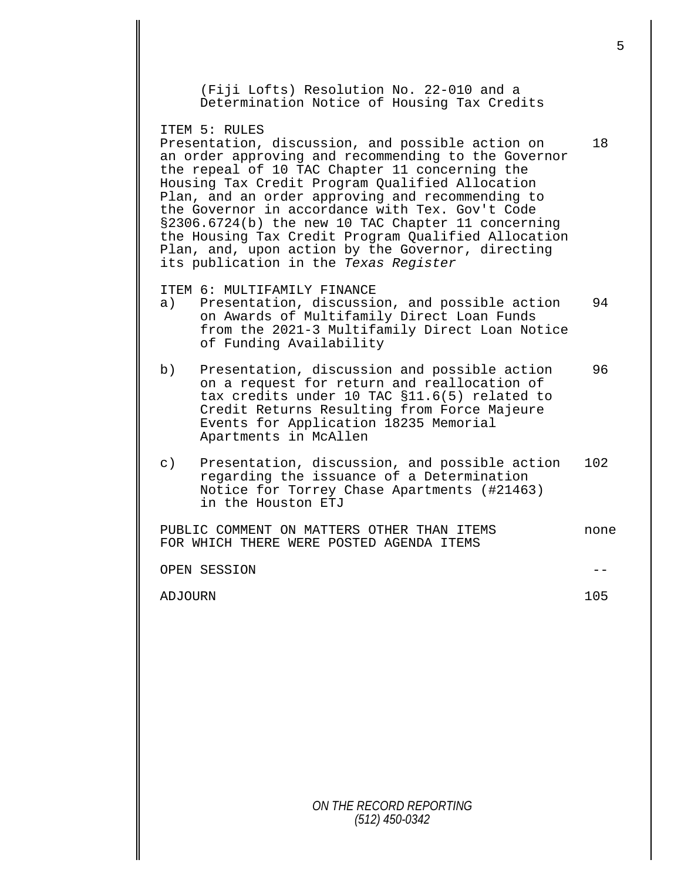(Fiji Lofts) Resolution No. 22-010 and a Determination Notice of Housing Tax Credits

ITEM 5: RULES

| | |
|---|---|
| Presentation, discussion, and possible action on an order approving and recommending to the Governor the repeal of 10 TAC Chapter 11 concerning the Housing Tax Credit Program Qualified Allocation Plan, and an order approving and recommending to the Governor in accordance with Tex. Gov't Code §2306.6724(b) the new 10 TAC Chapter 11 concerning the Housing Tax Credit Program Qualified Allocation Plan, and, upon action by the Governor, directing its publication in the *Texas Register* | 18 |

ITEM 6: MULTIFAMILY FINANCE

| | |
|---|---|
| a) Presentation, discussion, and possible action on Awards of Multifamily Direct Loan Funds from the 2021-3 Multifamily Direct Loan Notice of Funding Availability | 94 |
| b) Presentation, discussion and possible action on a request for return and reallocation of tax credits under 10 TAC §11.6(5) related to Credit Returns Resulting from Force Majeure Events for Application 18235 Memorial Apartments in McAllen | 96 |
| c) Presentation, discussion, and possible action regarding the issuance of a Determination Notice for Torrey Chase Apartments (#21463) in the Houston ETJ | 102 |
| PUBLIC COMMENT ON MATTERS OTHER THAN ITEMS FOR WHICH THERE WERE POSTED AGENDA ITEMS | none |
| OPEN SESSION | -- |
| ADJOURN | 105 |

*ON THE RECORD REPORTING*
*(512) 450-0342*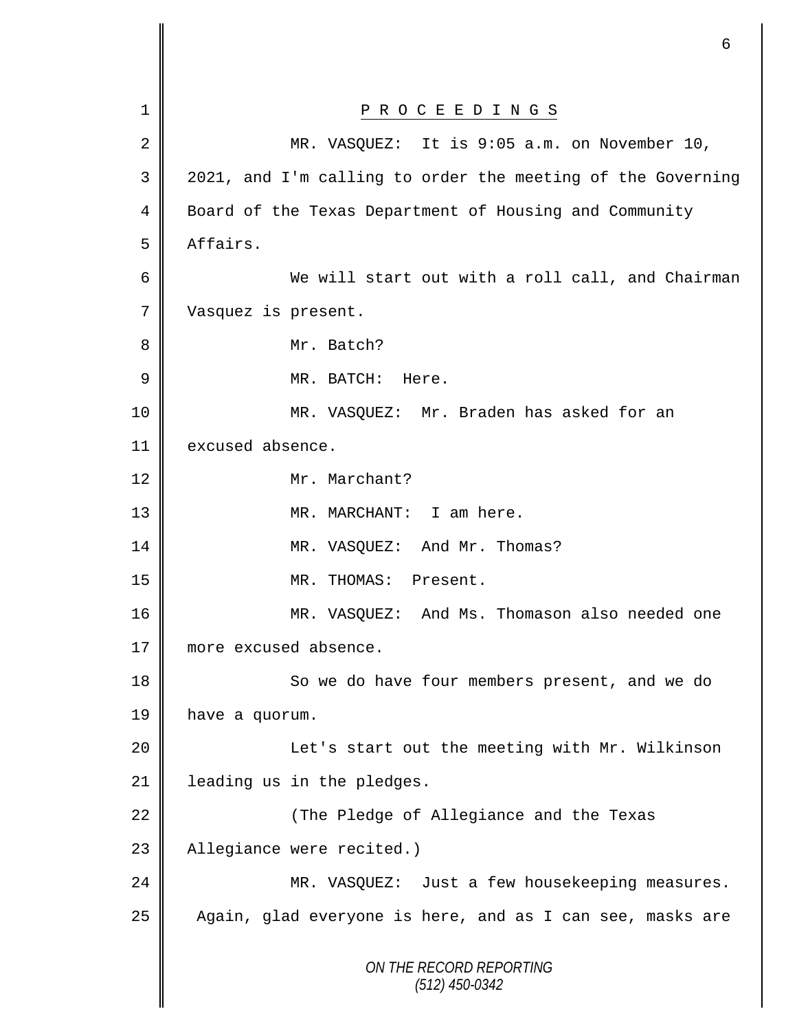P R O C E E D I N G S

MR. VASQUEZ: It is 9:05 a.m. on November 10, 2021, and I'm calling to order the meeting of the Governing Board of the Texas Department of Housing and Community Affairs.

We will start out with a roll call, and Chairman Vasquez is present.

Mr. Batch?

MR. BATCH: Here.

MR. VASQUEZ: Mr. Braden has asked for an excused absence.

Mr. Marchant?

MR. MARCHANT: I am here.

MR. VASQUEZ: And Mr. Thomas?

MR. THOMAS: Present.

MR. VASQUEZ: And Ms. Thomason also needed one more excused absence.

So we do have four members present, and we do have a quorum.

Let's start out the meeting with Mr. Wilkinson leading us in the pledges.

(The Pledge of Allegiance and the Texas Allegiance were recited.)

MR. VASQUEZ: Just a few housekeeping measures. Again, glad everyone is here, and as I can see, masks are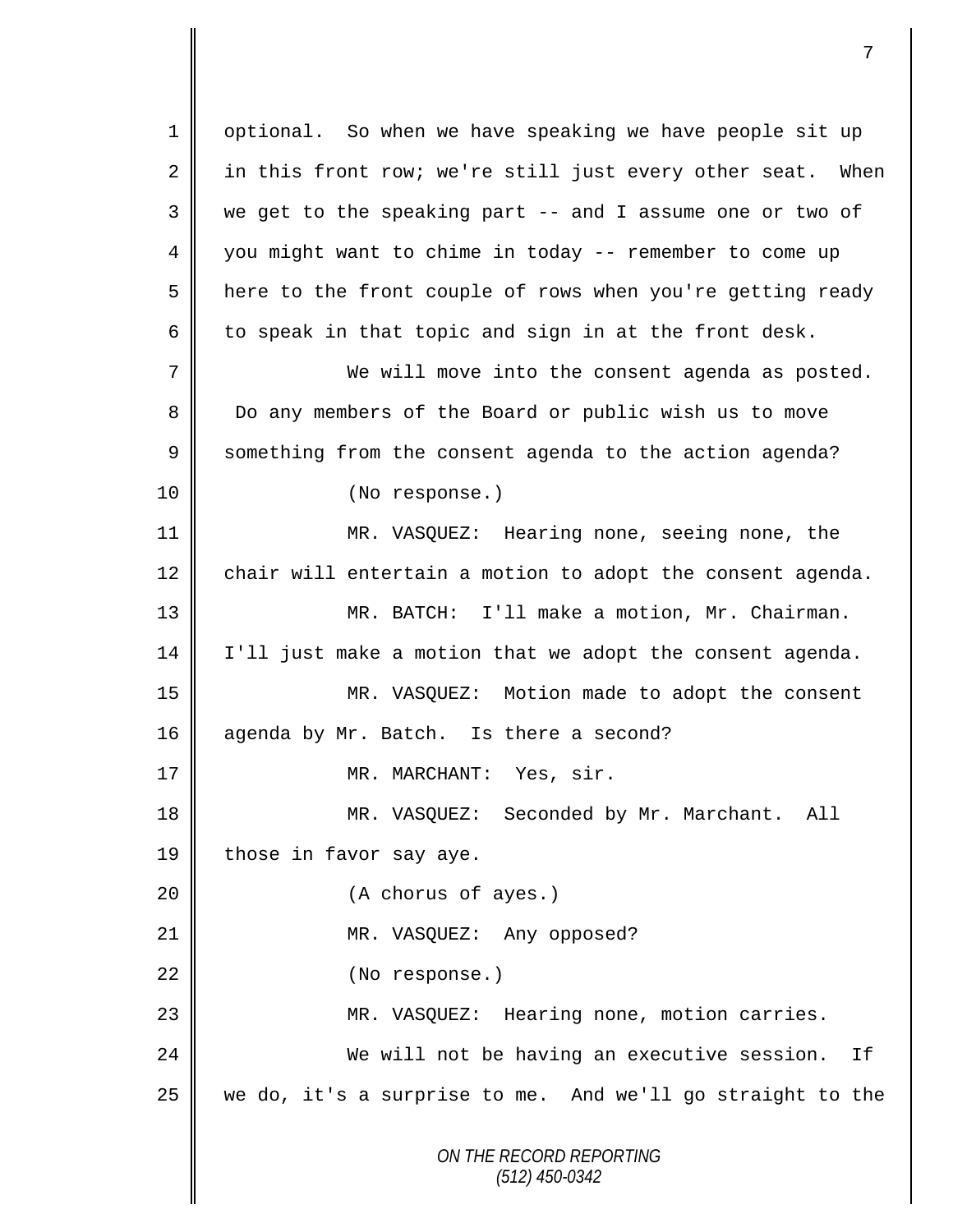optional. So when we have speaking we have people sit up in this front row; we're still just every other seat. When we get to the speaking part -- and I assume one or two of you might want to chime in today -- remember to come up here to the front couple of rows when you're getting ready to speak in that topic and sign in at the front desk.

We will move into the consent agenda as posted. Do any members of the Board or public wish us to move something from the consent agenda to the action agenda?

(No response.)

MR. VASQUEZ: Hearing none, seeing none, the chair will entertain a motion to adopt the consent agenda.

MR. BATCH: I'll make a motion, Mr. Chairman. I'll just make a motion that we adopt the consent agenda.

MR. VASQUEZ: Motion made to adopt the consent agenda by Mr. Batch. Is there a second?

MR. MARCHANT: Yes, sir.

MR. VASQUEZ: Seconded by Mr. Marchant. All those in favor say aye.

(A chorus of ayes.)

MR. VASQUEZ: Any opposed?

(No response.)

MR. VASQUEZ: Hearing none, motion carries.

We will not be having an executive session. If we do, it's a surprise to me. And we'll go straight to the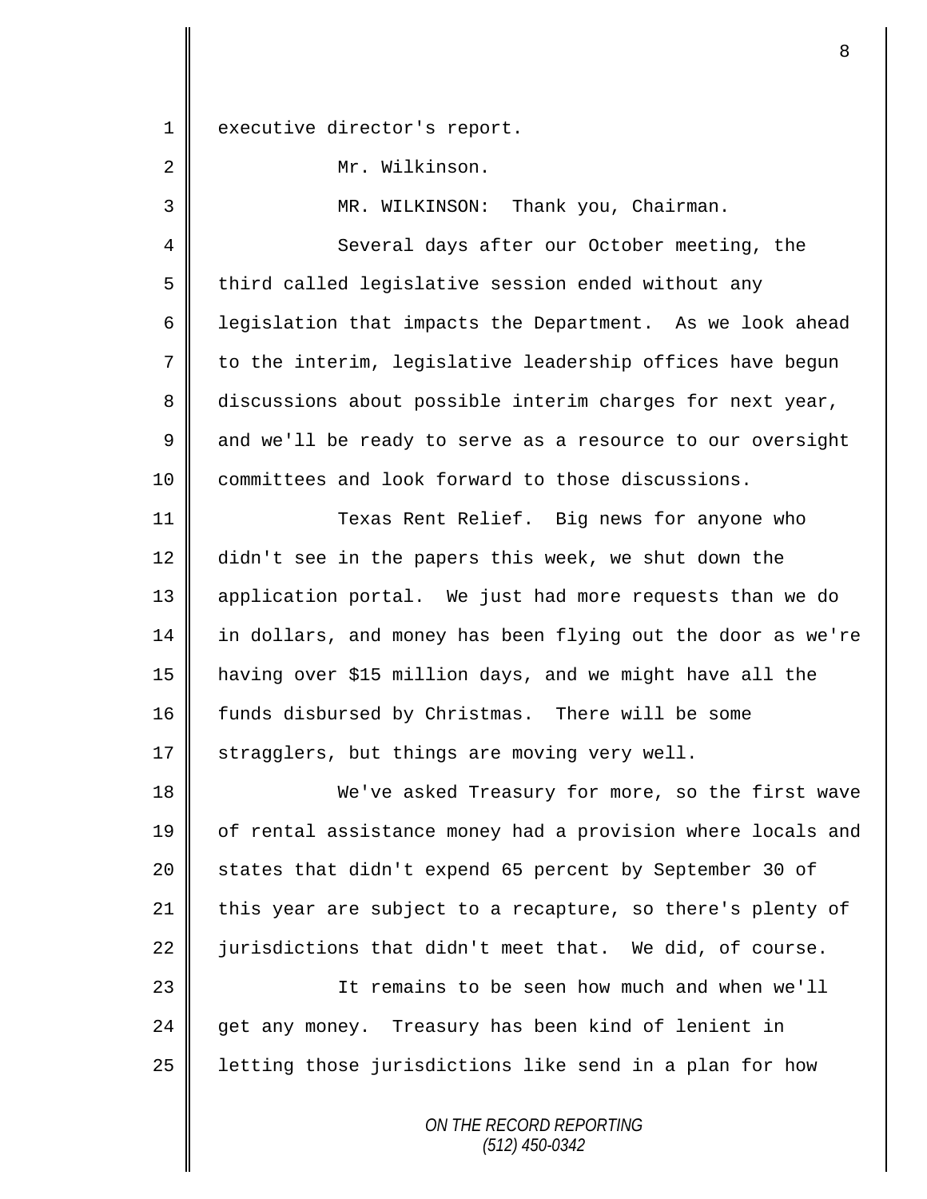executive director's report.

Mr. Wilkinson.

MR. WILKINSON: Thank you, Chairman.

Several days after our October meeting, the third called legislative session ended without any legislation that impacts the Department. As we look ahead to the interim, legislative leadership offices have begun discussions about possible interim charges for next year, and we'll be ready to serve as a resource to our oversight committees and look forward to those discussions.

Texas Rent Relief. Big news for anyone who didn't see in the papers this week, we shut down the application portal. We just had more requests than we do in dollars, and money has been flying out the door as we're having over $15 million days, and we might have all the funds disbursed by Christmas. There will be some stragglers, but things are moving very well.

We've asked Treasury for more, so the first wave of rental assistance money had a provision where locals and states that didn't expend 65 percent by September 30 of this year are subject to a recapture, so there's plenty of jurisdictions that didn't meet that. We did, of course.

It remains to be seen how much and when we'll get any money. Treasury has been kind of lenient in letting those jurisdictions like send in a plan for how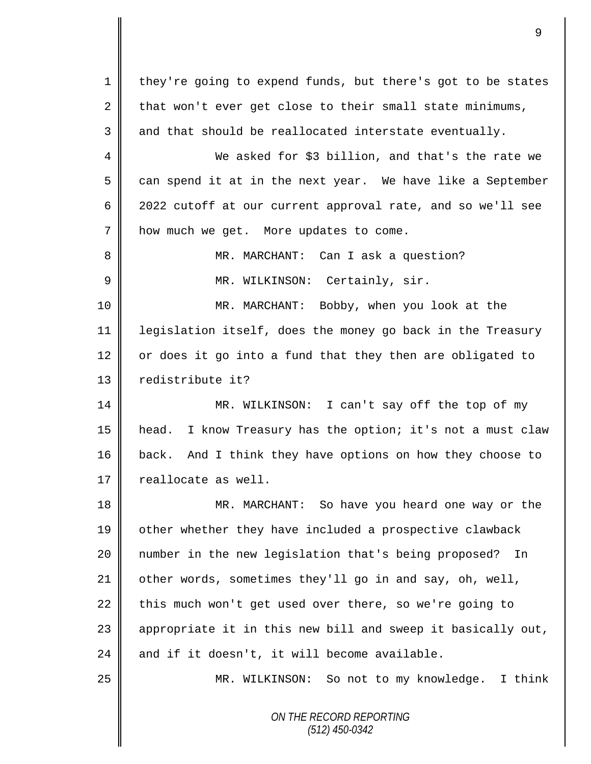they're going to expend funds, but there's got to be states that won't ever get close to their small state minimums, and that should be reallocated interstate eventually.

We asked for $3 billion, and that's the rate we can spend it at in the next year. We have like a September 2022 cutoff at our current approval rate, and so we'll see how much we get. More updates to come.

MR. MARCHANT: Can I ask a question?

MR. WILKINSON: Certainly, sir.

MR. MARCHANT: Bobby, when you look at the legislation itself, does the money go back in the Treasury or does it go into a fund that they then are obligated to redistribute it?

MR. WILKINSON: I can't say off the top of my head. I know Treasury has the option; it's not a must claw back. And I think they have options on how they choose to reallocate as well.

MR. MARCHANT: So have you heard one way or the other whether they have included a prospective clawback number in the new legislation that's being proposed? In other words, sometimes they'll go in and say, oh, well, this much won't get used over there, so we're going to appropriate it in this new bill and sweep it basically out, and if it doesn't, it will become available.

MR. WILKINSON: So not to my knowledge. I think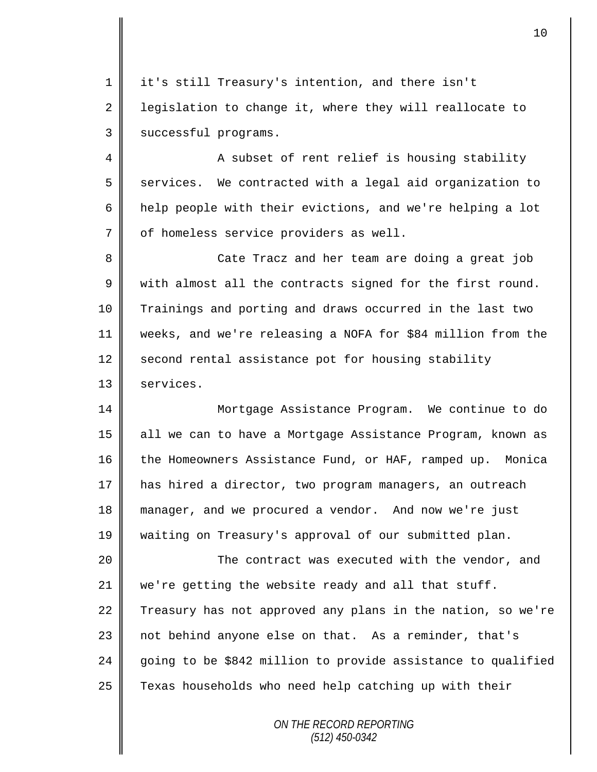it's still Treasury's intention, and there isn't legislation to change it, where they will reallocate to successful programs.

A subset of rent relief is housing stability services. We contracted with a legal aid organization to help people with their evictions, and we're helping a lot of homeless service providers as well.

Cate Tracz and her team are doing a great job with almost all the contracts signed for the first round. Trainings and porting and draws occurred in the last two weeks, and we're releasing a NOFA for $84 million from the second rental assistance pot for housing stability services.

Mortgage Assistance Program. We continue to do all we can to have a Mortgage Assistance Program, known as the Homeowners Assistance Fund, or HAF, ramped up. Monica has hired a director, two program managers, an outreach manager, and we procured a vendor. And now we're just waiting on Treasury's approval of our submitted plan.

The contract was executed with the vendor, and we're getting the website ready and all that stuff. Treasury has not approved any plans in the nation, so we're not behind anyone else on that. As a reminder, that's going to be $842 million to provide assistance to qualified Texas households who need help catching up with their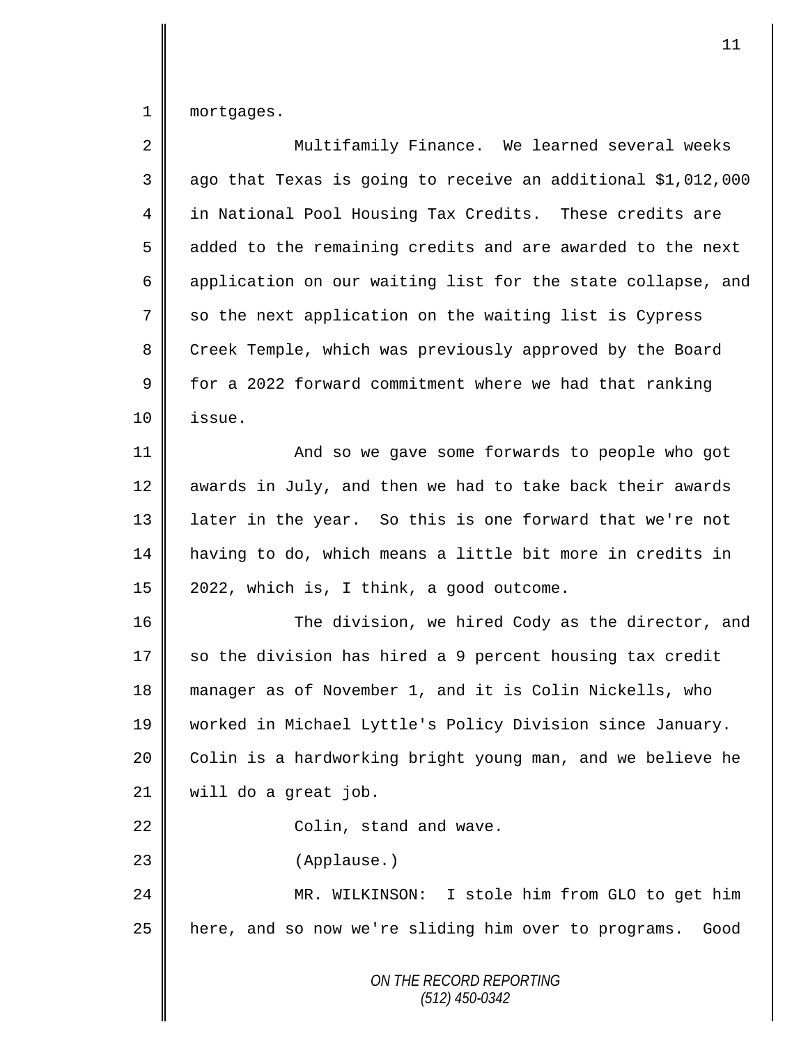mortgages.

Multifamily Finance. We learned several weeks ago that Texas is going to receive an additional $1,012,000 in National Pool Housing Tax Credits. These credits are added to the remaining credits and are awarded to the next application on our waiting list for the state collapse, and so the next application on the waiting list is Cypress Creek Temple, which was previously approved by the Board for a 2022 forward commitment where we had that ranking issue.

And so we gave some forwards to people who got awards in July, and then we had to take back their awards later in the year. So this is one forward that we're not having to do, which means a little bit more in credits in 2022, which is, I think, a good outcome.

The division, we hired Cody as the director, and so the division has hired a 9 percent housing tax credit manager as of November 1, and it is Colin Nickells, who worked in Michael Lyttle's Policy Division since January. Colin is a hardworking bright young man, and we believe he will do a great job.

Colin, stand and wave.

(Applause.)

MR. WILKINSON: I stole him from GLO to get him here, and so now we're sliding him over to programs. Good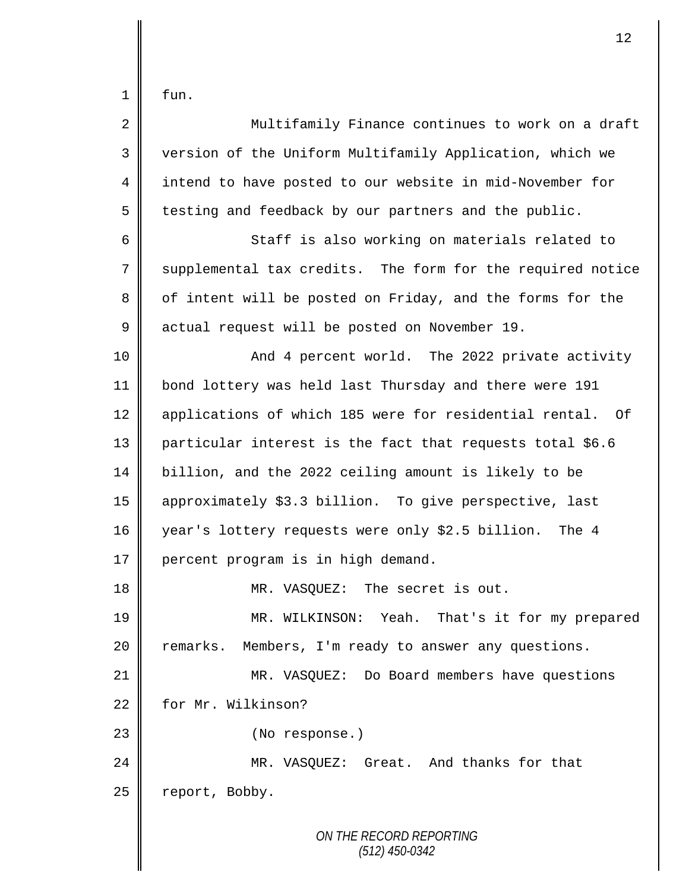fun.

Multifamily Finance continues to work on a draft version of the Uniform Multifamily Application, which we intend to have posted to our website in mid-November for testing and feedback by our partners and the public.

Staff is also working on materials related to supplemental tax credits. The form for the required notice of intent will be posted on Friday, and the forms for the actual request will be posted on November 19.

And 4 percent world. The 2022 private activity bond lottery was held last Thursday and there were 191 applications of which 185 were for residential rental. Of particular interest is the fact that requests total $6.6 billion, and the 2022 ceiling amount is likely to be approximately $3.3 billion. To give perspective, last year's lottery requests were only $2.5 billion. The 4 percent program is in high demand.

MR. VASQUEZ: The secret is out.

MR. WILKINSON: Yeah. That's it for my prepared remarks. Members, I'm ready to answer any questions.

MR. VASQUEZ: Do Board members have questions for Mr. Wilkinson?

(No response.)

MR. VASQUEZ: Great. And thanks for that report, Bobby.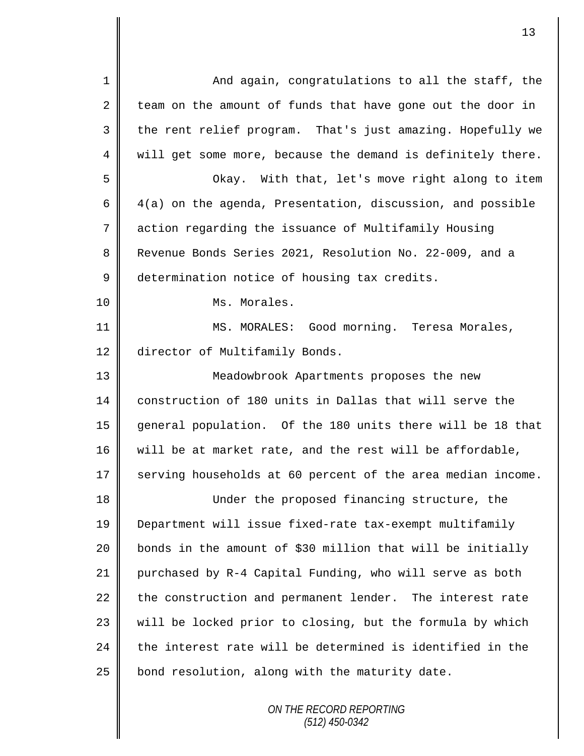And again, congratulations to all the staff, the team on the amount of funds that have gone out the door in the rent relief program. That's just amazing. Hopefully we will get some more, because the demand is definitely there.

Okay. With that, let's move right along to item 4(a) on the agenda, Presentation, discussion, and possible action regarding the issuance of Multifamily Housing Revenue Bonds Series 2021, Resolution No. 22-009, and a determination notice of housing tax credits.

Ms. Morales.

MS. MORALES: Good morning. Teresa Morales, director of Multifamily Bonds.

Meadowbrook Apartments proposes the new construction of 180 units in Dallas that will serve the general population. Of the 180 units there will be 18 that will be at market rate, and the rest will be affordable, serving households at 60 percent of the area median income.

Under the proposed financing structure, the Department will issue fixed-rate tax-exempt multifamily bonds in the amount of $30 million that will be initially purchased by R-4 Capital Funding, who will serve as both the construction and permanent lender. The interest rate will be locked prior to closing, but the formula by which the interest rate will be determined is identified in the bond resolution, along with the maturity date.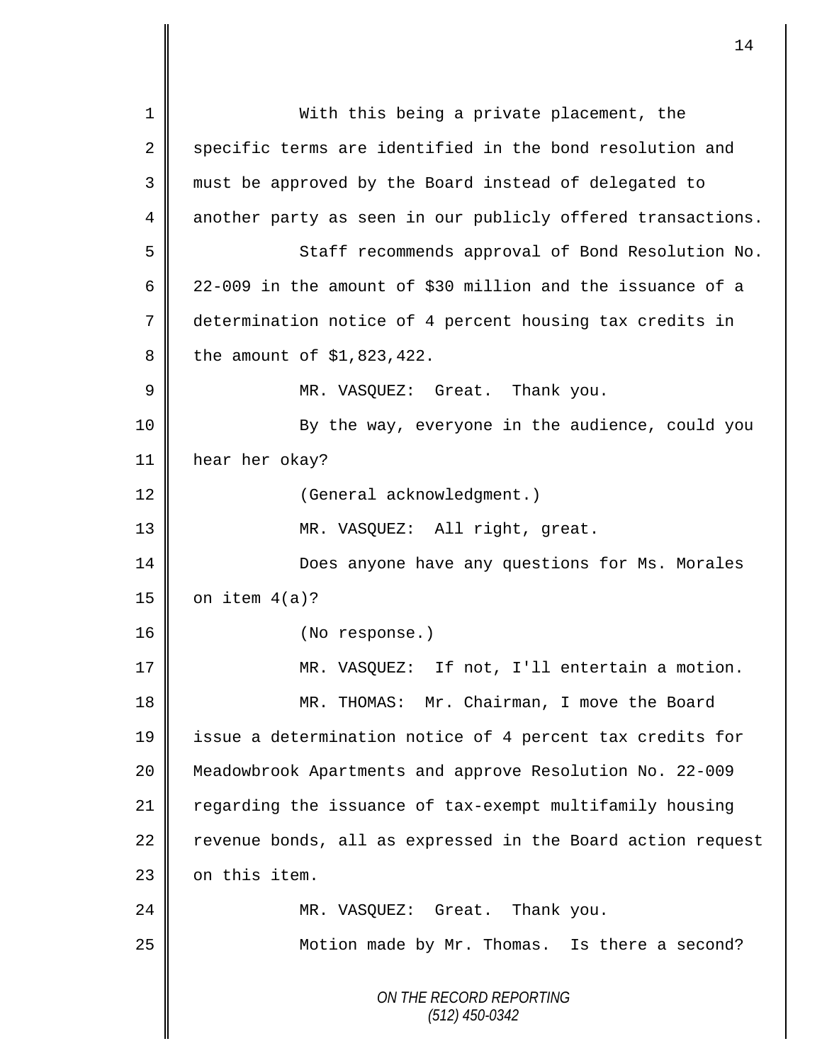With this being a private placement, the specific terms are identified in the bond resolution and must be approved by the Board instead of delegated to another party as seen in our publicly offered transactions.

Staff recommends approval of Bond Resolution No. 22-009 in the amount of $30 million and the issuance of a determination notice of 4 percent housing tax credits in the amount of $1,823,422.

MR. VASQUEZ: Great. Thank you.

By the way, everyone in the audience, could you hear her okay?

(General acknowledgment.)

MR. VASQUEZ: All right, great.

Does anyone have any questions for Ms. Morales on item 4(a)?

(No response.)

MR. VASQUEZ: If not, I'll entertain a motion.

MR. THOMAS: Mr. Chairman, I move the Board issue a determination notice of 4 percent tax credits for Meadowbrook Apartments and approve Resolution No. 22-009 regarding the issuance of tax-exempt multifamily housing revenue bonds, all as expressed in the Board action request on this item.

MR. VASQUEZ: Great. Thank you.

Motion made by Mr. Thomas. Is there a second?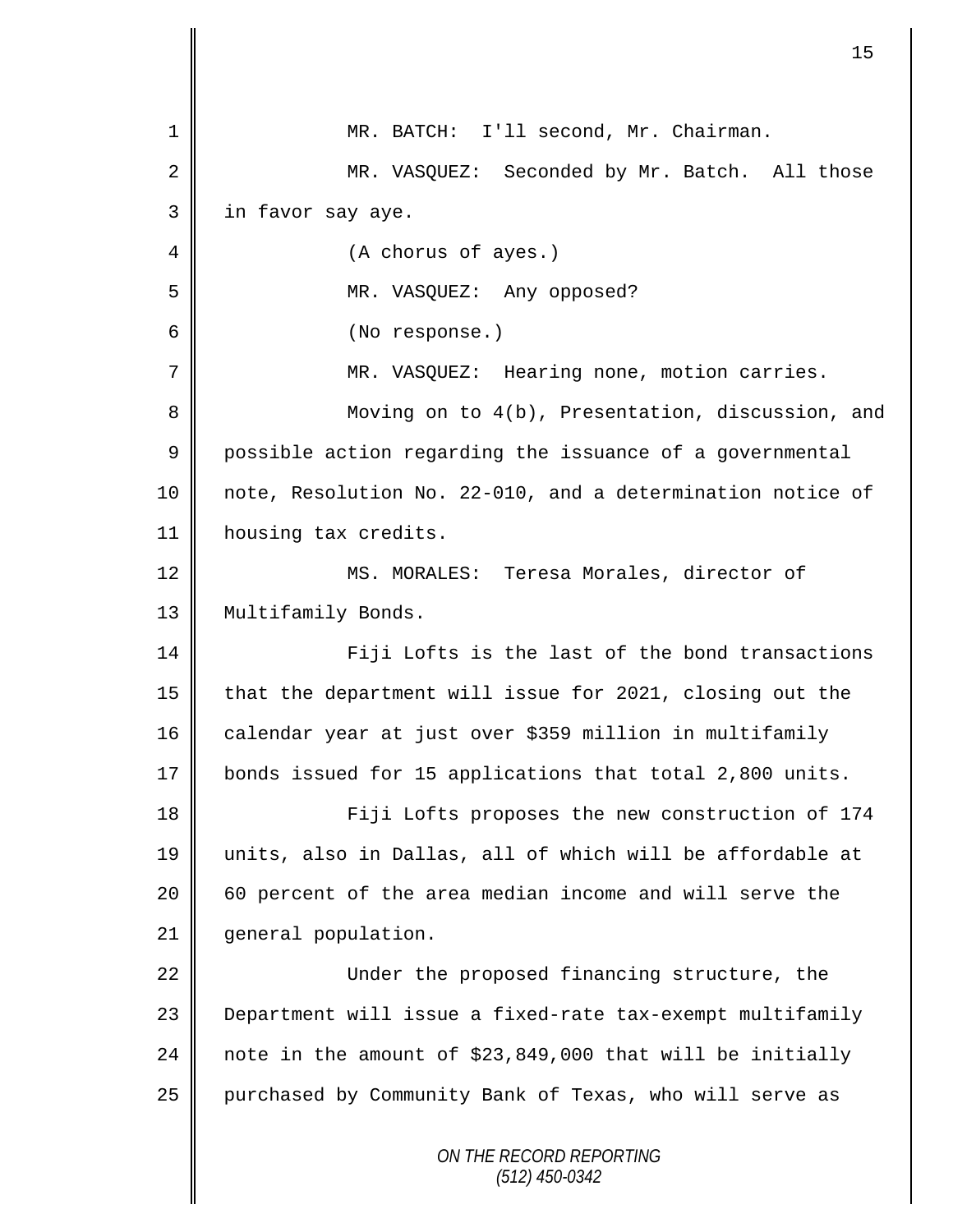MR. BATCH: I'll second, Mr. Chairman.

MR. VASQUEZ: Seconded by Mr. Batch. All those in favor say aye.

(A chorus of ayes.)

MR. VASQUEZ: Any opposed?

(No response.)

MR. VASQUEZ: Hearing none, motion carries.

Moving on to 4(b), Presentation, discussion, and possible action regarding the issuance of a governmental note, Resolution No. 22-010, and a determination notice of housing tax credits.

MS. MORALES: Teresa Morales, director of Multifamily Bonds.

Fiji Lofts is the last of the bond transactions that the department will issue for 2021, closing out the calendar year at just over $359 million in multifamily bonds issued for 15 applications that total 2,800 units.

Fiji Lofts proposes the new construction of 174 units, also in Dallas, all of which will be affordable at 60 percent of the area median income and will serve the general population.

Under the proposed financing structure, the Department will issue a fixed-rate tax-exempt multifamily note in the amount of $23,849,000 that will be initially purchased by Community Bank of Texas, who will serve as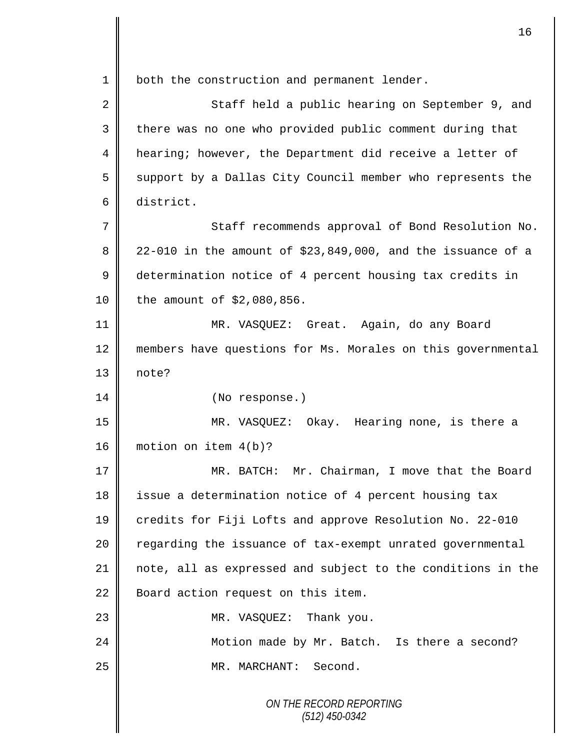both the construction and permanent lender.

Staff held a public hearing on September 9, and there was no one who provided public comment during that hearing; however, the Department did receive a letter of support by a Dallas City Council member who represents the district.

Staff recommends approval of Bond Resolution No. 22-010 in the amount of $23,849,000, and the issuance of a determination notice of 4 percent housing tax credits in the amount of $2,080,856.

MR. VASQUEZ: Great. Again, do any Board members have questions for Ms. Morales on this governmental note?

(No response.)

MR. VASQUEZ: Okay. Hearing none, is there a motion on item 4(b)?

MR. BATCH: Mr. Chairman, I move that the Board issue a determination notice of 4 percent housing tax credits for Fiji Lofts and approve Resolution No. 22-010 regarding the issuance of tax-exempt unrated governmental note, all as expressed and subject to the conditions in the Board action request on this item.

MR. VASQUEZ: Thank you.

Motion made by Mr. Batch. Is there a second?

MR. MARCHANT: Second.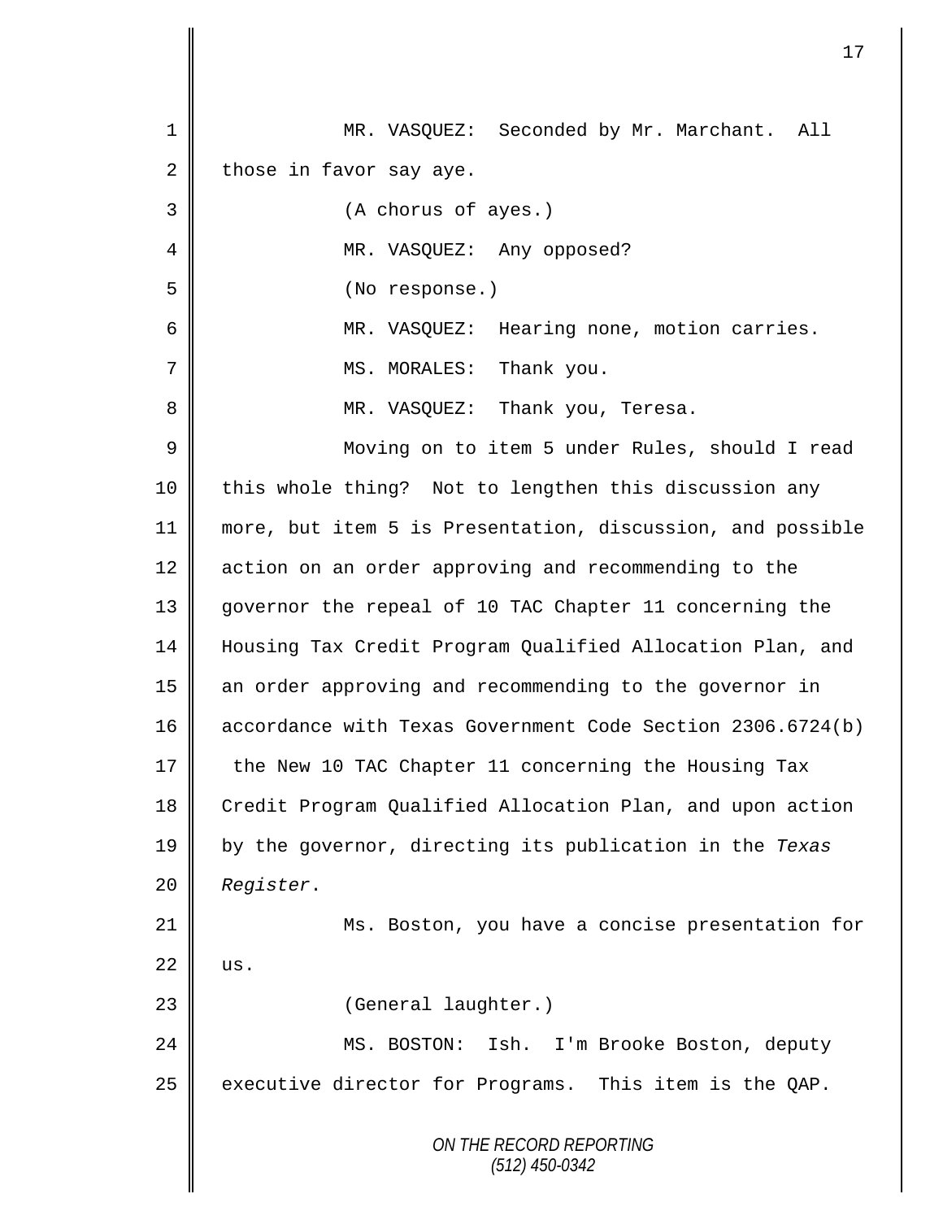MR. VASQUEZ: Seconded by Mr. Marchant. All those in favor say aye.

(A chorus of ayes.)

MR. VASQUEZ: Any opposed?

(No response.)

MR. VASQUEZ: Hearing none, motion carries.

MS. MORALES: Thank you.

MR. VASQUEZ: Thank you, Teresa.

Moving on to item 5 under Rules, should I read this whole thing? Not to lengthen this discussion any more, but item 5 is Presentation, discussion, and possible action on an order approving and recommending to the governor the repeal of 10 TAC Chapter 11 concerning the Housing Tax Credit Program Qualified Allocation Plan, and an order approving and recommending to the governor in accordance with Texas Government Code Section 2306.6724(b) the New 10 TAC Chapter 11 concerning the Housing Tax Credit Program Qualified Allocation Plan, and upon action by the governor, directing its publication in the *Texas Register*.

Ms. Boston, you have a concise presentation for us.

(General laughter.)

MS. BOSTON: Ish. I'm Brooke Boston, deputy executive director for Programs. This item is the QAP.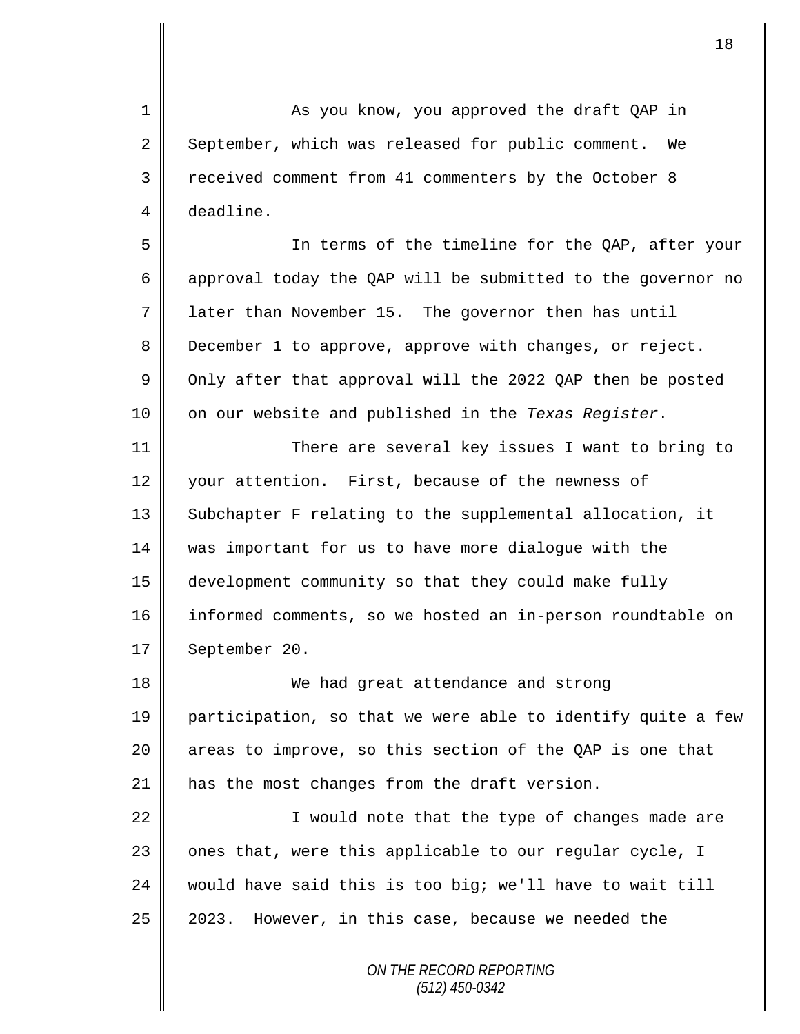As you know, you approved the draft QAP in September, which was released for public comment. We received comment from 41 commenters by the October 8 deadline.

In terms of the timeline for the QAP, after your approval today the QAP will be submitted to the governor no later than November 15. The governor then has until December 1 to approve, approve with changes, or reject. Only after that approval will the 2022 QAP then be posted on our website and published in the *Texas Register*.

There are several key issues I want to bring to your attention. First, because of the newness of Subchapter F relating to the supplemental allocation, it was important for us to have more dialogue with the development community so that they could make fully informed comments, so we hosted an in-person roundtable on September 20.

We had great attendance and strong participation, so that we were able to identify quite a few areas to improve, so this section of the QAP is one that has the most changes from the draft version.

I would note that the type of changes made are ones that, were this applicable to our regular cycle, I would have said this is too big; we'll have to wait till 2023. However, in this case, because we needed the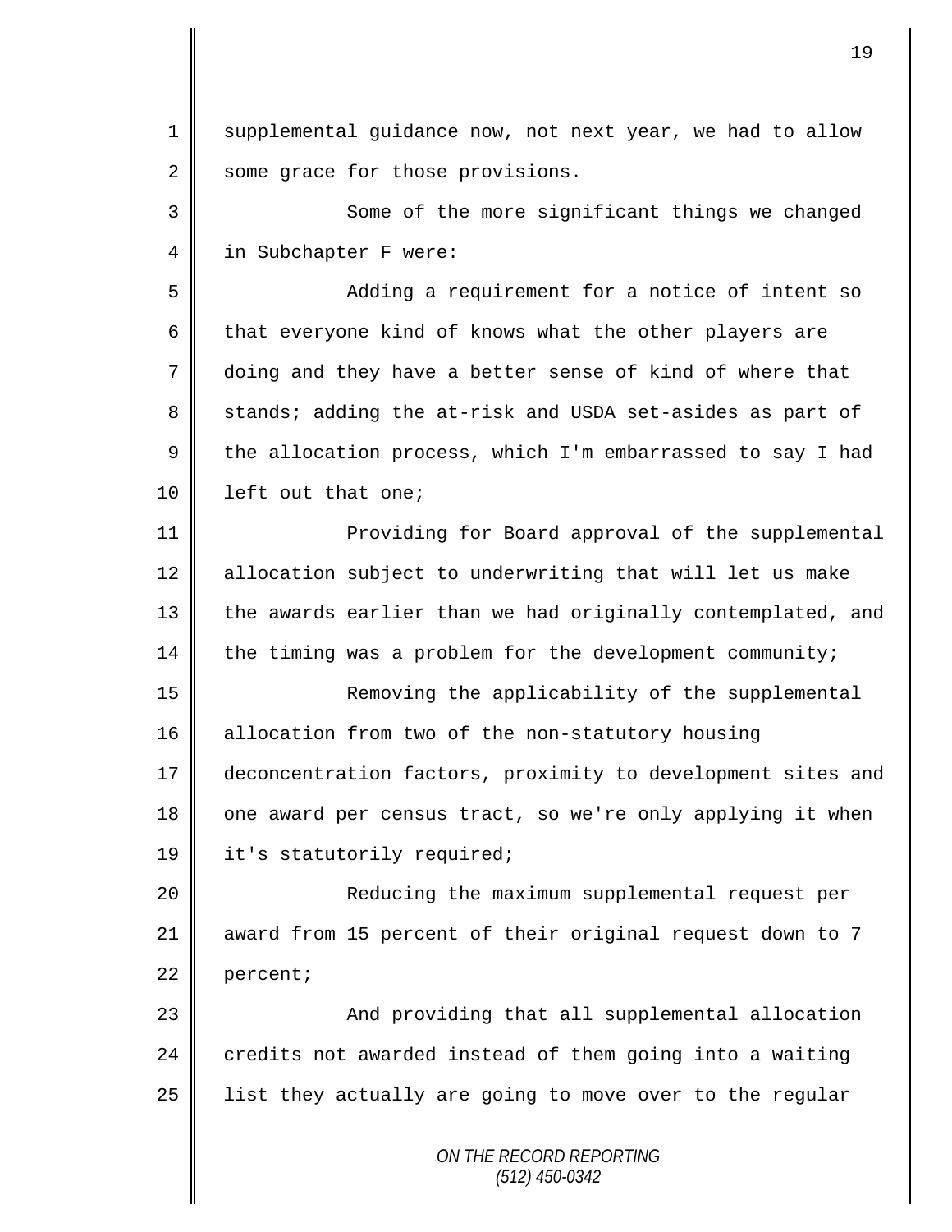supplemental guidance now, not next year, we had to allow some grace for those provisions.

Some of the more significant things we changed in Subchapter F were:

Adding a requirement for a notice of intent so that everyone kind of knows what the other players are doing and they have a better sense of kind of where that stands; adding the at-risk and USDA set-asides as part of the allocation process, which I'm embarrassed to say I had left out that one;

Providing for Board approval of the supplemental allocation subject to underwriting that will let us make the awards earlier than we had originally contemplated, and the timing was a problem for the development community;

Removing the applicability of the supplemental allocation from two of the non-statutory housing deconcentration factors, proximity to development sites and one award per census tract, so we're only applying it when it's statutorily required;

Reducing the maximum supplemental request per award from 15 percent of their original request down to 7 percent;

And providing that all supplemental allocation credits not awarded instead of them going into a waiting list they actually are going to move over to the regular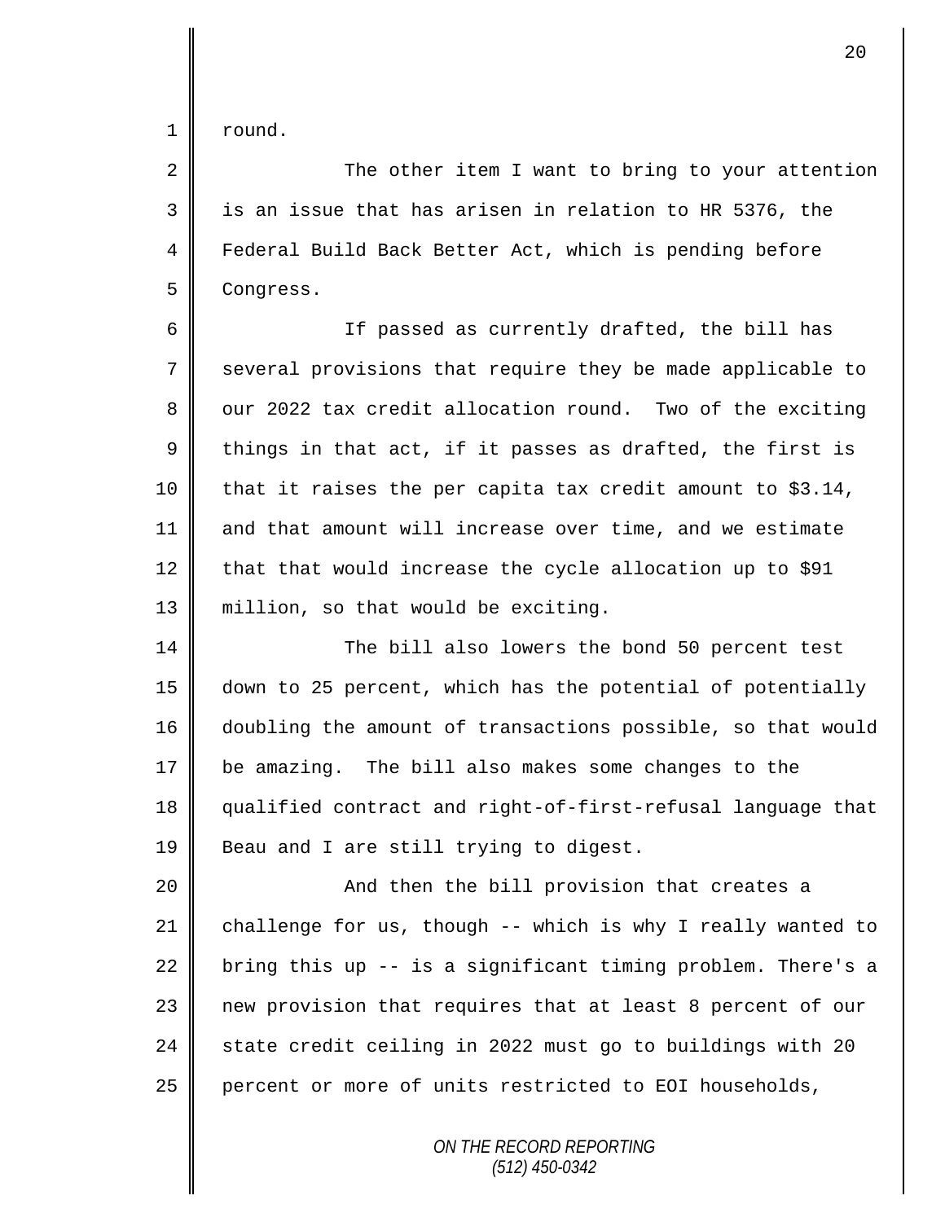round.

The other item I want to bring to your attention is an issue that has arisen in relation to HR 5376, the Federal Build Back Better Act, which is pending before Congress.

If passed as currently drafted, the bill has several provisions that require they be made applicable to our 2022 tax credit allocation round. Two of the exciting things in that act, if it passes as drafted, the first is that it raises the per capita tax credit amount to $3.14, and that amount will increase over time, and we estimate that that would increase the cycle allocation up to $91 million, so that would be exciting.

The bill also lowers the bond 50 percent test down to 25 percent, which has the potential of potentially doubling the amount of transactions possible, so that would be amazing. The bill also makes some changes to the qualified contract and right-of-first-refusal language that Beau and I are still trying to digest.

And then the bill provision that creates a challenge for us, though -- which is why I really wanted to bring this up -- is a significant timing problem. There's a new provision that requires that at least 8 percent of our state credit ceiling in 2022 must go to buildings with 20 percent or more of units restricted to EOI households,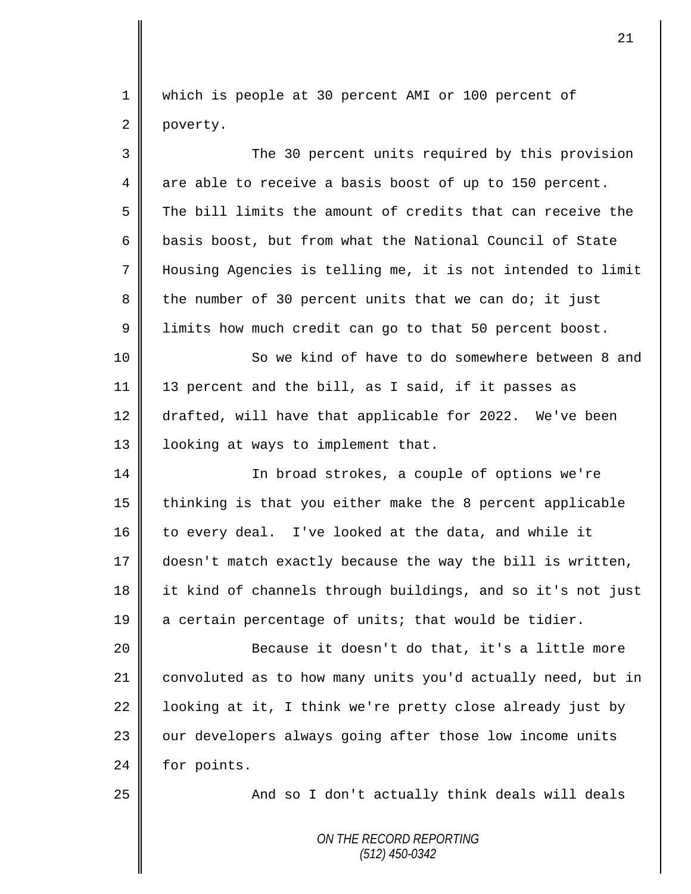which is people at 30 percent AMI or 100 percent of poverty.

The 30 percent units required by this provision are able to receive a basis boost of up to 150 percent. The bill limits the amount of credits that can receive the basis boost, but from what the National Council of State Housing Agencies is telling me, it is not intended to limit the number of 30 percent units that we can do; it just limits how much credit can go to that 50 percent boost.

So we kind of have to do somewhere between 8 and 13 percent and the bill, as I said, if it passes as drafted, will have that applicable for 2022. We've been looking at ways to implement that.

In broad strokes, a couple of options we're thinking is that you either make the 8 percent applicable to every deal. I've looked at the data, and while it doesn't match exactly because the way the bill is written, it kind of channels through buildings, and so it's not just a certain percentage of units; that would be tidier.

Because it doesn't do that, it's a little more convoluted as to how many units you'd actually need, but in looking at it, I think we're pretty close already just by our developers always going after those low income units for points.

And so I don't actually think deals will deals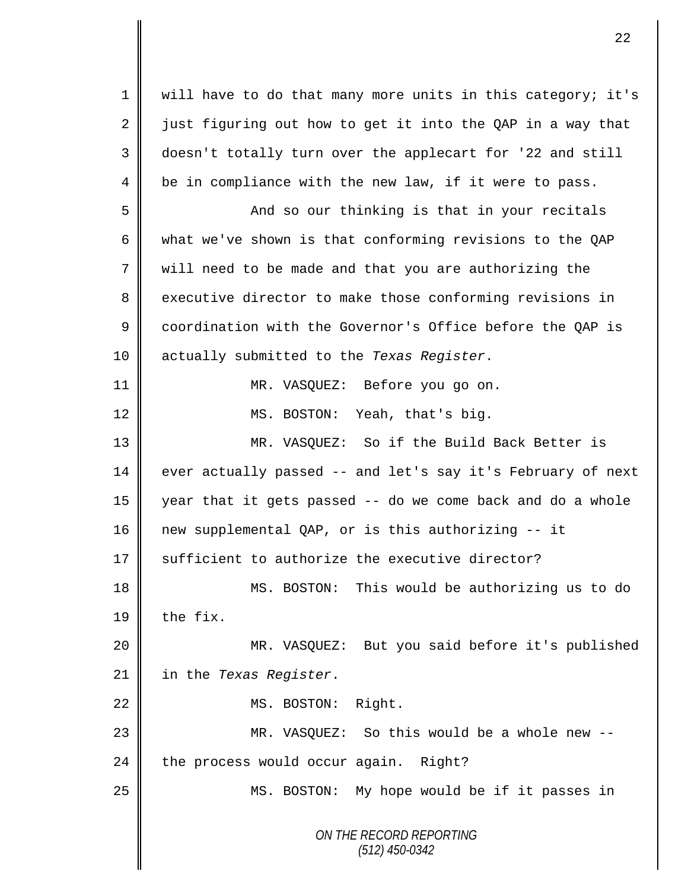will have to do that many more units in this category; it's just figuring out how to get it into the QAP in a way that doesn't totally turn over the applecart for '22 and still be in compliance with the new law, if it were to pass.

And so our thinking is that in your recitals what we've shown is that conforming revisions to the QAP will need to be made and that you are authorizing the executive director to make those conforming revisions in coordination with the Governor's Office before the QAP is actually submitted to the *Texas Register*.

MR. VASQUEZ: Before you go on.

MS. BOSTON: Yeah, that's big.

MR. VASQUEZ: So if the Build Back Better is ever actually passed -- and let's say it's February of next year that it gets passed -- do we come back and do a whole new supplemental QAP, or is this authorizing -- it sufficient to authorize the executive director?

MS. BOSTON: This would be authorizing us to do the fix.

MR. VASQUEZ: But you said before it's published in the *Texas Register*.

MS. BOSTON: Right.

MR. VASQUEZ: So this would be a whole new -- the process would occur again. Right?

MS. BOSTON: My hope would be if it passes in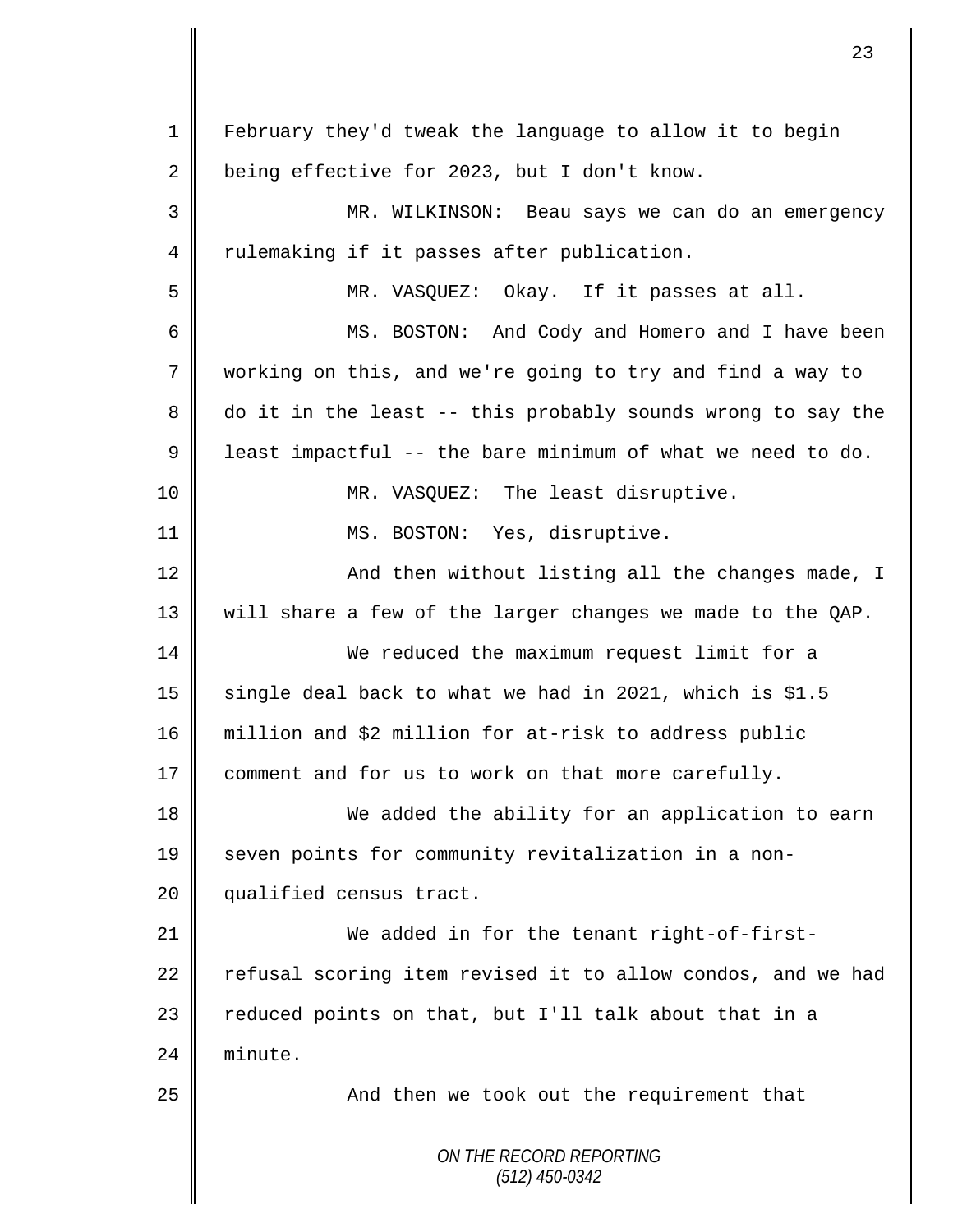February they'd tweak the language to allow it to begin being effective for 2023, but I don't know.

MR. WILKINSON: Beau says we can do an emergency rulemaking if it passes after publication.

MR. VASQUEZ: Okay. If it passes at all.

MS. BOSTON: And Cody and Homero and I have been working on this, and we're going to try and find a way to do it in the least -- this probably sounds wrong to say the least impactful -- the bare minimum of what we need to do.

MR. VASQUEZ: The least disruptive.

MS. BOSTON: Yes, disruptive.

And then without listing all the changes made, I will share a few of the larger changes we made to the QAP.

We reduced the maximum request limit for a single deal back to what we had in 2021, which is $1.5 million and $2 million for at-risk to address public comment and for us to work on that more carefully.

We added the ability for an application to earn seven points for community revitalization in a non-qualified census tract.

We added in for the tenant right-of-first-refusal scoring item revised it to allow condos, and we had reduced points on that, but I'll talk about that in a minute.

And then we took out the requirement that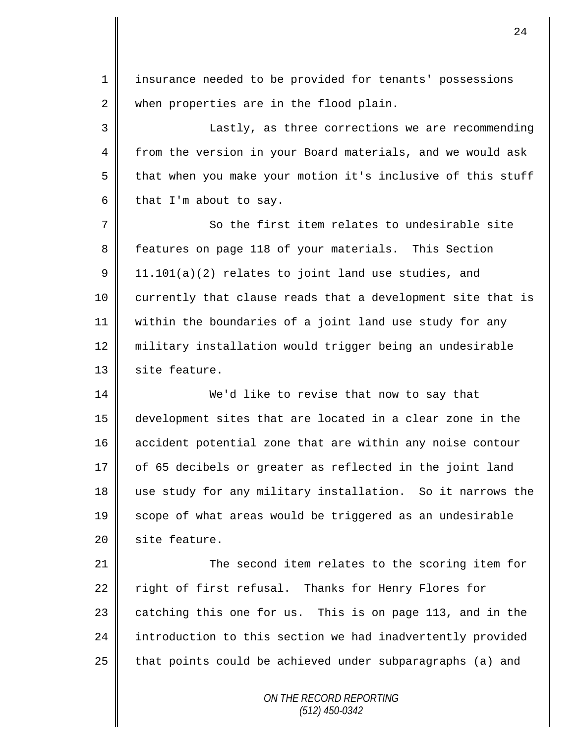insurance needed to be provided for tenants' possessions when properties are in the flood plain.

Lastly, as three corrections we are recommending from the version in your Board materials, and we would ask that when you make your motion it's inclusive of this stuff that I'm about to say.

So the first item relates to undesirable site features on page 118 of your materials. This Section 11.101(a)(2) relates to joint land use studies, and currently that clause reads that a development site that is within the boundaries of a joint land use study for any military installation would trigger being an undesirable site feature.

We'd like to revise that now to say that development sites that are located in a clear zone in the accident potential zone that are within any noise contour of 65 decibels or greater as reflected in the joint land use study for any military installation. So it narrows the scope of what areas would be triggered as an undesirable site feature.

The second item relates to the scoring item for right of first refusal. Thanks for Henry Flores for catching this one for us. This is on page 113, and in the introduction to this section we had inadvertently provided that points could be achieved under subparagraphs (a) and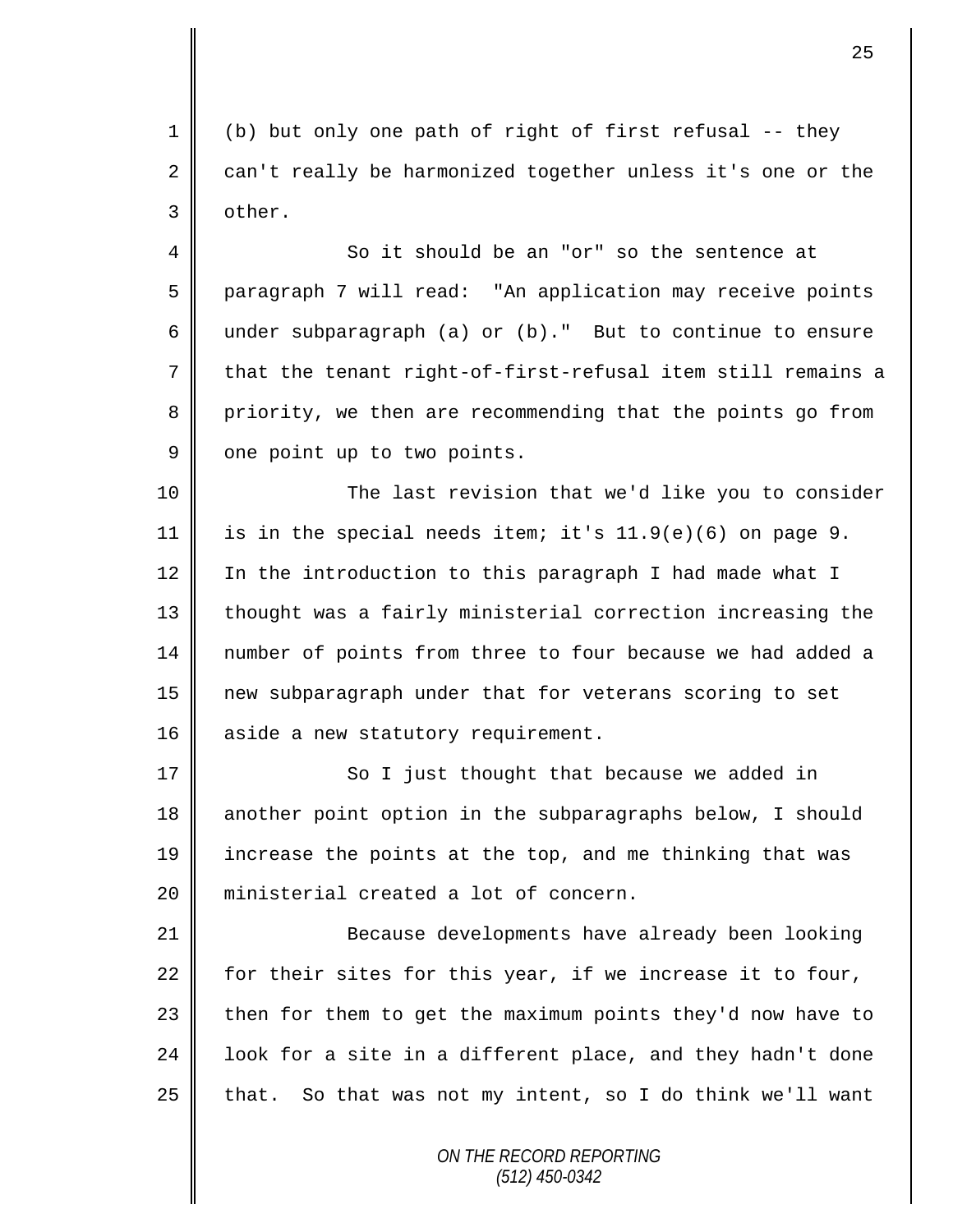(b) but only one path of right of first refusal -- they can't really be harmonized together unless it's one or the other.

So it should be an "or" so the sentence at paragraph 7 will read: "An application may receive points under subparagraph (a) or (b)." But to continue to ensure that the tenant right-of-first-refusal item still remains a priority, we then are recommending that the points go from one point up to two points.

The last revision that we'd like you to consider is in the special needs item; it's 11.9(e)(6) on page 9. In the introduction to this paragraph I had made what I thought was a fairly ministerial correction increasing the number of points from three to four because we had added a new subparagraph under that for veterans scoring to set aside a new statutory requirement.

So I just thought that because we added in another point option in the subparagraphs below, I should increase the points at the top, and me thinking that was ministerial created a lot of concern.

Because developments have already been looking for their sites for this year, if we increase it to four, then for them to get the maximum points they'd now have to look for a site in a different place, and they hadn't done that. So that was not my intent, so I do think we'll want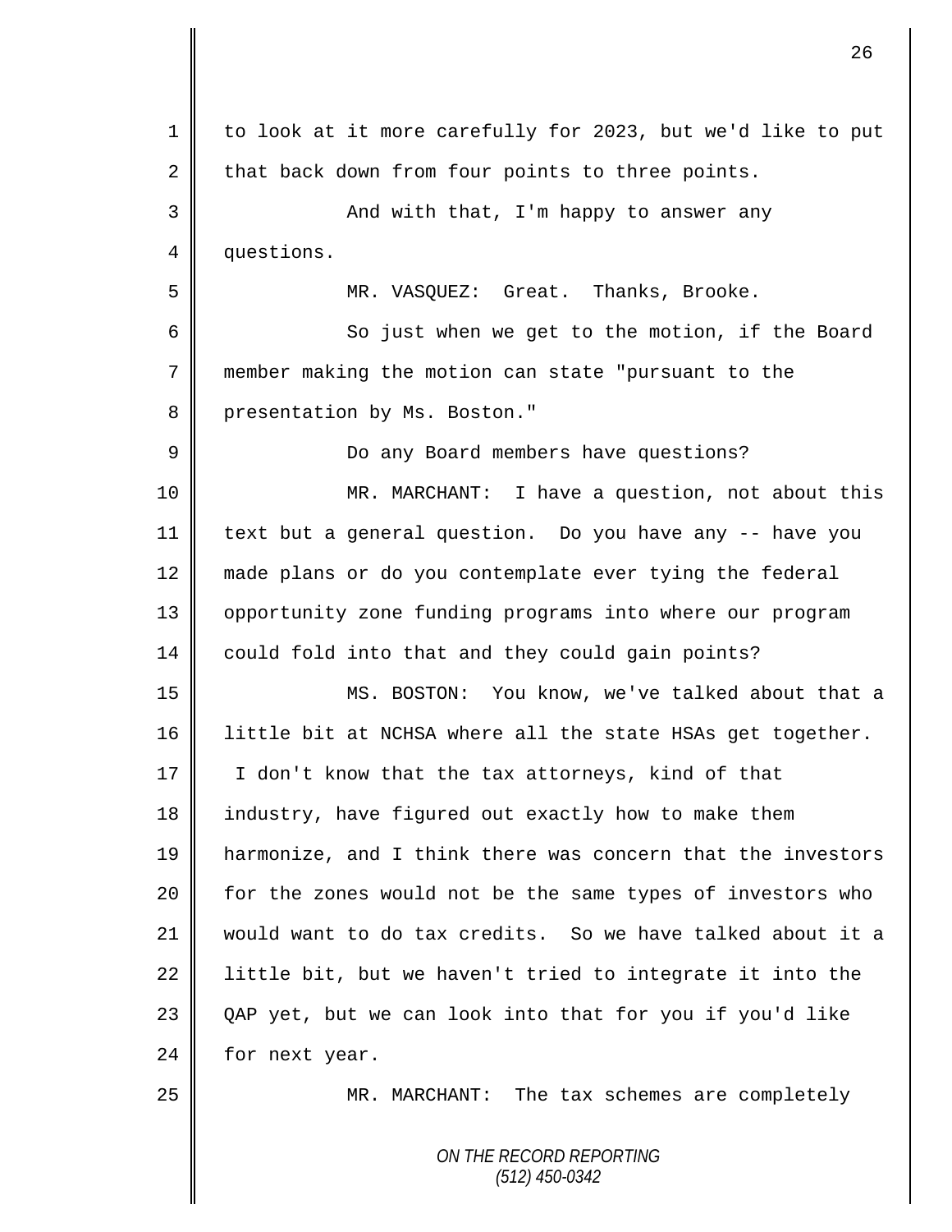to look at it more carefully for 2023, but we'd like to put that back down from four points to three points.

And with that, I'm happy to answer any questions.

MR. VASQUEZ: Great. Thanks, Brooke.

So just when we get to the motion, if the Board member making the motion can state "pursuant to the presentation by Ms. Boston."

Do any Board members have questions?

MR. MARCHANT: I have a question, not about this text but a general question. Do you have any -- have you made plans or do you contemplate ever tying the federal opportunity zone funding programs into where our program could fold into that and they could gain points?

MS. BOSTON: You know, we've talked about that a little bit at NCHSA where all the state HSAs get together. I don't know that the tax attorneys, kind of that industry, have figured out exactly how to make them harmonize, and I think there was concern that the investors for the zones would not be the same types of investors who would want to do tax credits. So we have talked about it a little bit, but we haven't tried to integrate it into the QAP yet, but we can look into that for you if you'd like for next year.

MR. MARCHANT: The tax schemes are completely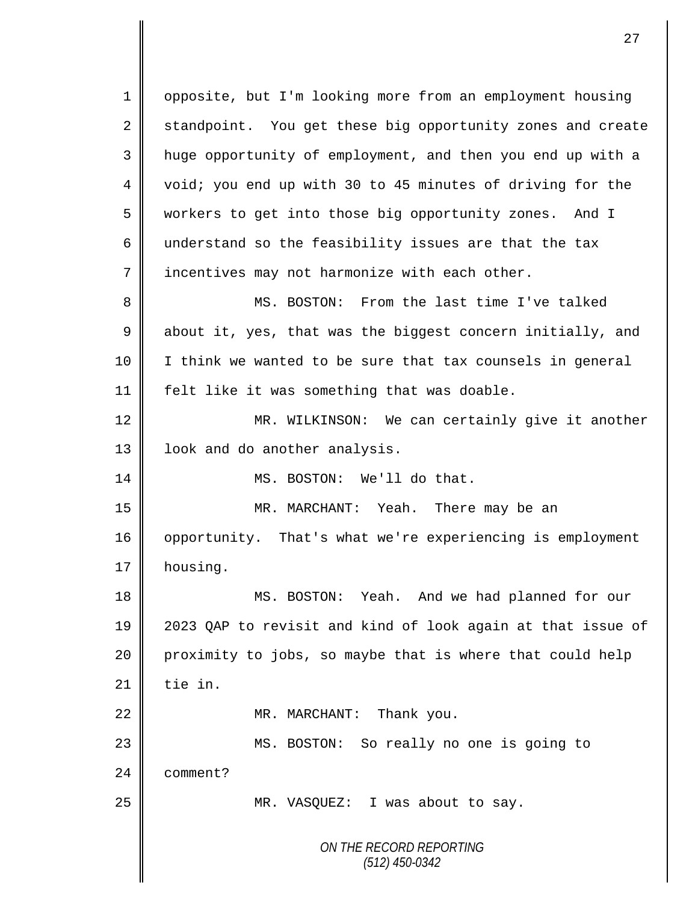opposite, but I'm looking more from an employment housing standpoint. You get these big opportunity zones and create huge opportunity of employment, and then you end up with a void; you end up with 30 to 45 minutes of driving for the workers to get into those big opportunity zones. And I understand so the feasibility issues are that the tax incentives may not harmonize with each other.

MS. BOSTON: From the last time I've talked about it, yes, that was the biggest concern initially, and I think we wanted to be sure that tax counsels in general felt like it was something that was doable.

MR. WILKINSON: We can certainly give it another look and do another analysis.

MS. BOSTON: We'll do that.

MR. MARCHANT: Yeah. There may be an opportunity. That's what we're experiencing is employment housing.

MS. BOSTON: Yeah. And we had planned for our 2023 QAP to revisit and kind of look again at that issue of proximity to jobs, so maybe that is where that could help tie in.

MR. MARCHANT: Thank you.

MS. BOSTON: So really no one is going to comment?

MR. VASQUEZ: I was about to say.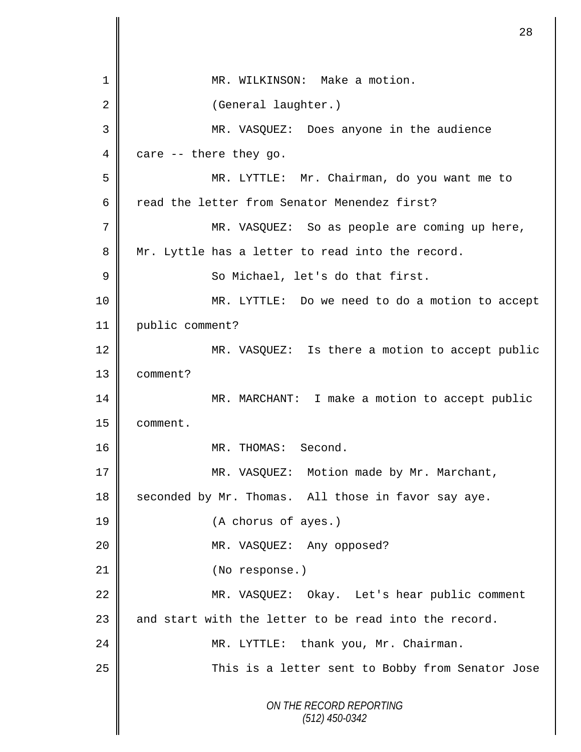1 MR. WILKINSON: Make a motion.

2 (General laughter.)

3 MR. VASQUEZ: Does anyone in the audience

4 care -- there they go.

5 MR. LYTTLE: Mr. Chairman, do you want me to

6 read the letter from Senator Menendez first?

7 MR. VASQUEZ: So as people are coming up here,

8 Mr. Lyttle has a letter to read into the record.

9 So Michael, let's do that first.

10 MR. LYTTLE: Do we need to do a motion to accept

11 public comment?

12 MR. VASQUEZ: Is there a motion to accept public

13 comment?

14 MR. MARCHANT: I make a motion to accept public

15 comment.

16 MR. THOMAS: Second.

17 MR. VASQUEZ: Motion made by Mr. Marchant,

18 seconded by Mr. Thomas. All those in favor say aye.

19 (A chorus of ayes.)

20 MR. VASQUEZ: Any opposed?

21 (No response.)

22 MR. VASQUEZ: Okay. Let's hear public comment

23 and start with the letter to be read into the record.

24 MR. LYTTLE: thank you, Mr. Chairman.

25 This is a letter sent to Bobby from Senator Jose

*ON THE RECORD REPORTING*
*(512) 450-0342*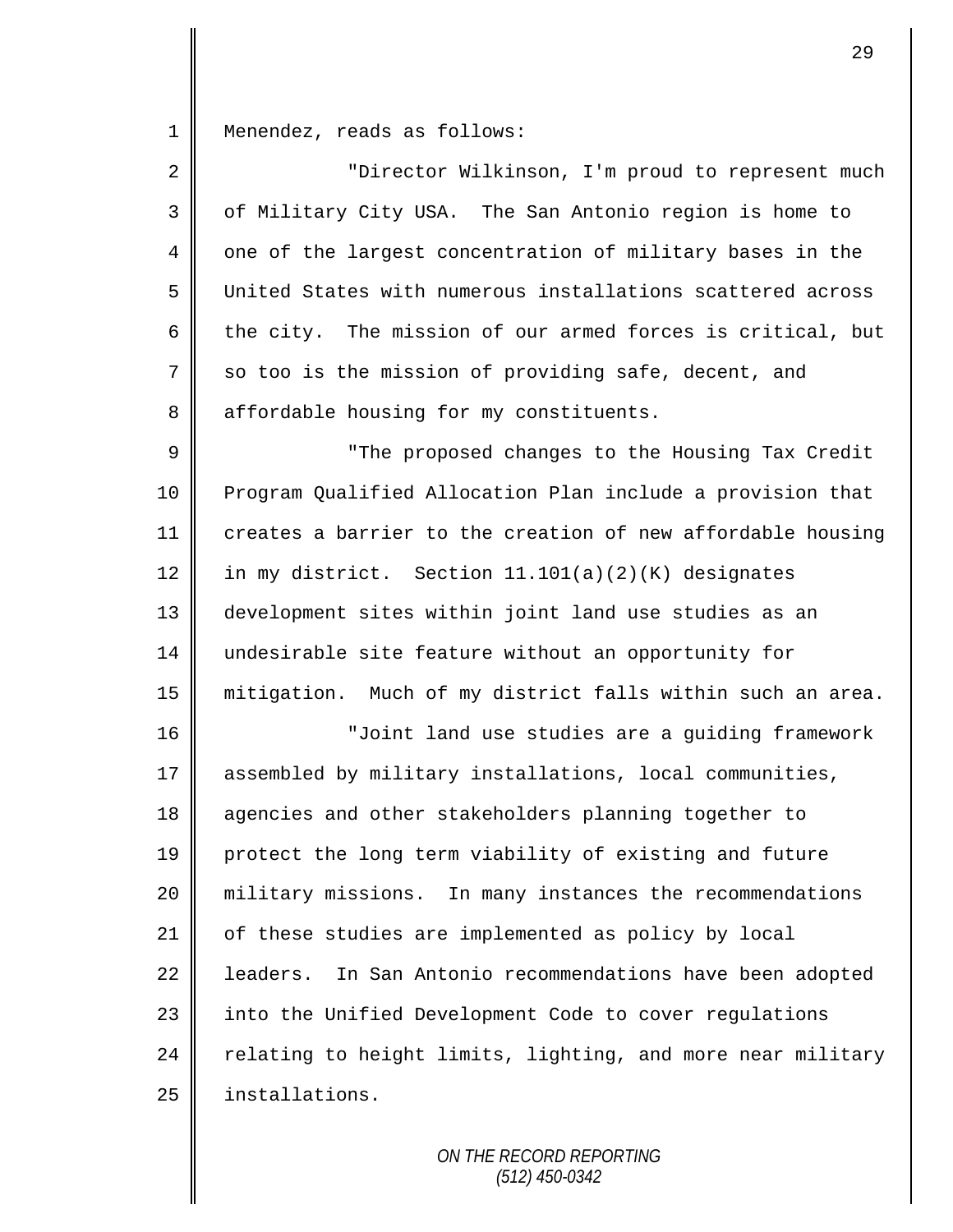Menendez, reads as follows:

"Director Wilkinson, I'm proud to represent much of Military City USA. The San Antonio region is home to one of the largest concentration of military bases in the United States with numerous installations scattered across the city. The mission of our armed forces is critical, but so too is the mission of providing safe, decent, and affordable housing for my constituents.

"The proposed changes to the Housing Tax Credit Program Qualified Allocation Plan include a provision that creates a barrier to the creation of new affordable housing in my district. Section 11.101(a)(2)(K) designates development sites within joint land use studies as an undesirable site feature without an opportunity for mitigation. Much of my district falls within such an area.

"Joint land use studies are a guiding framework assembled by military installations, local communities, agencies and other stakeholders planning together to protect the long term viability of existing and future military missions. In many instances the recommendations of these studies are implemented as policy by local leaders. In San Antonio recommendations have been adopted into the Unified Development Code to cover regulations relating to height limits, lighting, and more near military installations.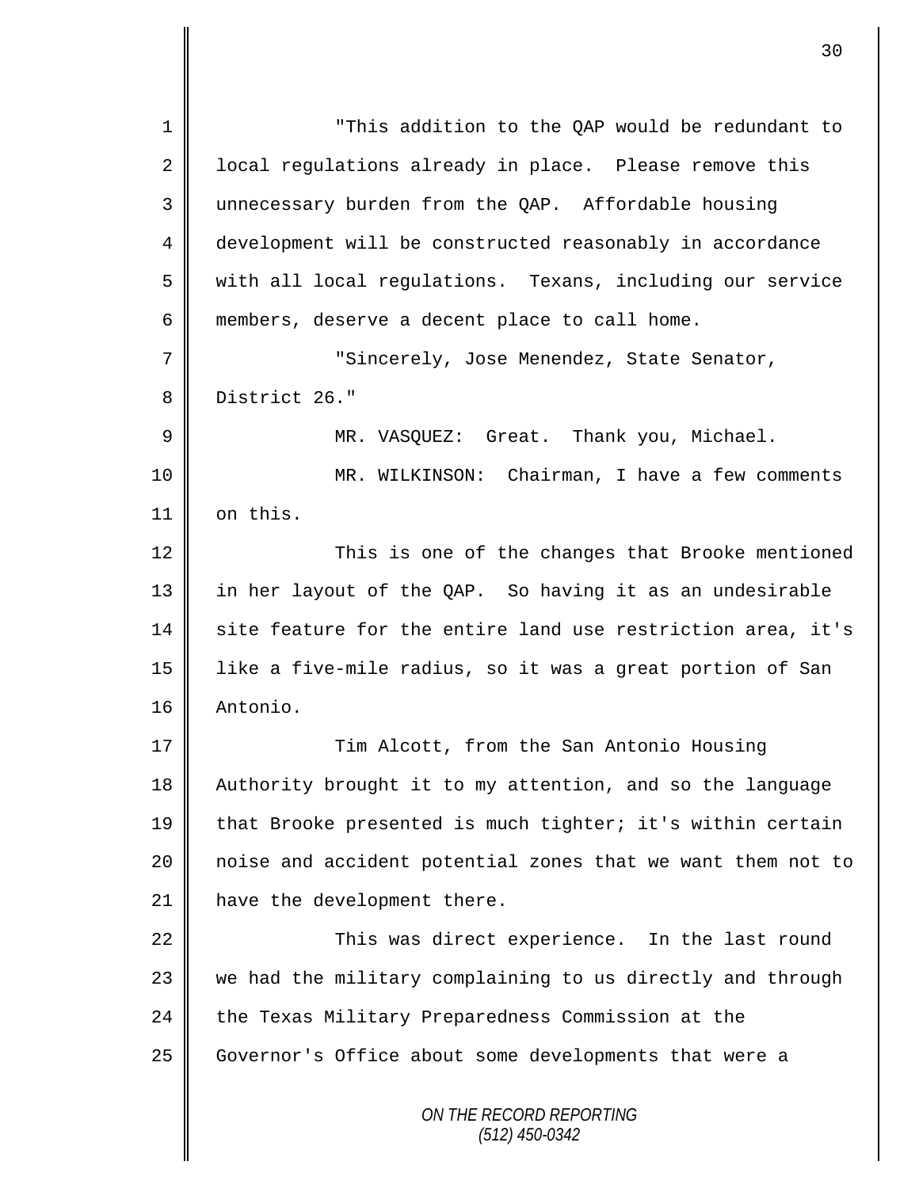"This addition to the QAP would be redundant to local regulations already in place. Please remove this unnecessary burden from the QAP. Affordable housing development will be constructed reasonably in accordance with all local regulations. Texans, including our service members, deserve a decent place to call home.

"Sincerely, Jose Menendez, State Senator, District 26."

MR. VASQUEZ: Great. Thank you, Michael.

MR. WILKINSON: Chairman, I have a few comments on this.

This is one of the changes that Brooke mentioned in her layout of the QAP. So having it as an undesirable site feature for the entire land use restriction area, it's like a five-mile radius, so it was a great portion of San Antonio.

Tim Alcott, from the San Antonio Housing Authority brought it to my attention, and so the language that Brooke presented is much tighter; it's within certain noise and accident potential zones that we want them not to have the development there.

This was direct experience. In the last round we had the military complaining to us directly and through the Texas Military Preparedness Commission at the Governor's Office about some developments that were a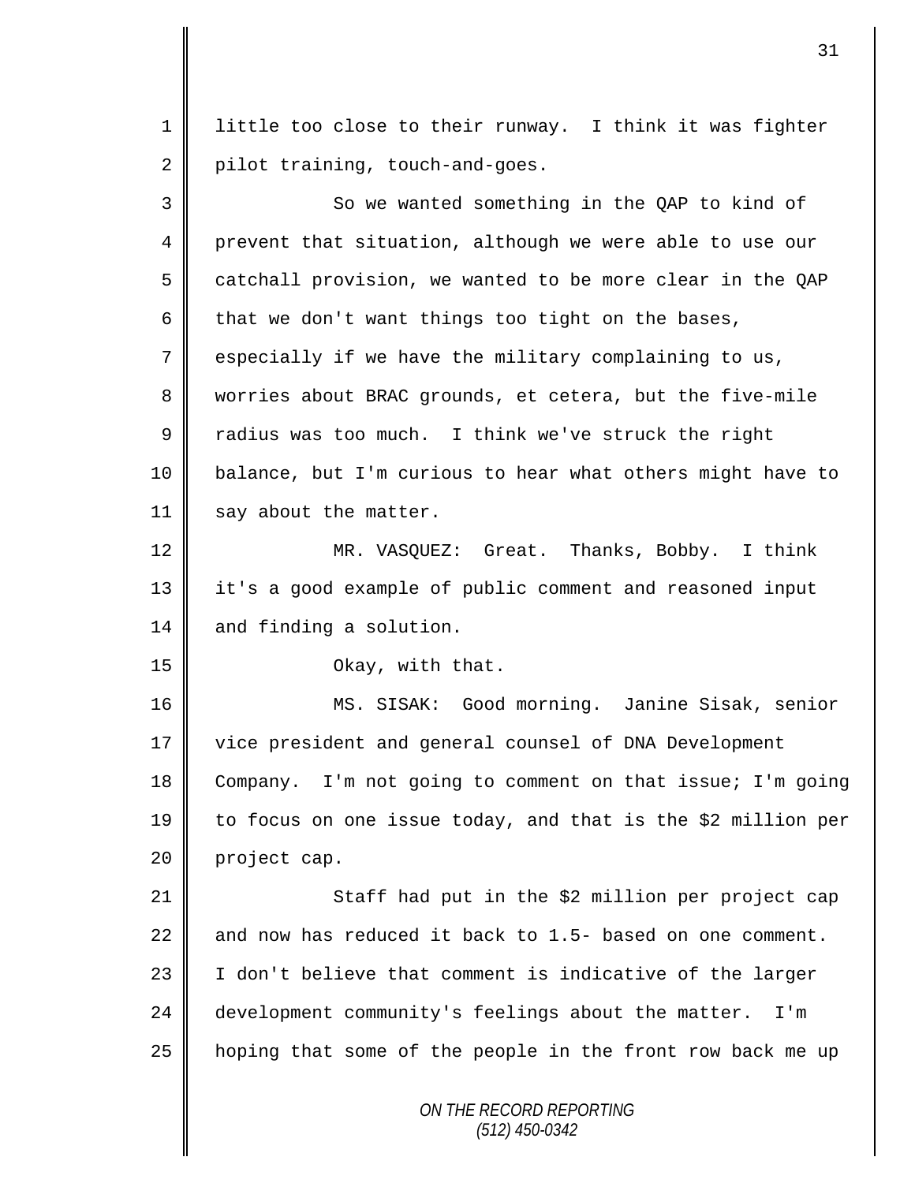little too close to their runway. I think it was fighter pilot training, touch-and-goes.

So we wanted something in the QAP to kind of prevent that situation, although we were able to use our catchall provision, we wanted to be more clear in the QAP that we don't want things too tight on the bases, especially if we have the military complaining to us, worries about BRAC grounds, et cetera, but the five-mile radius was too much. I think we've struck the right balance, but I'm curious to hear what others might have to say about the matter.

MR. VASQUEZ: Great. Thanks, Bobby. I think it's a good example of public comment and reasoned input and finding a solution.

Okay, with that.

MS. SISAK: Good morning. Janine Sisak, senior vice president and general counsel of DNA Development Company. I'm not going to comment on that issue; I'm going to focus on one issue today, and that is the $2 million per project cap.

Staff had put in the $2 million per project cap and now has reduced it back to 1.5- based on one comment. I don't believe that comment is indicative of the larger development community's feelings about the matter. I'm hoping that some of the people in the front row back me up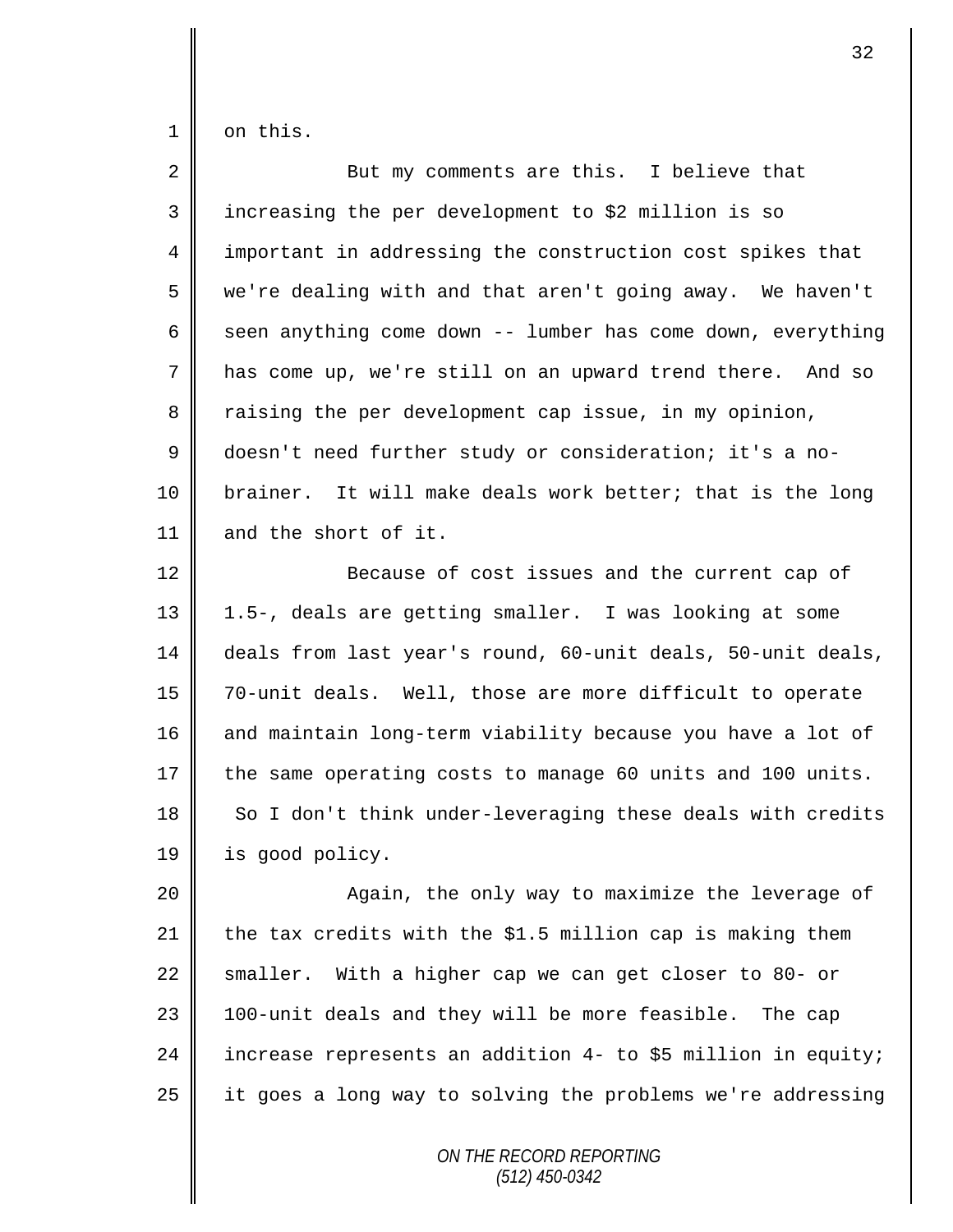on this.

But my comments are this. I believe that increasing the per development to $2 million is so important in addressing the construction cost spikes that we're dealing with and that aren't going away. We haven't seen anything come down -- lumber has come down, everything has come up, we're still on an upward trend there. And so raising the per development cap issue, in my opinion, doesn't need further study or consideration; it's a no-brainer. It will make deals work better; that is the long and the short of it.

Because of cost issues and the current cap of 1.5-, deals are getting smaller. I was looking at some deals from last year's round, 60-unit deals, 50-unit deals, 70-unit deals. Well, those are more difficult to operate and maintain long-term viability because you have a lot of the same operating costs to manage 60 units and 100 units. So I don't think under-leveraging these deals with credits is good policy.

Again, the only way to maximize the leverage of the tax credits with the $1.5 million cap is making them smaller. With a higher cap we can get closer to 80- or 100-unit deals and they will be more feasible. The cap increase represents an addition 4- to $5 million in equity; it goes a long way to solving the problems we're addressing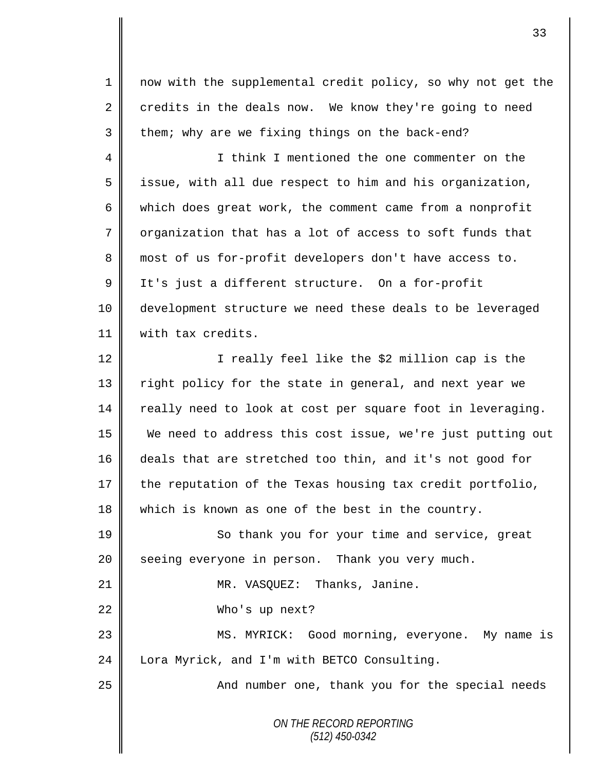now with the supplemental credit policy, so why not get the credits in the deals now. We know they're going to need them; why are we fixing things on the back-end?

I think I mentioned the one commenter on the issue, with all due respect to him and his organization, which does great work, the comment came from a nonprofit organization that has a lot of access to soft funds that most of us for-profit developers don't have access to. It's just a different structure. On a for-profit development structure we need these deals to be leveraged with tax credits.

I really feel like the $2 million cap is the right policy for the state in general, and next year we really need to look at cost per square foot in leveraging. We need to address this cost issue, we're just putting out deals that are stretched too thin, and it's not good for the reputation of the Texas housing tax credit portfolio, which is known as one of the best in the country.

So thank you for your time and service, great seeing everyone in person. Thank you very much.

MR. VASQUEZ: Thanks, Janine.

Who's up next?

MS. MYRICK: Good morning, everyone. My name is Lora Myrick, and I'm with BETCO Consulting.

And number one, thank you for the special needs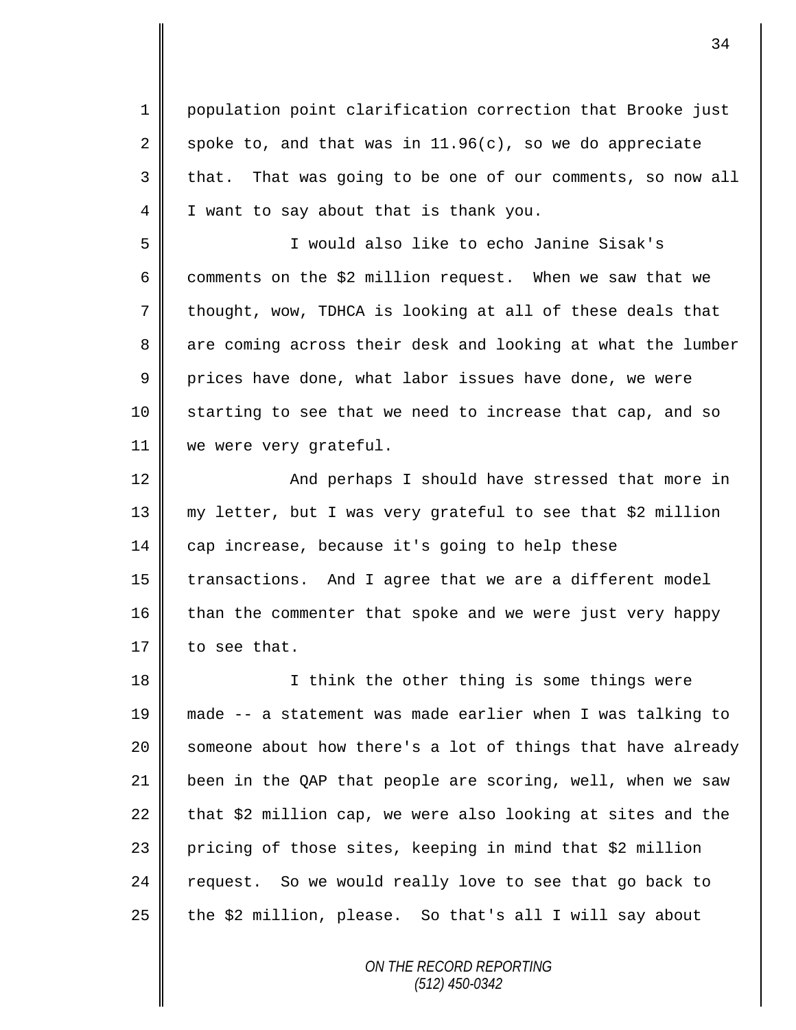population point clarification correction that Brooke just spoke to, and that was in 11.96(c), so we do appreciate that. That was going to be one of our comments, so now all I want to say about that is thank you.

I would also like to echo Janine Sisak's comments on the $2 million request. When we saw that we thought, wow, TDHCA is looking at all of these deals that are coming across their desk and looking at what the lumber prices have done, what labor issues have done, we were starting to see that we need to increase that cap, and so we were very grateful.

And perhaps I should have stressed that more in my letter, but I was very grateful to see that $2 million cap increase, because it's going to help these transactions. And I agree that we are a different model than the commenter that spoke and we were just very happy to see that.

I think the other thing is some things were made -- a statement was made earlier when I was talking to someone about how there's a lot of things that have already been in the QAP that people are scoring, well, when we saw that $2 million cap, we were also looking at sites and the pricing of those sites, keeping in mind that $2 million request. So we would really love to see that go back to the $2 million, please. So that's all I will say about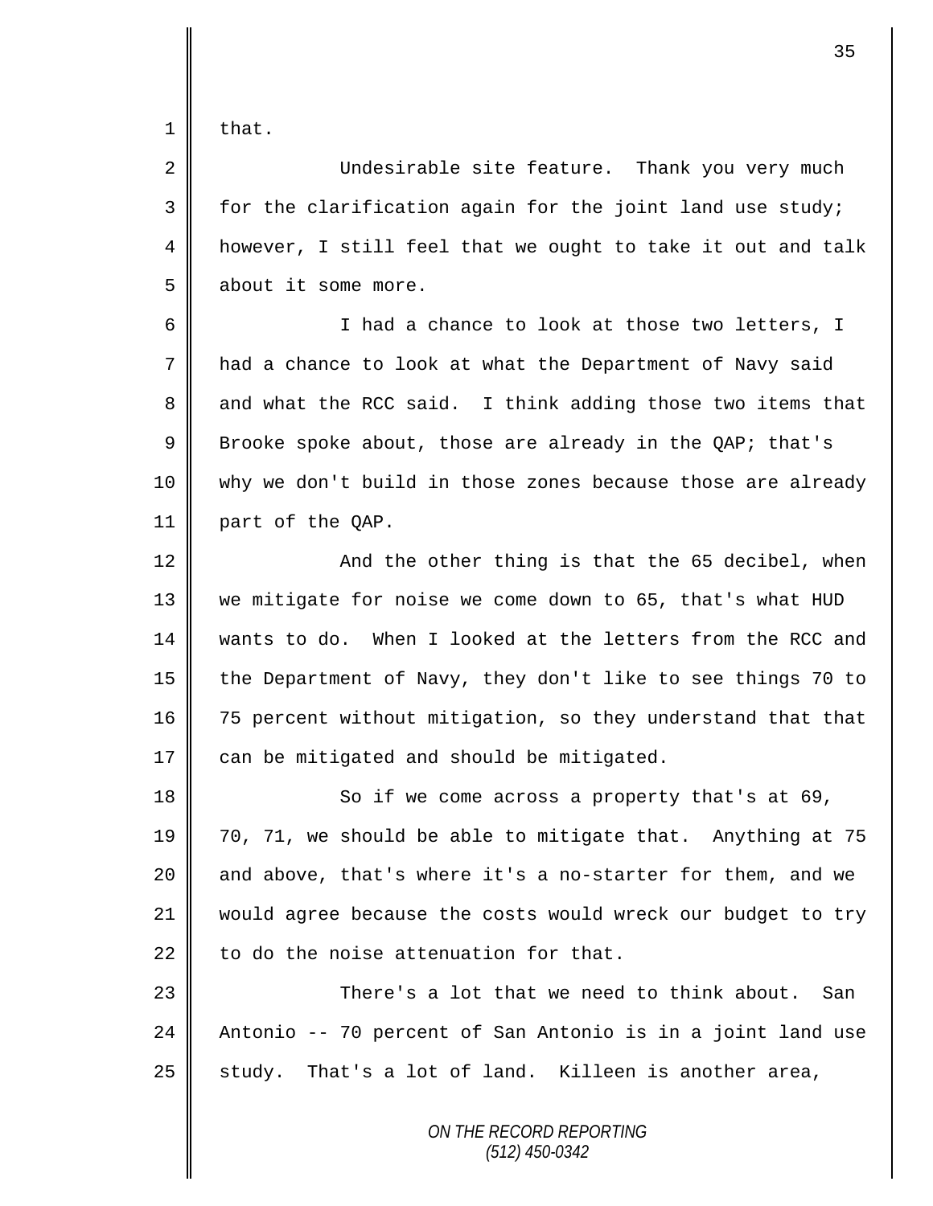that.

Undesirable site feature. Thank you very much for the clarification again for the joint land use study; however, I still feel that we ought to take it out and talk about it some more.

I had a chance to look at those two letters, I had a chance to look at what the Department of Navy said and what the RCC said. I think adding those two items that Brooke spoke about, those are already in the QAP; that's why we don't build in those zones because those are already part of the QAP.

And the other thing is that the 65 decibel, when we mitigate for noise we come down to 65, that's what HUD wants to do. When I looked at the letters from the RCC and the Department of Navy, they don't like to see things 70 to 75 percent without mitigation, so they understand that that can be mitigated and should be mitigated.

So if we come across a property that's at 69, 70, 71, we should be able to mitigate that. Anything at 75 and above, that's where it's a no-starter for them, and we would agree because the costs would wreck our budget to try to do the noise attenuation for that.

There's a lot that we need to think about. San Antonio -- 70 percent of San Antonio is in a joint land use study. That's a lot of land. Killeen is another area,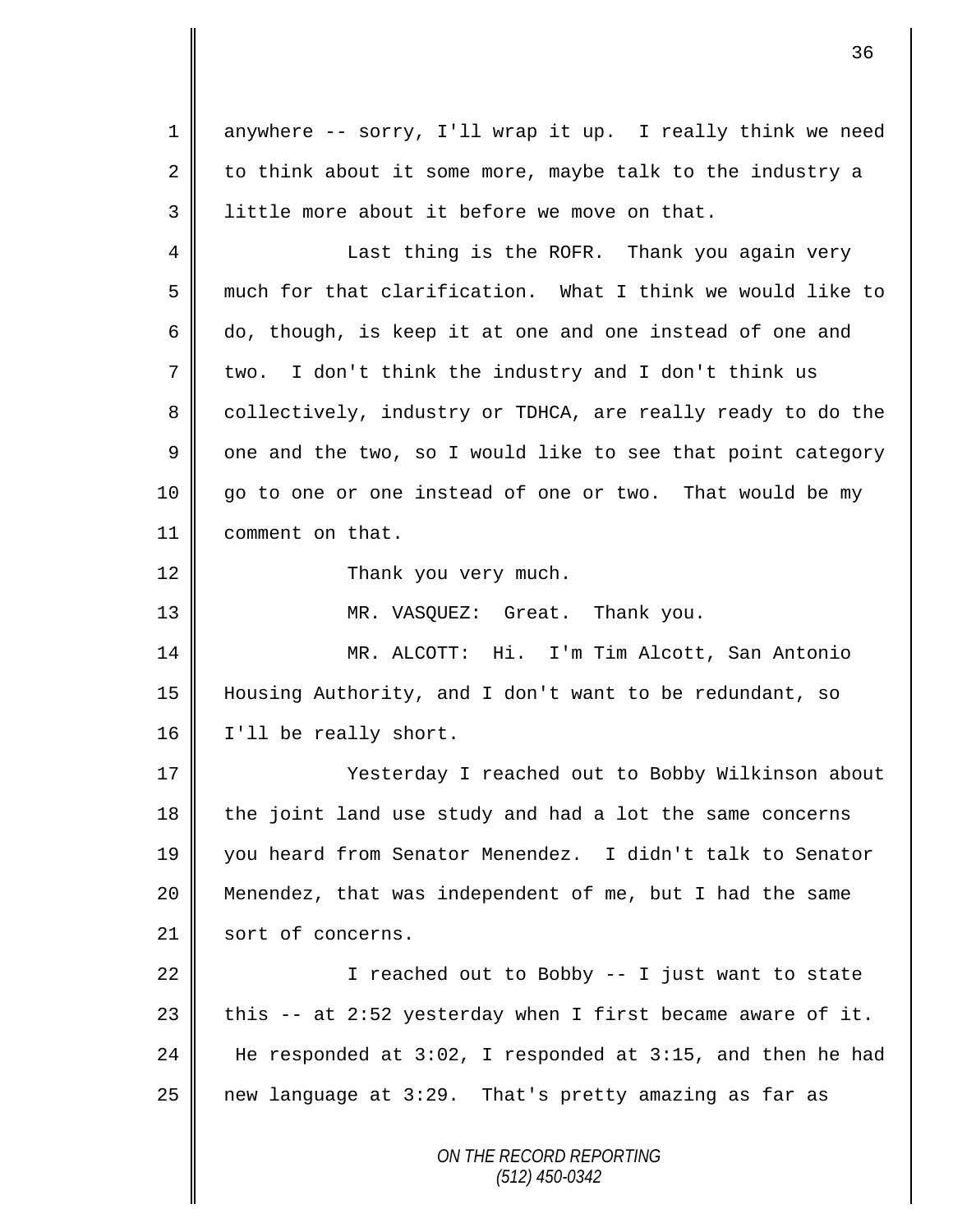anywhere -- sorry, I'll wrap it up. I really think we need to think about it some more, maybe talk to the industry a little more about it before we move on that.

Last thing is the ROFR. Thank you again very much for that clarification. What I think we would like to do, though, is keep it at one and one instead of one and two. I don't think the industry and I don't think us collectively, industry or TDHCA, are really ready to do the one and the two, so I would like to see that point category go to one or one instead of one or two. That would be my comment on that.

Thank you very much.

MR. VASQUEZ: Great. Thank you.

MR. ALCOTT: Hi. I'm Tim Alcott, San Antonio Housing Authority, and I don't want to be redundant, so I'll be really short.

Yesterday I reached out to Bobby Wilkinson about the joint land use study and had a lot the same concerns you heard from Senator Menendez. I didn't talk to Senator Menendez, that was independent of me, but I had the same sort of concerns.

I reached out to Bobby -- I just want to state this -- at 2:52 yesterday when I first became aware of it. He responded at 3:02, I responded at 3:15, and then he had new language at 3:29. That's pretty amazing as far as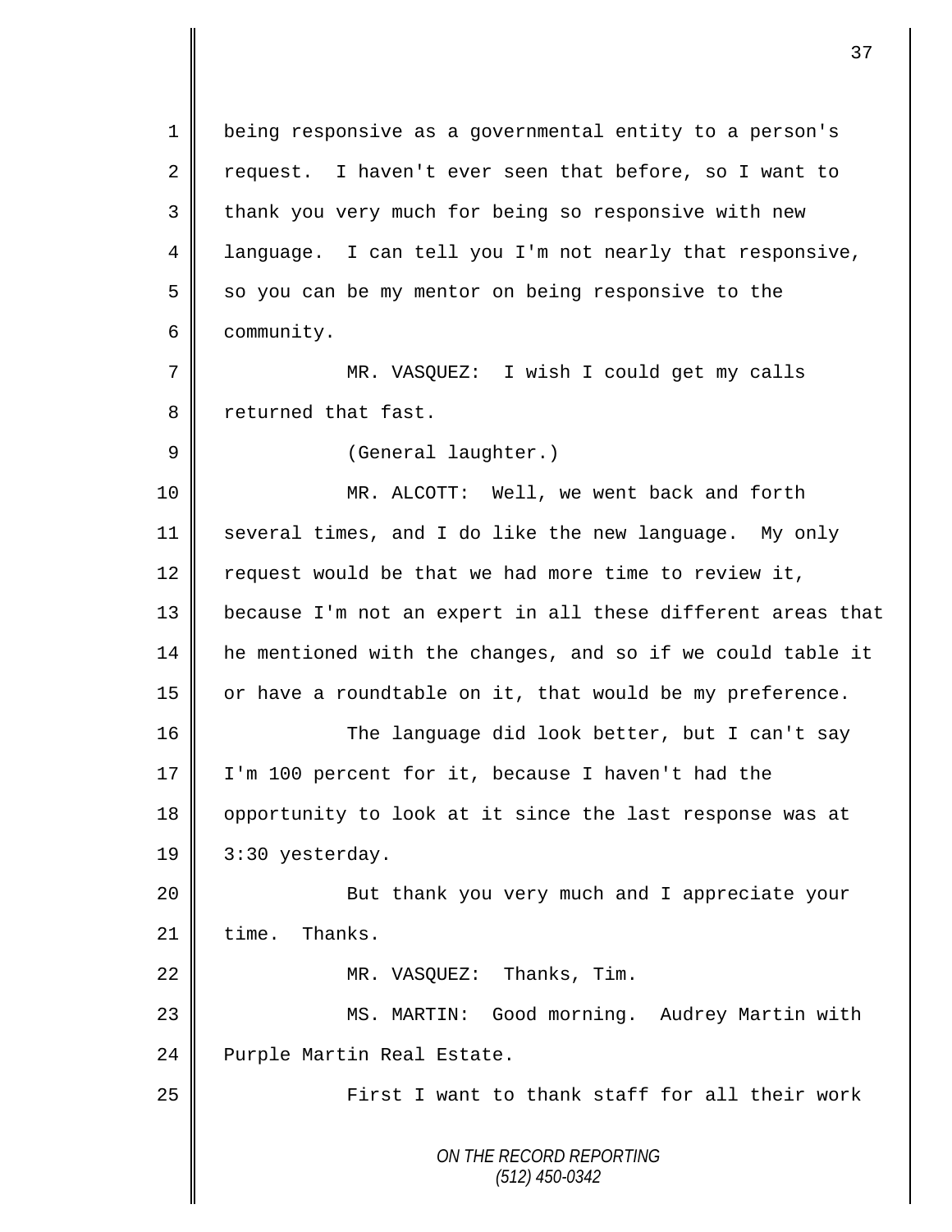being responsive as a governmental entity to a person's request. I haven't ever seen that before, so I want to thank you very much for being so responsive with new language. I can tell you I'm not nearly that responsive, so you can be my mentor on being responsive to the community.

MR. VASQUEZ: I wish I could get my calls returned that fast.

(General laughter.)

MR. ALCOTT: Well, we went back and forth several times, and I do like the new language. My only request would be that we had more time to review it, because I'm not an expert in all these different areas that he mentioned with the changes, and so if we could table it or have a roundtable on it, that would be my preference.

The language did look better, but I can't say I'm 100 percent for it, because I haven't had the opportunity to look at it since the last response was at 3:30 yesterday.

But thank you very much and I appreciate your time. Thanks.

MR. VASQUEZ: Thanks, Tim.

MS. MARTIN: Good morning. Audrey Martin with Purple Martin Real Estate.

First I want to thank staff for all their work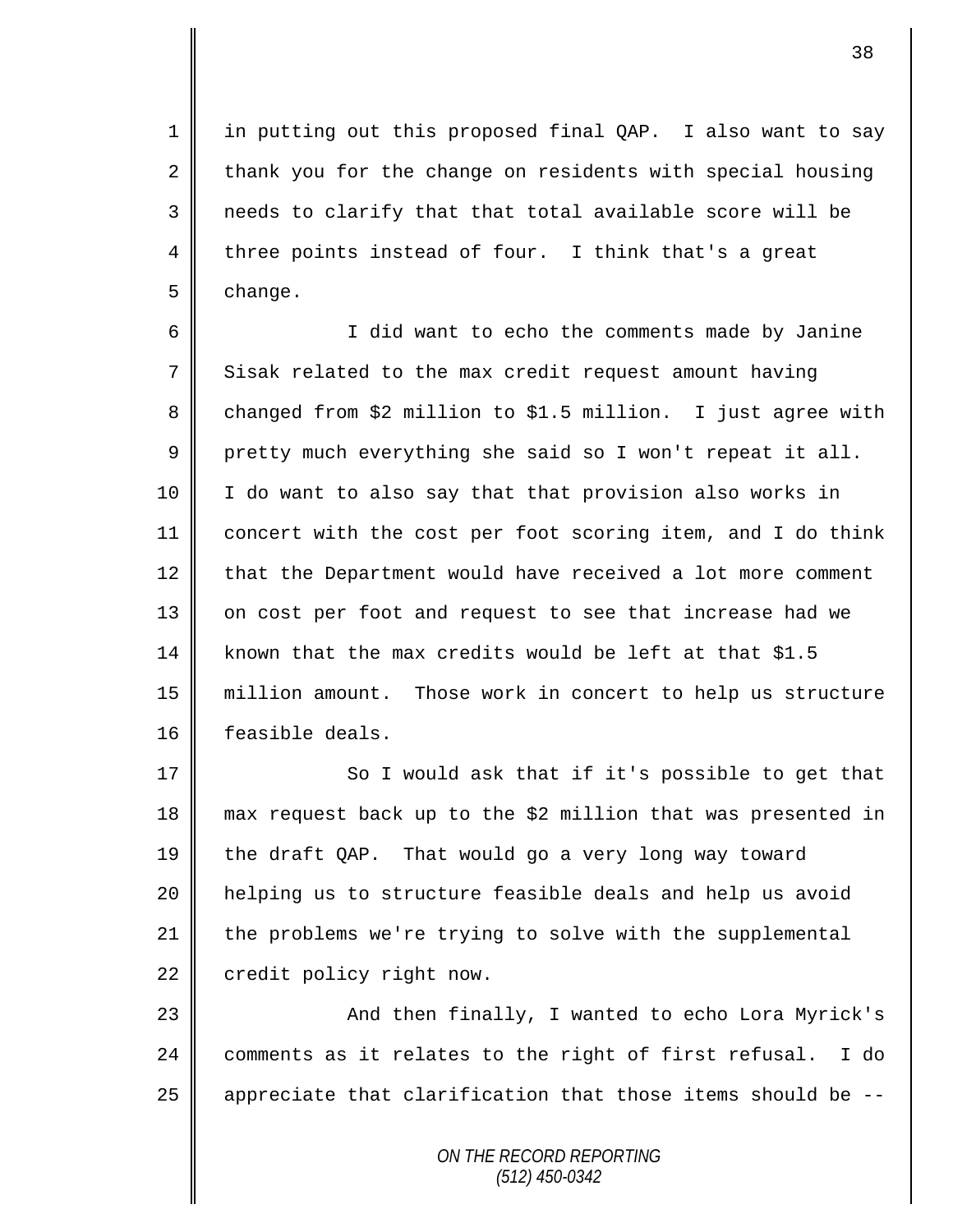in putting out this proposed final QAP. I also want to say thank you for the change on residents with special housing needs to clarify that that total available score will be three points instead of four. I think that's a great change.

I did want to echo the comments made by Janine Sisak related to the max credit request amount having changed from $2 million to $1.5 million. I just agree with pretty much everything she said so I won't repeat it all. I do want to also say that that provision also works in concert with the cost per foot scoring item, and I do think that the Department would have received a lot more comment on cost per foot and request to see that increase had we known that the max credits would be left at that $1.5 million amount. Those work in concert to help us structure feasible deals.

So I would ask that if it's possible to get that max request back up to the $2 million that was presented in the draft QAP. That would go a very long way toward helping us to structure feasible deals and help us avoid the problems we're trying to solve with the supplemental credit policy right now.

And then finally, I wanted to echo Lora Myrick's comments as it relates to the right of first refusal. I do appreciate that clarification that those items should be --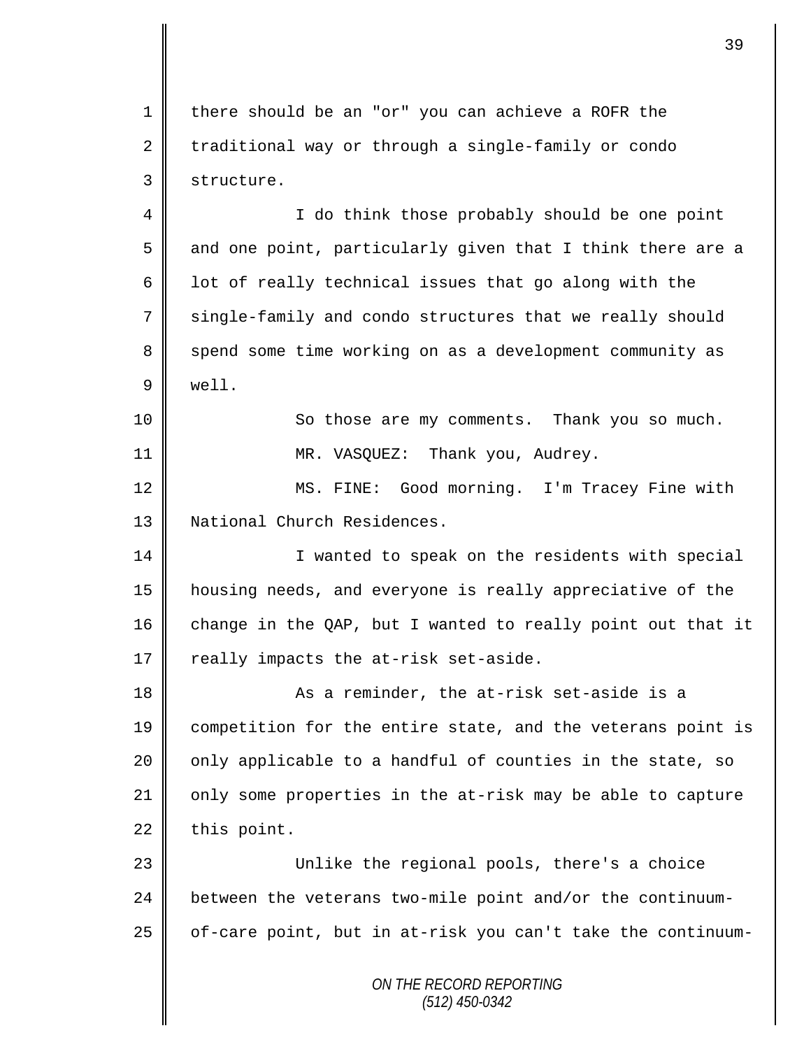there should be an "or" you can achieve a ROFR the traditional way or through a single-family or condo structure.

I do think those probably should be one point and one point, particularly given that I think there are a lot of really technical issues that go along with the single-family and condo structures that we really should spend some time working on as a development community as well.

So those are my comments. Thank you so much.

MR. VASQUEZ: Thank you, Audrey.

MS. FINE: Good morning. I'm Tracey Fine with National Church Residences.

I wanted to speak on the residents with special housing needs, and everyone is really appreciative of the change in the QAP, but I wanted to really point out that it really impacts the at-risk set-aside.

As a reminder, the at-risk set-aside is a competition for the entire state, and the veterans point is only applicable to a handful of counties in the state, so only some properties in the at-risk may be able to capture this point.

Unlike the regional pools, there's a choice between the veterans two-mile point and/or the continuum-of-care point, but in at-risk you can't take the continuum-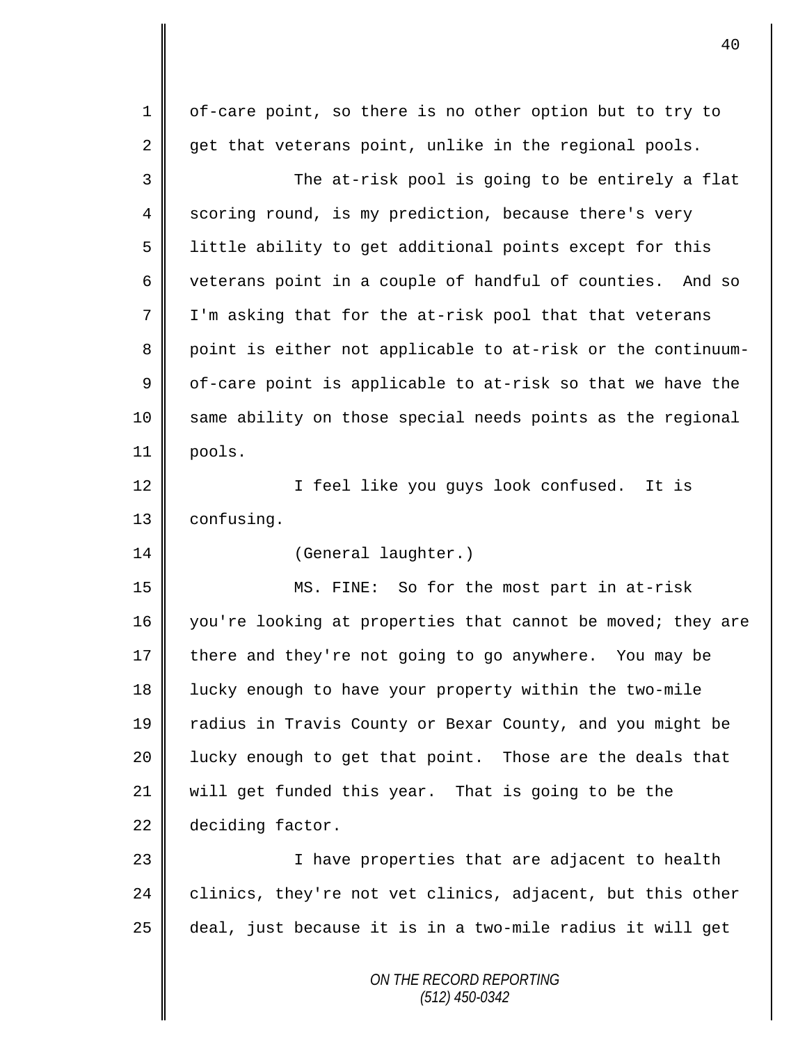of-care point, so there is no other option but to try to get that veterans point, unlike in the regional pools.

The at-risk pool is going to be entirely a flat scoring round, is my prediction, because there's very little ability to get additional points except for this veterans point in a couple of handful of counties. And so I'm asking that for the at-risk pool that that veterans point is either not applicable to at-risk or the continuum-of-care point is applicable to at-risk so that we have the same ability on those special needs points as the regional pools.

I feel like you guys look confused. It is confusing.

(General laughter.)

MS. FINE: So for the most part in at-risk you're looking at properties that cannot be moved; they are there and they're not going to go anywhere. You may be lucky enough to have your property within the two-mile radius in Travis County or Bexar County, and you might be lucky enough to get that point. Those are the deals that will get funded this year. That is going to be the deciding factor.

I have properties that are adjacent to health clinics, they're not vet clinics, adjacent, but this other deal, just because it is in a two-mile radius it will get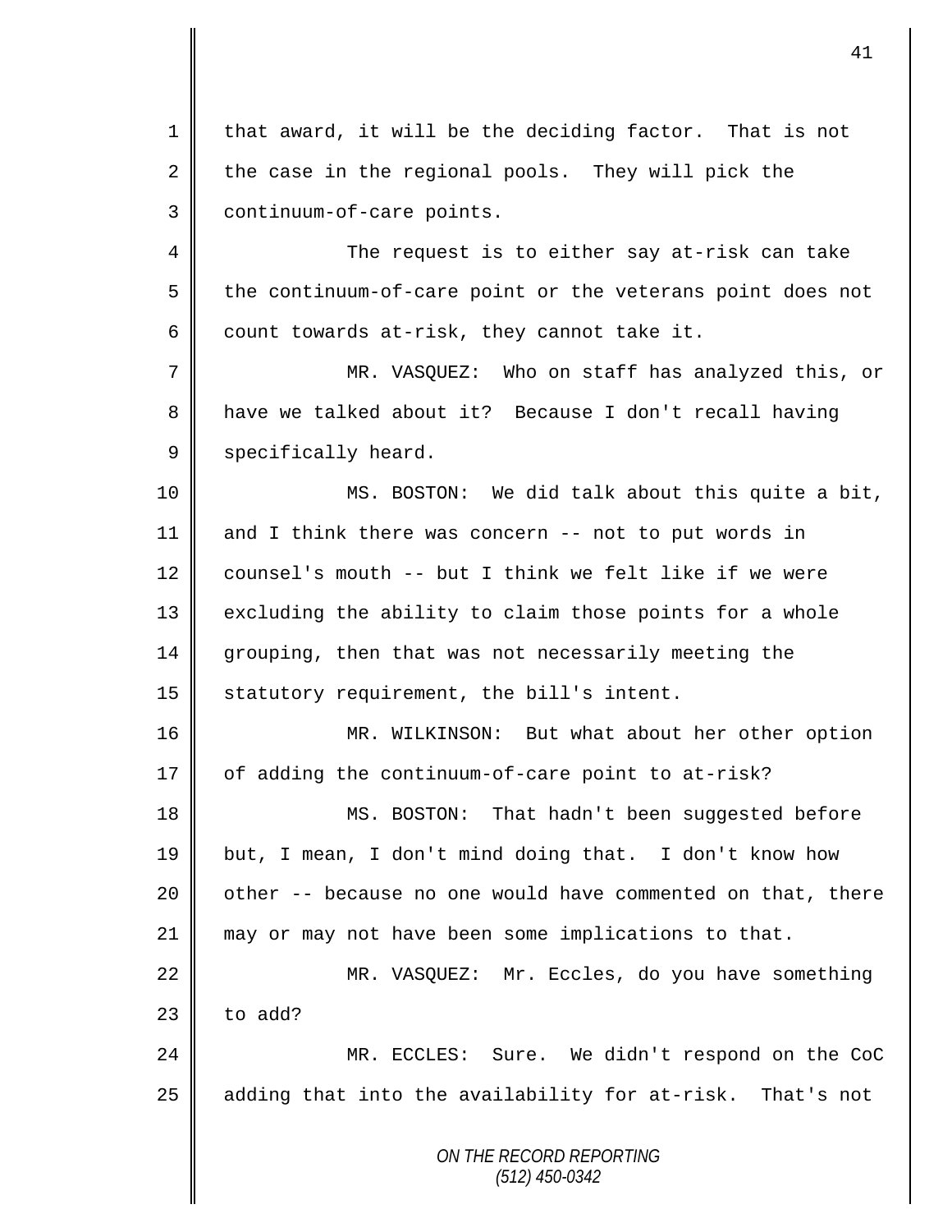that award, it will be the deciding factor. That is not the case in the regional pools. They will pick the continuum-of-care points.

The request is to either say at-risk can take the continuum-of-care point or the veterans point does not count towards at-risk, they cannot take it.

MR. VASQUEZ: Who on staff has analyzed this, or have we talked about it? Because I don't recall having specifically heard.

MS. BOSTON: We did talk about this quite a bit, and I think there was concern -- not to put words in counsel's mouth -- but I think we felt like if we were excluding the ability to claim those points for a whole grouping, then that was not necessarily meeting the statutory requirement, the bill's intent.

MR. WILKINSON: But what about her other option of adding the continuum-of-care point to at-risk?

MS. BOSTON: That hadn't been suggested before but, I mean, I don't mind doing that. I don't know how other -- because no one would have commented on that, there may or may not have been some implications to that.

MR. VASQUEZ: Mr. Eccles, do you have something to add?

MR. ECCLES: Sure. We didn't respond on the CoC adding that into the availability for at-risk. That's not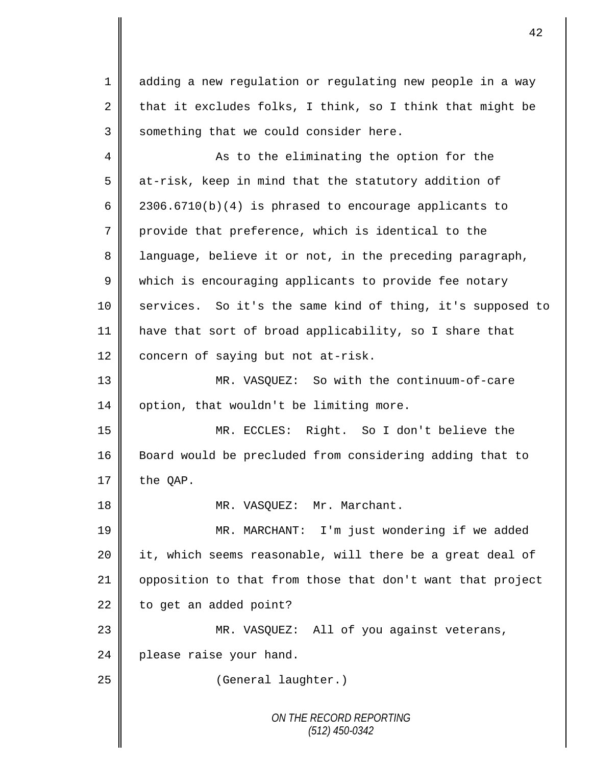adding a new regulation or regulating new people in a way that it excludes folks, I think, so I think that might be something that we could consider here.

As to the eliminating the option for the at-risk, keep in mind that the statutory addition of 2306.6710(b)(4) is phrased to encourage applicants to provide that preference, which is identical to the language, believe it or not, in the preceding paragraph, which is encouraging applicants to provide fee notary services. So it's the same kind of thing, it's supposed to have that sort of broad applicability, so I share that concern of saying but not at-risk.

MR. VASQUEZ: So with the continuum-of-care option, that wouldn't be limiting more.

MR. ECCLES: Right. So I don't believe the Board would be precluded from considering adding that to the QAP.

MR. VASQUEZ: Mr. Marchant.

MR. MARCHANT: I'm just wondering if we added it, which seems reasonable, will there be a great deal of opposition to that from those that don't want that project to get an added point?

MR. VASQUEZ: All of you against veterans, please raise your hand.

(General laughter.)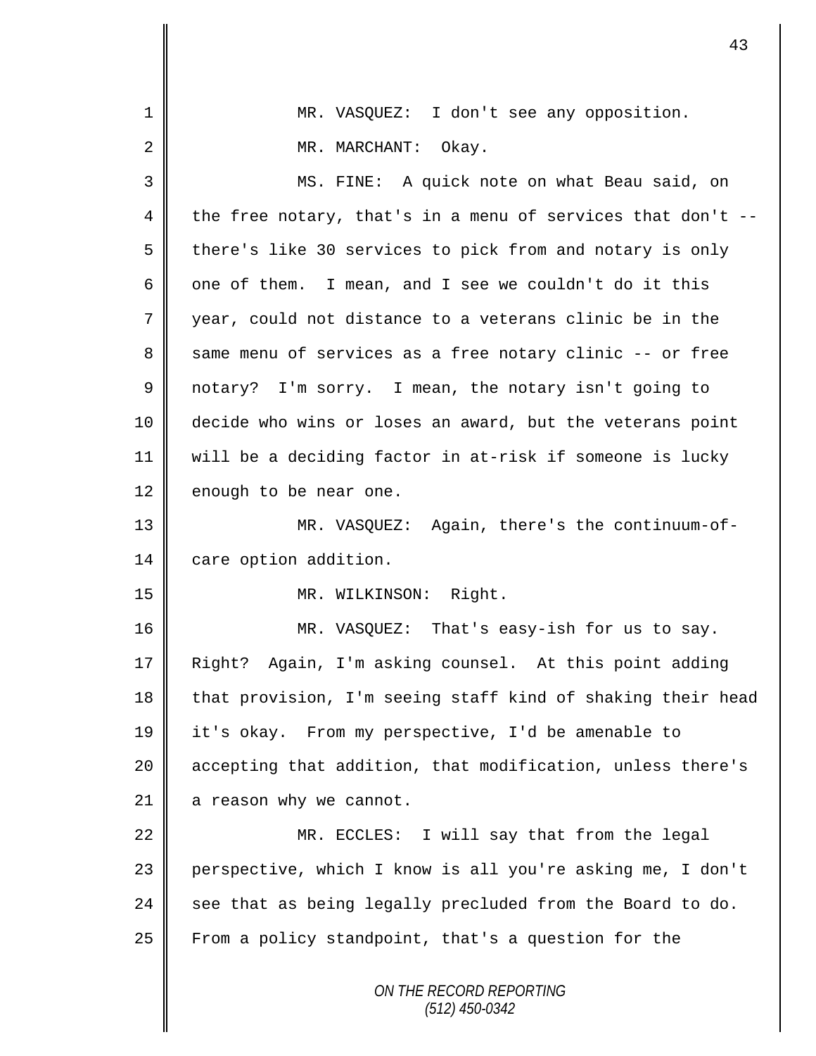MR. VASQUEZ: I don't see any opposition.

MR. MARCHANT: Okay.

MS. FINE: A quick note on what Beau said, on the free notary, that's in a menu of services that don't -- there's like 30 services to pick from and notary is only one of them. I mean, and I see we couldn't do it this year, could not distance to a veterans clinic be in the same menu of services as a free notary clinic -- or free notary? I'm sorry. I mean, the notary isn't going to decide who wins or loses an award, but the veterans point will be a deciding factor in at-risk if someone is lucky enough to be near one.

MR. VASQUEZ: Again, there's the continuum-of-care option addition.

MR. WILKINSON: Right.

MR. VASQUEZ: That's easy-ish for us to say. Right? Again, I'm asking counsel. At this point adding that provision, I'm seeing staff kind of shaking their head it's okay. From my perspective, I'd be amenable to accepting that addition, that modification, unless there's a reason why we cannot.

MR. ECCLES: I will say that from the legal perspective, which I know is all you're asking me, I don't see that as being legally precluded from the Board to do. From a policy standpoint, that's a question for the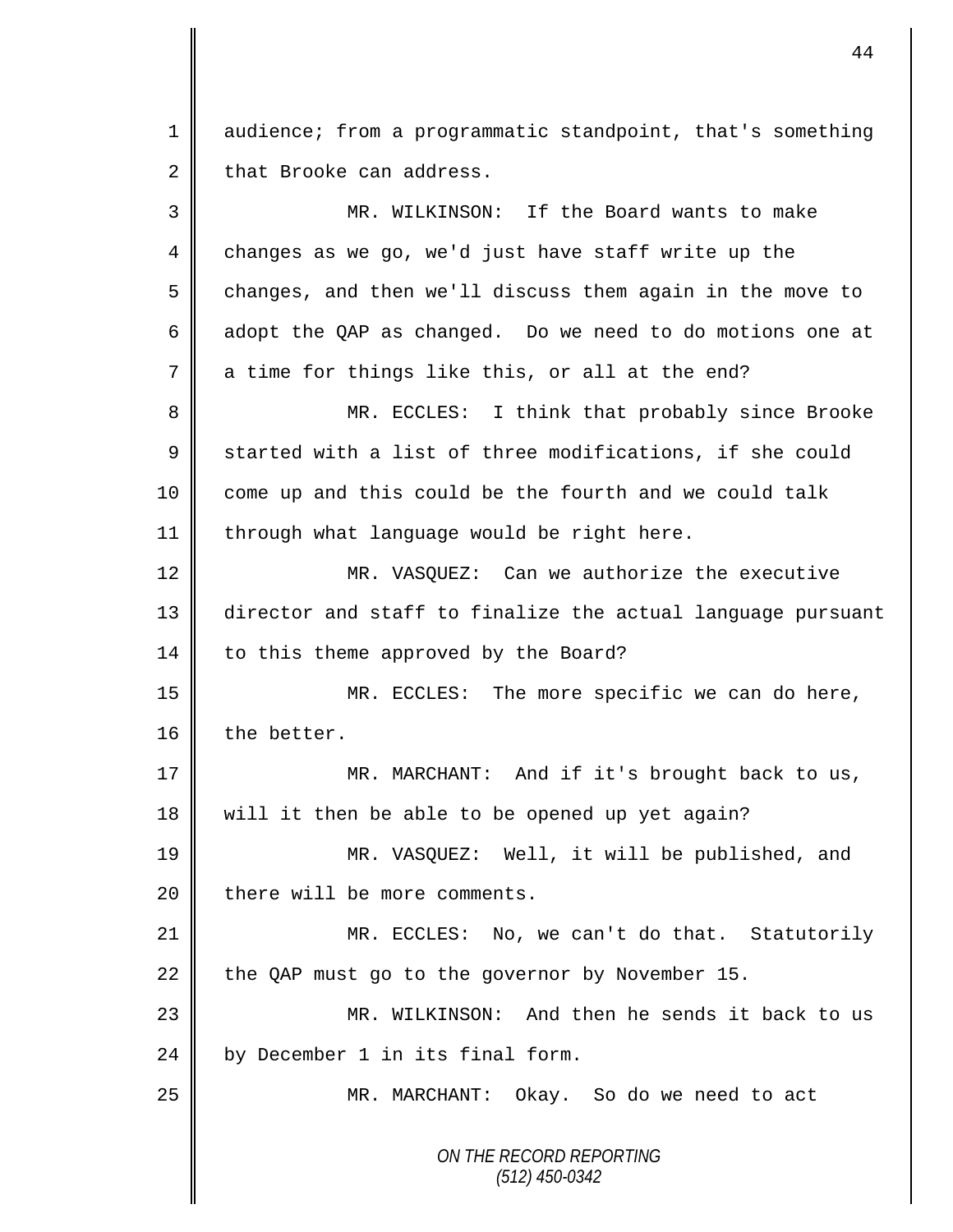audience; from a programmatic standpoint, that's something that Brooke can address.

MR. WILKINSON: If the Board wants to make changes as we go, we'd just have staff write up the changes, and then we'll discuss them again in the move to adopt the QAP as changed. Do we need to do motions one at a time for things like this, or all at the end?

MR. ECCLES: I think that probably since Brooke started with a list of three modifications, if she could come up and this could be the fourth and we could talk through what language would be right here.

MR. VASQUEZ: Can we authorize the executive director and staff to finalize the actual language pursuant to this theme approved by the Board?

MR. ECCLES: The more specific we can do here, the better.

MR. MARCHANT: And if it's brought back to us, will it then be able to be opened up yet again?

MR. VASQUEZ: Well, it will be published, and there will be more comments.

MR. ECCLES: No, we can't do that. Statutorily the QAP must go to the governor by November 15.

MR. WILKINSON: And then he sends it back to us by December 1 in its final form.

MR. MARCHANT: Okay. So do we need to act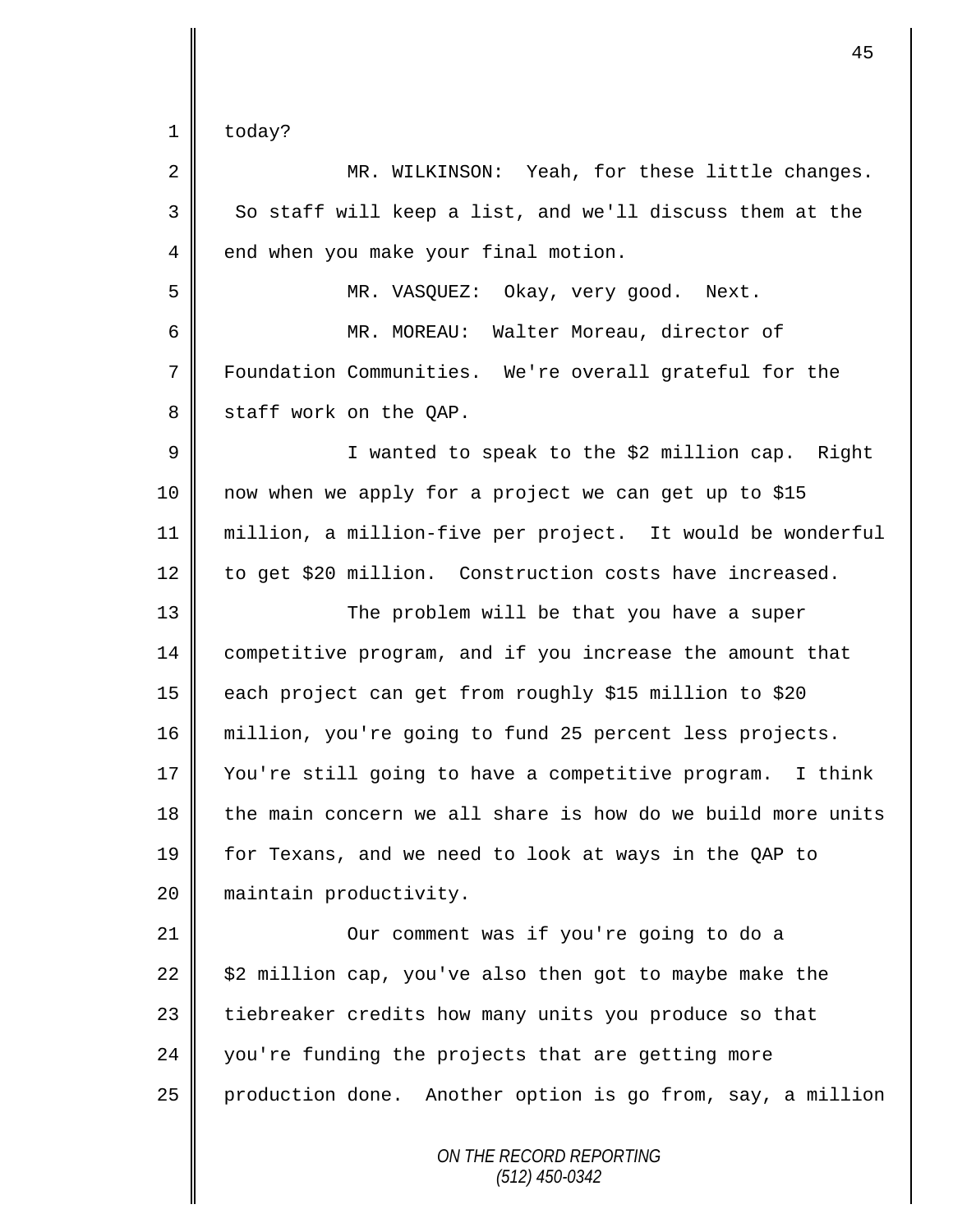today?

MR. WILKINSON: Yeah, for these little changes. So staff will keep a list, and we'll discuss them at the end when you make your final motion.

MR. VASQUEZ: Okay, very good. Next.

MR. MOREAU: Walter Moreau, director of Foundation Communities. We're overall grateful for the staff work on the QAP.

I wanted to speak to the $2 million cap. Right now when we apply for a project we can get up to $15 million, a million-five per project. It would be wonderful to get $20 million. Construction costs have increased.

The problem will be that you have a super competitive program, and if you increase the amount that each project can get from roughly $15 million to $20 million, you're going to fund 25 percent less projects. You're still going to have a competitive program. I think the main concern we all share is how do we build more units for Texans, and we need to look at ways in the QAP to maintain productivity.

Our comment was if you're going to do a $2 million cap, you've also then got to maybe make the tiebreaker credits how many units you produce so that you're funding the projects that are getting more production done. Another option is go from, say, a million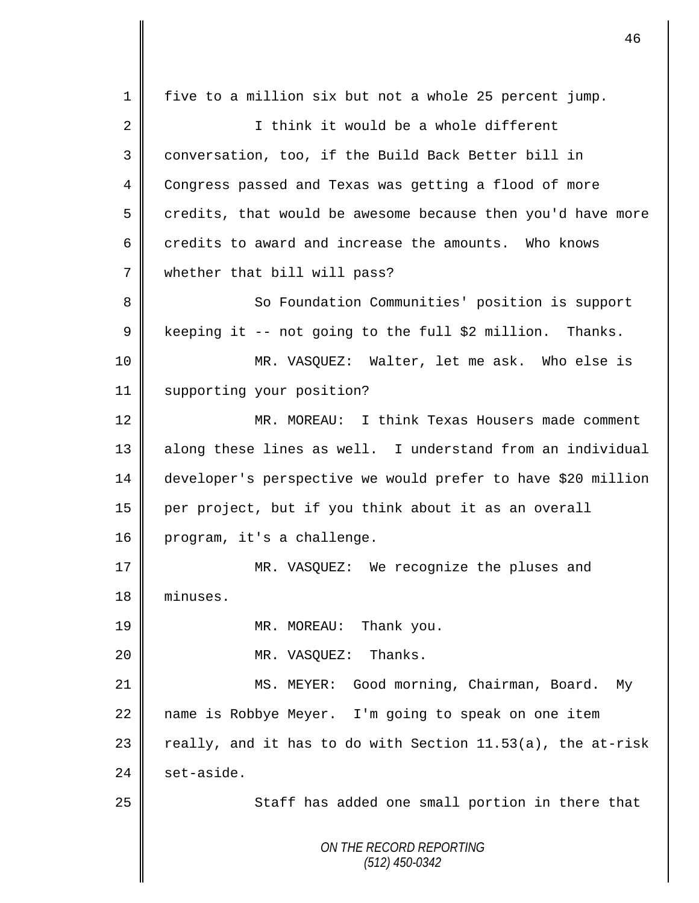five to a million six but not a whole 25 percent jump.

I think it would be a whole different conversation, too, if the Build Back Better bill in Congress passed and Texas was getting a flood of more credits, that would be awesome because then you'd have more credits to award and increase the amounts. Who knows whether that bill will pass?

So Foundation Communities' position is support keeping it -- not going to the full $2 million. Thanks.

MR. VASQUEZ: Walter, let me ask. Who else is supporting your position?

MR. MOREAU: I think Texas Housers made comment along these lines as well. I understand from an individual developer's perspective we would prefer to have $20 million per project, but if you think about it as an overall program, it's a challenge.

MR. VASQUEZ: We recognize the pluses and minuses.

MR. MOREAU: Thank you.

MR. VASQUEZ: Thanks.

MS. MEYER: Good morning, Chairman, Board. My name is Robbye Meyer. I'm going to speak on one item really, and it has to do with Section 11.53(a), the at-risk set-aside.

Staff has added one small portion in there that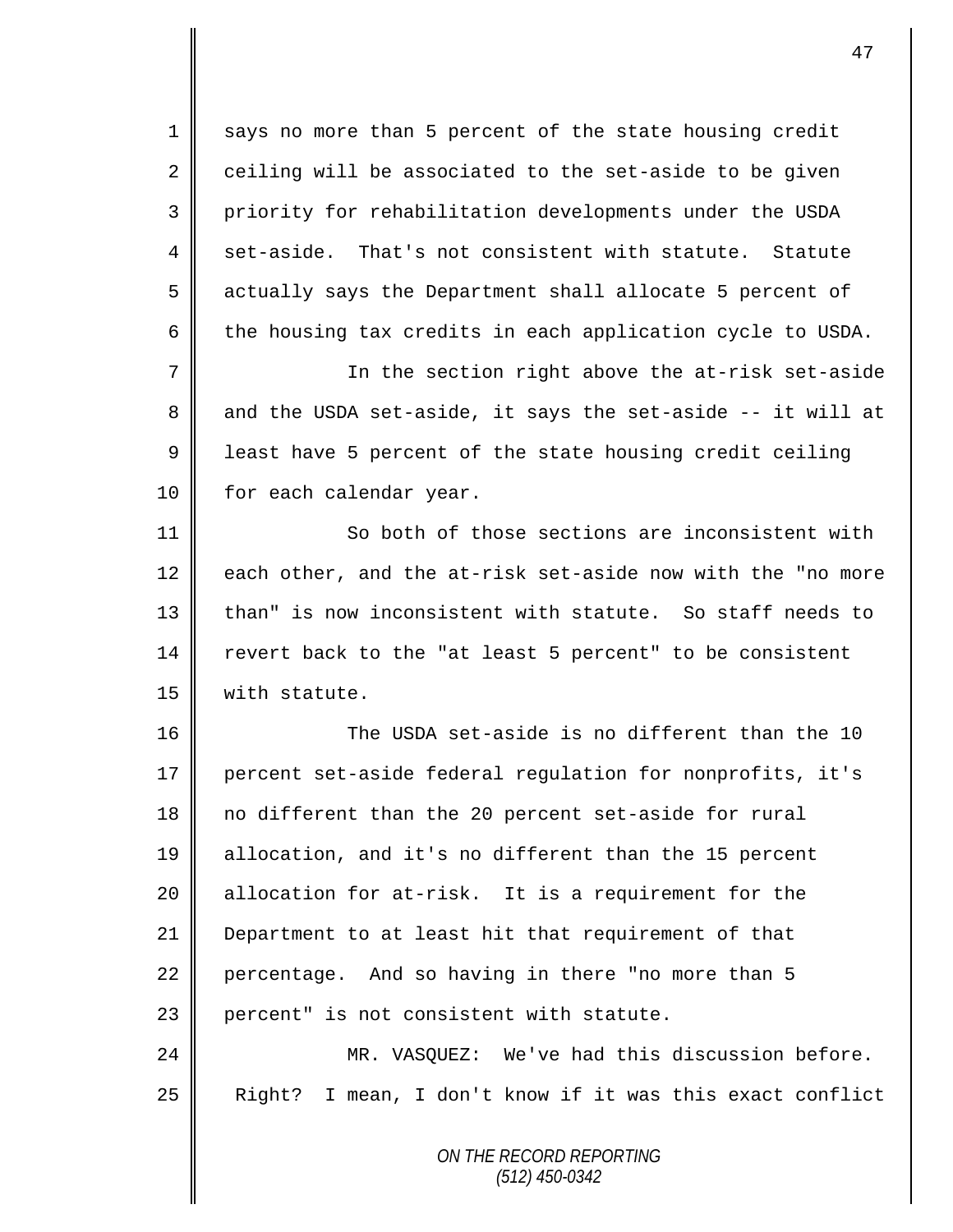says no more than 5 percent of the state housing credit ceiling will be associated to the set-aside to be given priority for rehabilitation developments under the USDA set-aside. That's not consistent with statute. Statute actually says the Department shall allocate 5 percent of the housing tax credits in each application cycle to USDA.

In the section right above the at-risk set-aside and the USDA set-aside, it says the set-aside -- it will at least have 5 percent of the state housing credit ceiling for each calendar year.

So both of those sections are inconsistent with each other, and the at-risk set-aside now with the "no more than" is now inconsistent with statute. So staff needs to revert back to the "at least 5 percent" to be consistent with statute.

The USDA set-aside is no different than the 10 percent set-aside federal regulation for nonprofits, it's no different than the 20 percent set-aside for rural allocation, and it's no different than the 15 percent allocation for at-risk. It is a requirement for the Department to at least hit that requirement of that percentage. And so having in there "no more than 5 percent" is not consistent with statute.

MR. VASQUEZ: We've had this discussion before. Right? I mean, I don't know if it was this exact conflict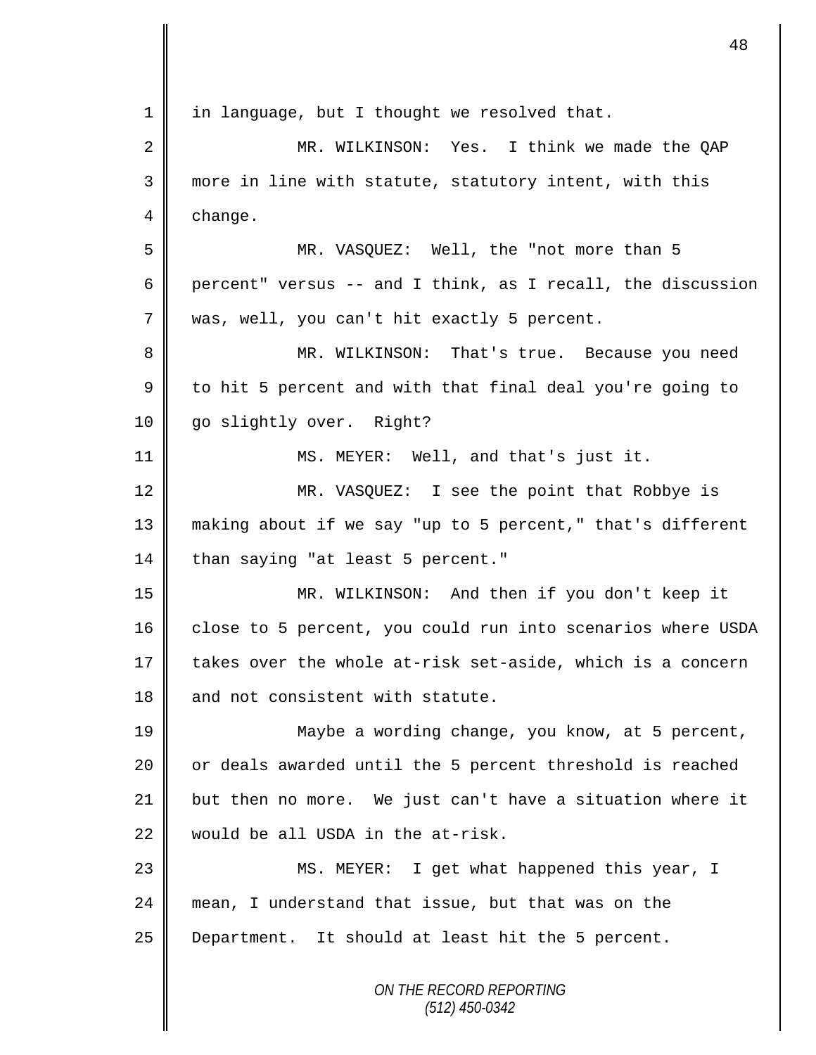in language, but I thought we resolved that.

MR. WILKINSON: Yes. I think we made the QAP more in line with statute, statutory intent, with this change.

MR. VASQUEZ: Well, the "not more than 5 percent" versus -- and I think, as I recall, the discussion was, well, you can't hit exactly 5 percent.

MR. WILKINSON: That's true. Because you need to hit 5 percent and with that final deal you're going to go slightly over. Right?

MS. MEYER: Well, and that's just it.

MR. VASQUEZ: I see the point that Robbye is making about if we say "up to 5 percent," that's different than saying "at least 5 percent."

MR. WILKINSON: And then if you don't keep it close to 5 percent, you could run into scenarios where USDA takes over the whole at-risk set-aside, which is a concern and not consistent with statute.

Maybe a wording change, you know, at 5 percent, or deals awarded until the 5 percent threshold is reached but then no more. We just can't have a situation where it would be all USDA in the at-risk.

MS. MEYER: I get what happened this year, I mean, I understand that issue, but that was on the Department. It should at least hit the 5 percent.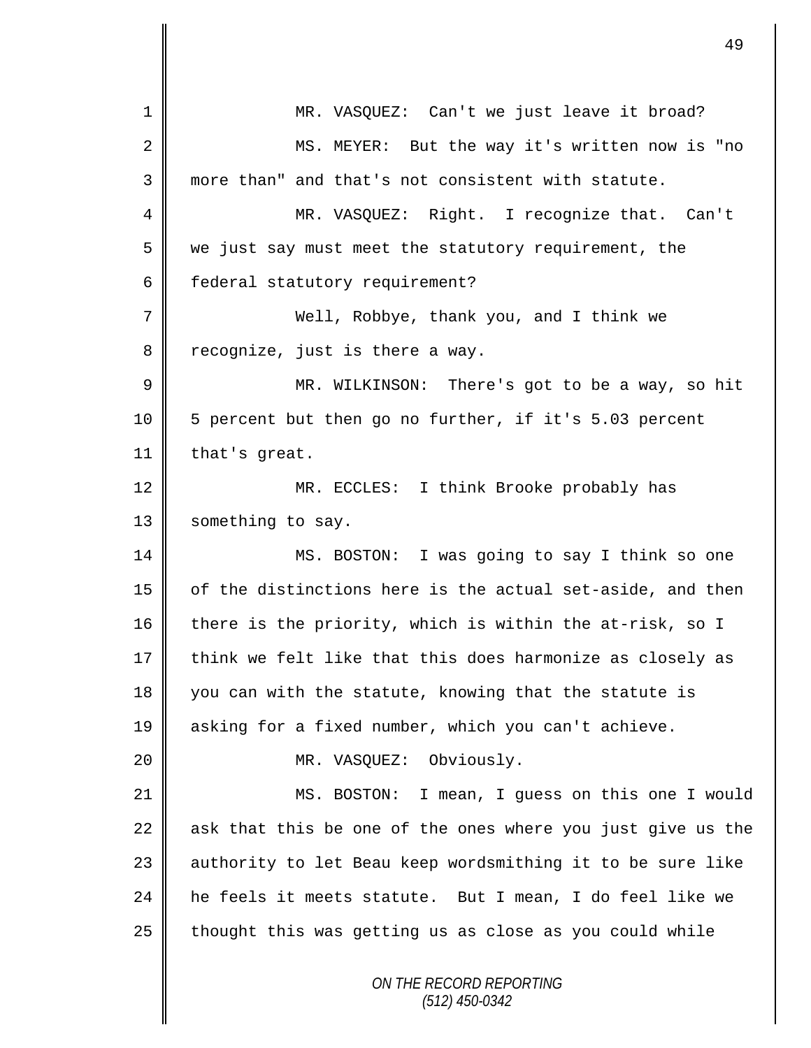MR. VASQUEZ: Can't we just leave it broad?

MS. MEYER: But the way it's written now is "no more than" and that's not consistent with statute.

MR. VASQUEZ: Right. I recognize that. Can't we just say must meet the statutory requirement, the federal statutory requirement?

Well, Robbye, thank you, and I think we recognize, just is there a way.

MR. WILKINSON: There's got to be a way, so hit 5 percent but then go no further, if it's 5.03 percent that's great.

MR. ECCLES: I think Brooke probably has something to say.

MS. BOSTON: I was going to say I think so one of the distinctions here is the actual set-aside, and then there is the priority, which is within the at-risk, so I think we felt like that this does harmonize as closely as you can with the statute, knowing that the statute is asking for a fixed number, which you can't achieve.

MR. VASQUEZ: Obviously.

MS. BOSTON: I mean, I guess on this one I would ask that this be one of the ones where you just give us the authority to let Beau keep wordsmithing it to be sure like he feels it meets statute. But I mean, I do feel like we thought this was getting us as close as you could while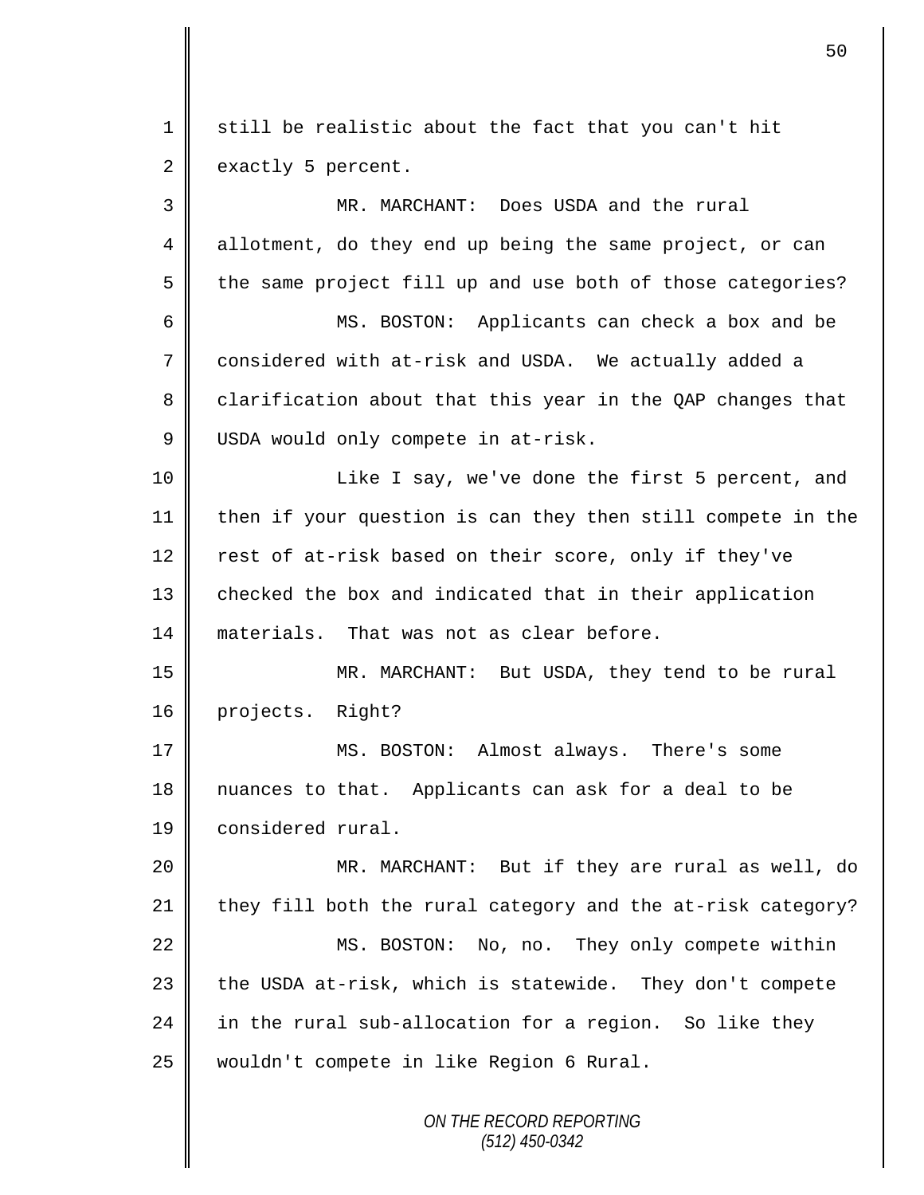still be realistic about the fact that you can't hit exactly 5 percent.

MR. MARCHANT: Does USDA and the rural allotment, do they end up being the same project, or can the same project fill up and use both of those categories?

MS. BOSTON: Applicants can check a box and be considered with at-risk and USDA. We actually added a clarification about that this year in the QAP changes that USDA would only compete in at-risk.

Like I say, we've done the first 5 percent, and then if your question is can they then still compete in the rest of at-risk based on their score, only if they've checked the box and indicated that in their application materials. That was not as clear before.

MR. MARCHANT: But USDA, they tend to be rural projects. Right?

MS. BOSTON: Almost always. There's some nuances to that. Applicants can ask for a deal to be considered rural.

MR. MARCHANT: But if they are rural as well, do they fill both the rural category and the at-risk category?

MS. BOSTON: No, no. They only compete within the USDA at-risk, which is statewide. They don't compete in the rural sub-allocation for a region. So like they wouldn't compete in like Region 6 Rural.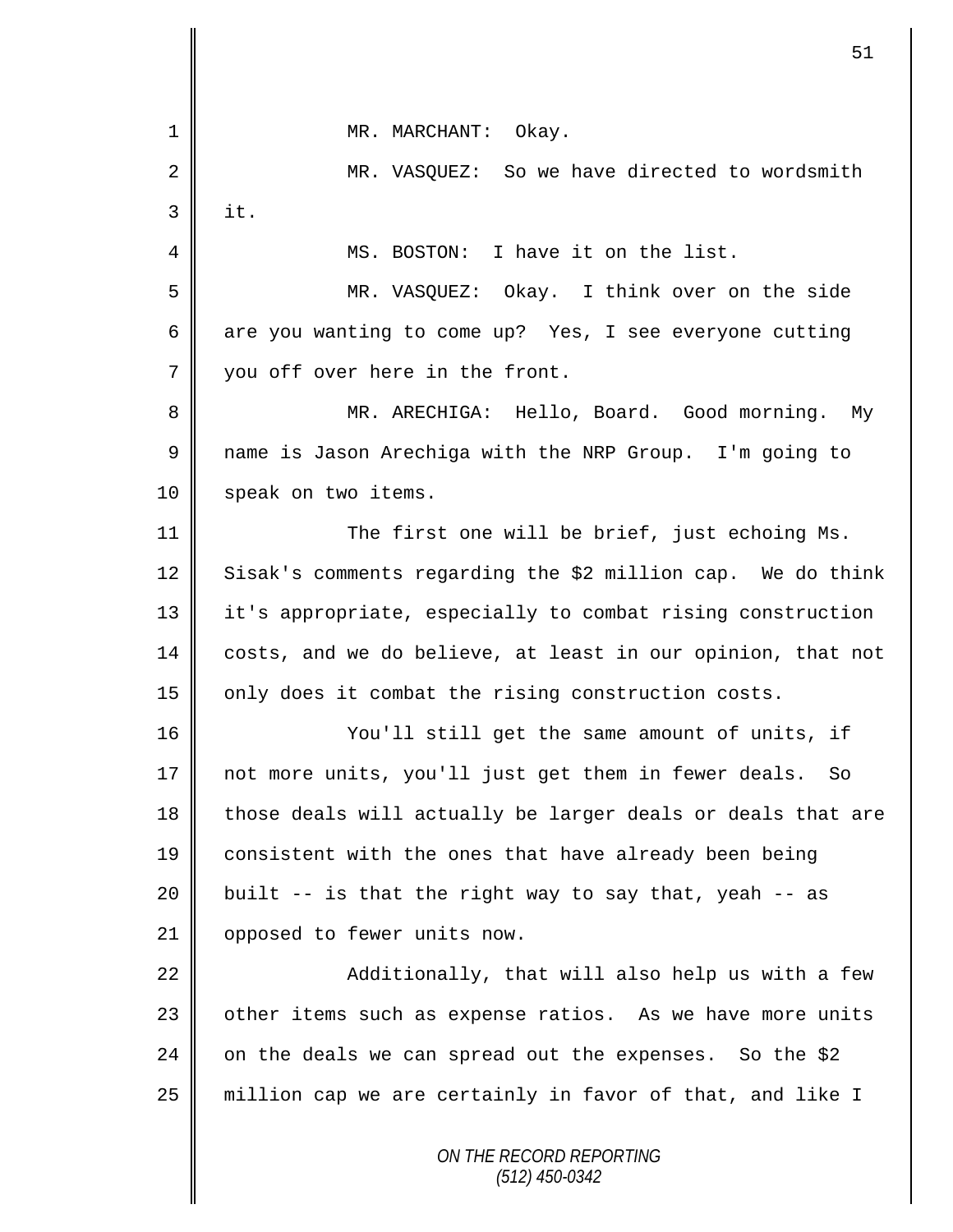MR. MARCHANT: Okay.

MR. VASQUEZ: So we have directed to wordsmith it.

MS. BOSTON: I have it on the list.

MR. VASQUEZ: Okay. I think over on the side are you wanting to come up? Yes, I see everyone cutting you off over here in the front.

MR. ARECHIGA: Hello, Board. Good morning. My name is Jason Arechiga with the NRP Group. I'm going to speak on two items.

The first one will be brief, just echoing Ms. Sisak's comments regarding the $2 million cap. We do think it's appropriate, especially to combat rising construction costs, and we do believe, at least in our opinion, that not only does it combat the rising construction costs.

You'll still get the same amount of units, if not more units, you'll just get them in fewer deals. So those deals will actually be larger deals or deals that are consistent with the ones that have already been being built -- is that the right way to say that, yeah -- as opposed to fewer units now.

Additionally, that will also help us with a few other items such as expense ratios. As we have more units on the deals we can spread out the expenses. So the $2 million cap we are certainly in favor of that, and like I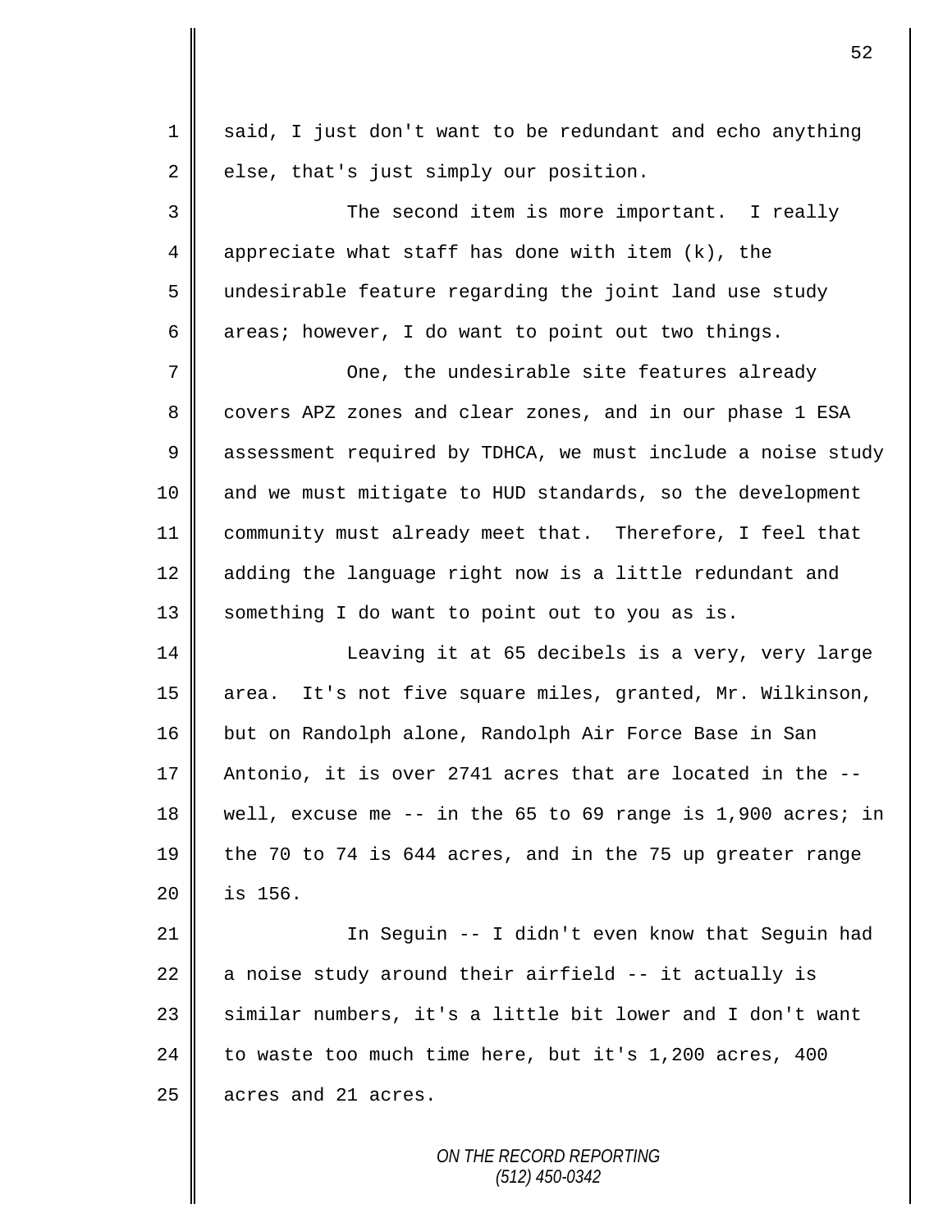said, I just don't want to be redundant and echo anything else, that's just simply our position.

The second item is more important. I really appreciate what staff has done with item (k), the undesirable feature regarding the joint land use study areas; however, I do want to point out two things.

One, the undesirable site features already covers APZ zones and clear zones, and in our phase 1 ESA assessment required by TDHCA, we must include a noise study and we must mitigate to HUD standards, so the development community must already meet that. Therefore, I feel that adding the language right now is a little redundant and something I do want to point out to you as is.

Leaving it at 65 decibels is a very, very large area. It's not five square miles, granted, Mr. Wilkinson, but on Randolph alone, Randolph Air Force Base in San Antonio, it is over 2741 acres that are located in the -- well, excuse me -- in the 65 to 69 range is 1,900 acres; in the 70 to 74 is 644 acres, and in the 75 up greater range is 156.

In Seguin -- I didn't even know that Seguin had a noise study around their airfield -- it actually is similar numbers, it's a little bit lower and I don't want to waste too much time here, but it's 1,200 acres, 400 acres and 21 acres.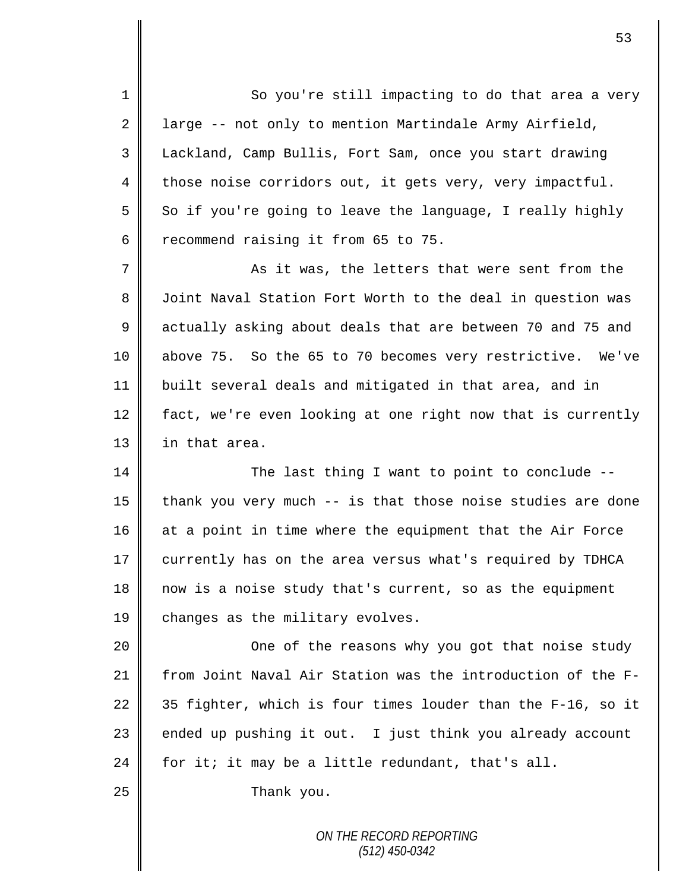So you're still impacting to do that area a very large -- not only to mention Martindale Army Airfield, Lackland, Camp Bullis, Fort Sam, once you start drawing those noise corridors out, it gets very, very impactful. So if you're going to leave the language, I really highly recommend raising it from 65 to 75.

As it was, the letters that were sent from the Joint Naval Station Fort Worth to the deal in question was actually asking about deals that are between 70 and 75 and above 75. So the 65 to 70 becomes very restrictive. We've built several deals and mitigated in that area, and in fact, we're even looking at one right now that is currently in that area.

The last thing I want to point to conclude -- thank you very much -- is that those noise studies are done at a point in time where the equipment that the Air Force currently has on the area versus what's required by TDHCA now is a noise study that's current, so as the equipment changes as the military evolves.

One of the reasons why you got that noise study from Joint Naval Air Station was the introduction of the F-35 fighter, which is four times louder than the F-16, so it ended up pushing it out. I just think you already account for it; it may be a little redundant, that's all.

Thank you.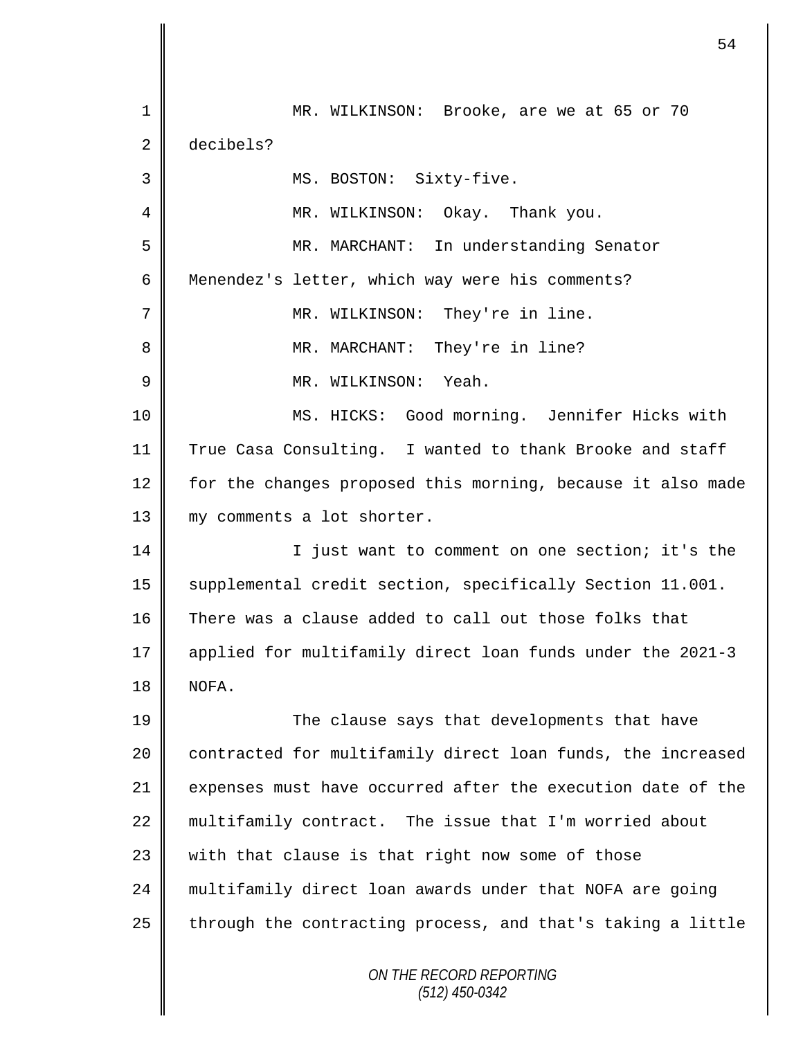MR. WILKINSON: Brooke, are we at 65 or 70 decibels?

MS. BOSTON: Sixty-five.

MR. WILKINSON: Okay. Thank you.

MR. MARCHANT: In understanding Senator Menendez's letter, which way were his comments?

MR. WILKINSON: They're in line.

MR. MARCHANT: They're in line?

MR. WILKINSON: Yeah.

MS. HICKS: Good morning. Jennifer Hicks with True Casa Consulting. I wanted to thank Brooke and staff for the changes proposed this morning, because it also made my comments a lot shorter.

I just want to comment on one section; it's the supplemental credit section, specifically Section 11.001. There was a clause added to call out those folks that applied for multifamily direct loan funds under the 2021-3 NOFA.

The clause says that developments that have contracted for multifamily direct loan funds, the increased expenses must have occurred after the execution date of the multifamily contract. The issue that I'm worried about with that clause is that right now some of those multifamily direct loan awards under that NOFA are going through the contracting process, and that's taking a little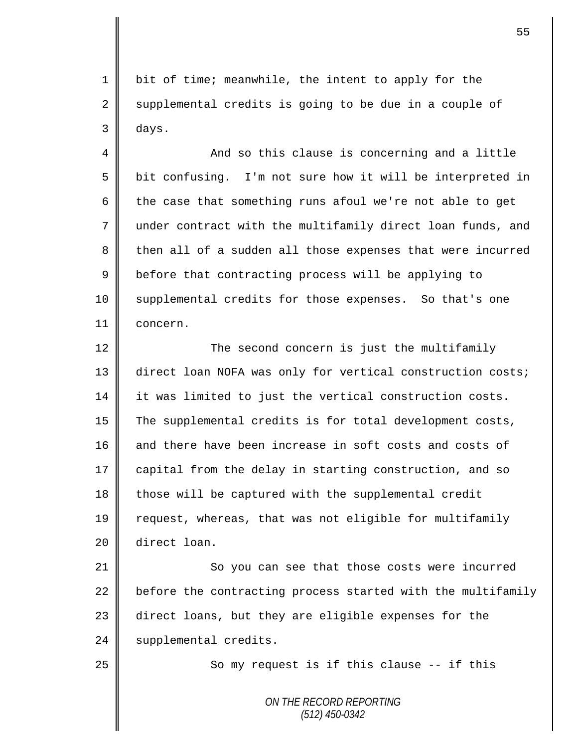bit of time; meanwhile, the intent to apply for the supplemental credits is going to be due in a couple of days.

And so this clause is concerning and a little bit confusing. I'm not sure how it will be interpreted in the case that something runs afoul we're not able to get under contract with the multifamily direct loan funds, and then all of a sudden all those expenses that were incurred before that contracting process will be applying to supplemental credits for those expenses. So that's one concern.

The second concern is just the multifamily direct loan NOFA was only for vertical construction costs; it was limited to just the vertical construction costs. The supplemental credits is for total development costs, and there have been increase in soft costs and costs of capital from the delay in starting construction, and so those will be captured with the supplemental credit request, whereas, that was not eligible for multifamily direct loan.

So you can see that those costs were incurred before the contracting process started with the multifamily direct loans, but they are eligible expenses for the supplemental credits.

So my request is if this clause -- if this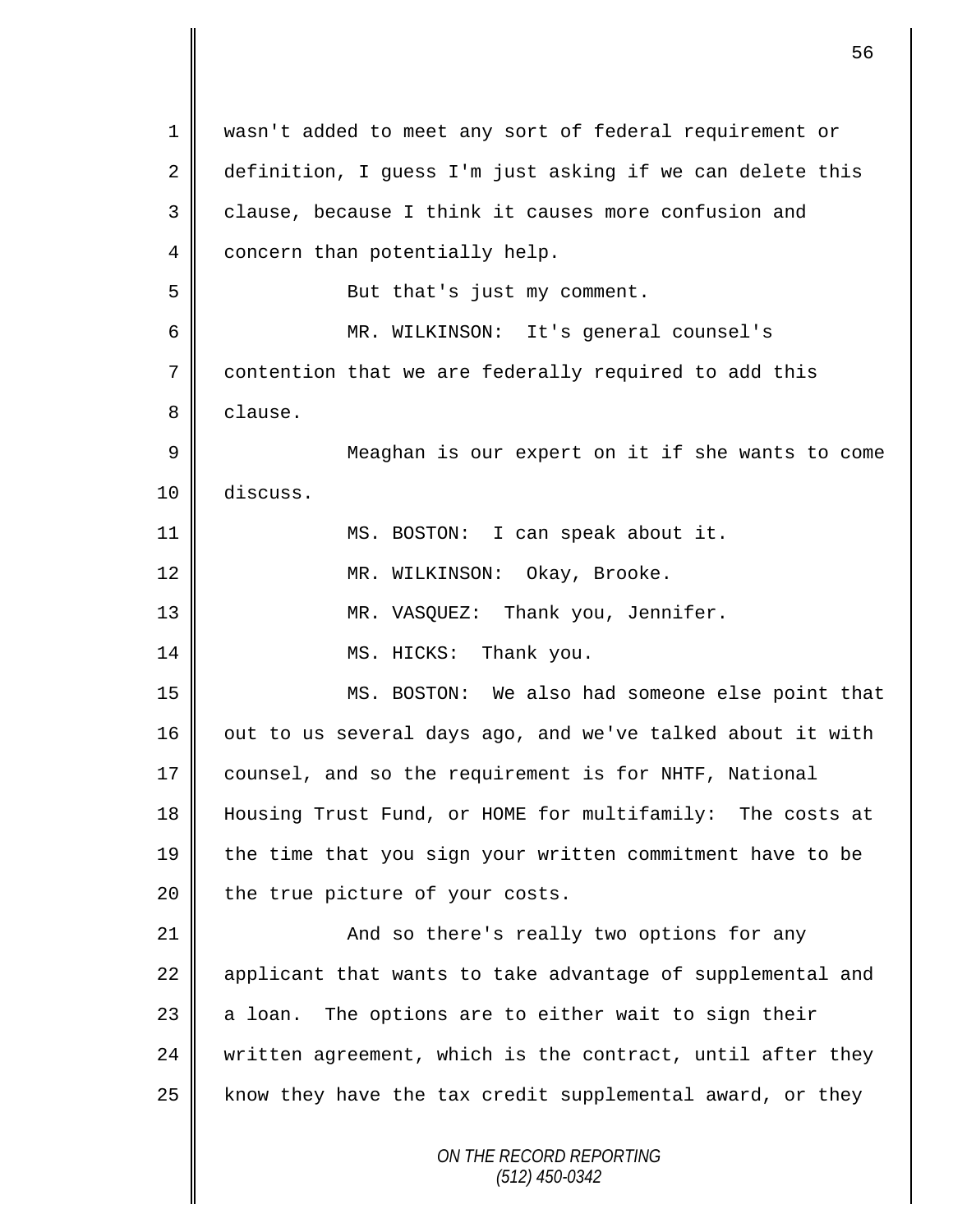wasn't added to meet any sort of federal requirement or definition, I guess I'm just asking if we can delete this clause, because I think it causes more confusion and concern than potentially help.

But that's just my comment.

MR. WILKINSON: It's general counsel's contention that we are federally required to add this clause.

Meaghan is our expert on it if she wants to come discuss.

MS. BOSTON: I can speak about it.

MR. WILKINSON: Okay, Brooke.

MR. VASQUEZ: Thank you, Jennifer.

MS. HICKS: Thank you.

MS. BOSTON: We also had someone else point that out to us several days ago, and we've talked about it with counsel, and so the requirement is for NHTF, National Housing Trust Fund, or HOME for multifamily: The costs at the time that you sign your written commitment have to be the true picture of your costs.

And so there's really two options for any applicant that wants to take advantage of supplemental and a loan. The options are to either wait to sign their written agreement, which is the contract, until after they know they have the tax credit supplemental award, or they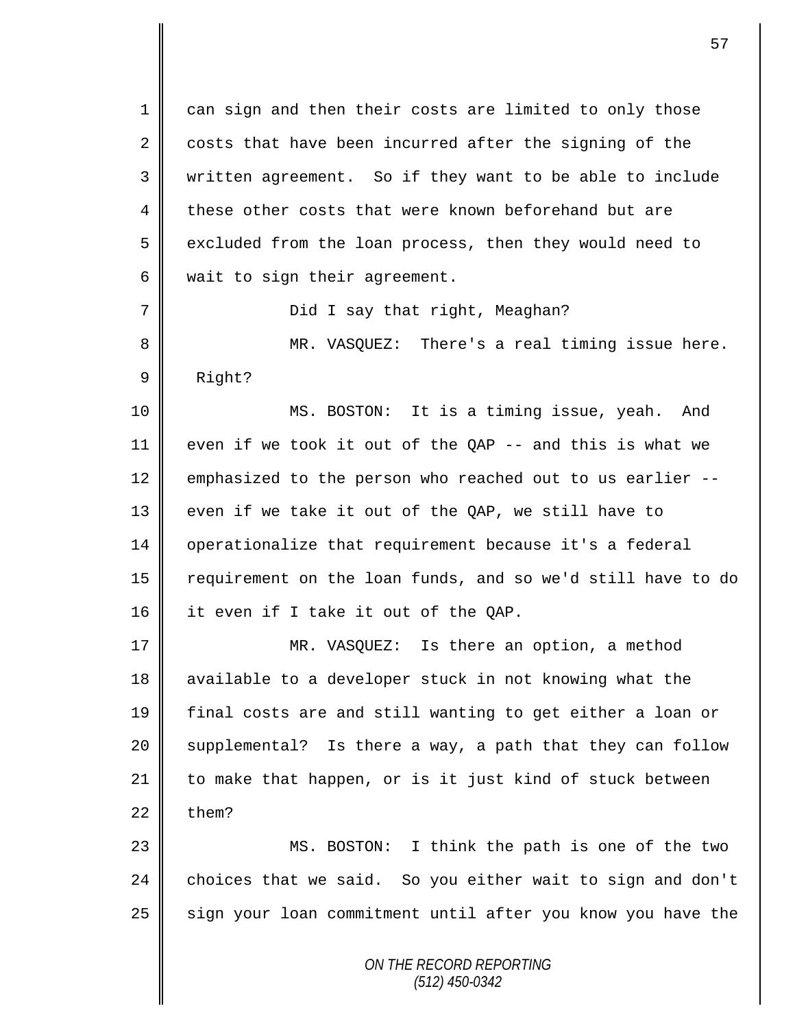can sign and then their costs are limited to only those costs that have been incurred after the signing of the written agreement. So if they want to be able to include these other costs that were known beforehand but are excluded from the loan process, then they would need to wait to sign their agreement.

Did I say that right, Meaghan?

MR. VASQUEZ: There's a real timing issue here. Right?

MS. BOSTON: It is a timing issue, yeah. And even if we took it out of the QAP -- and this is what we emphasized to the person who reached out to us earlier -- even if we take it out of the QAP, we still have to operationalize that requirement because it's a federal requirement on the loan funds, and so we'd still have to do it even if I take it out of the QAP.

MR. VASQUEZ: Is there an option, a method available to a developer stuck in not knowing what the final costs are and still wanting to get either a loan or supplemental? Is there a way, a path that they can follow to make that happen, or is it just kind of stuck between them?

MS. BOSTON: I think the path is one of the two choices that we said. So you either wait to sign and don't sign your loan commitment until after you know you have the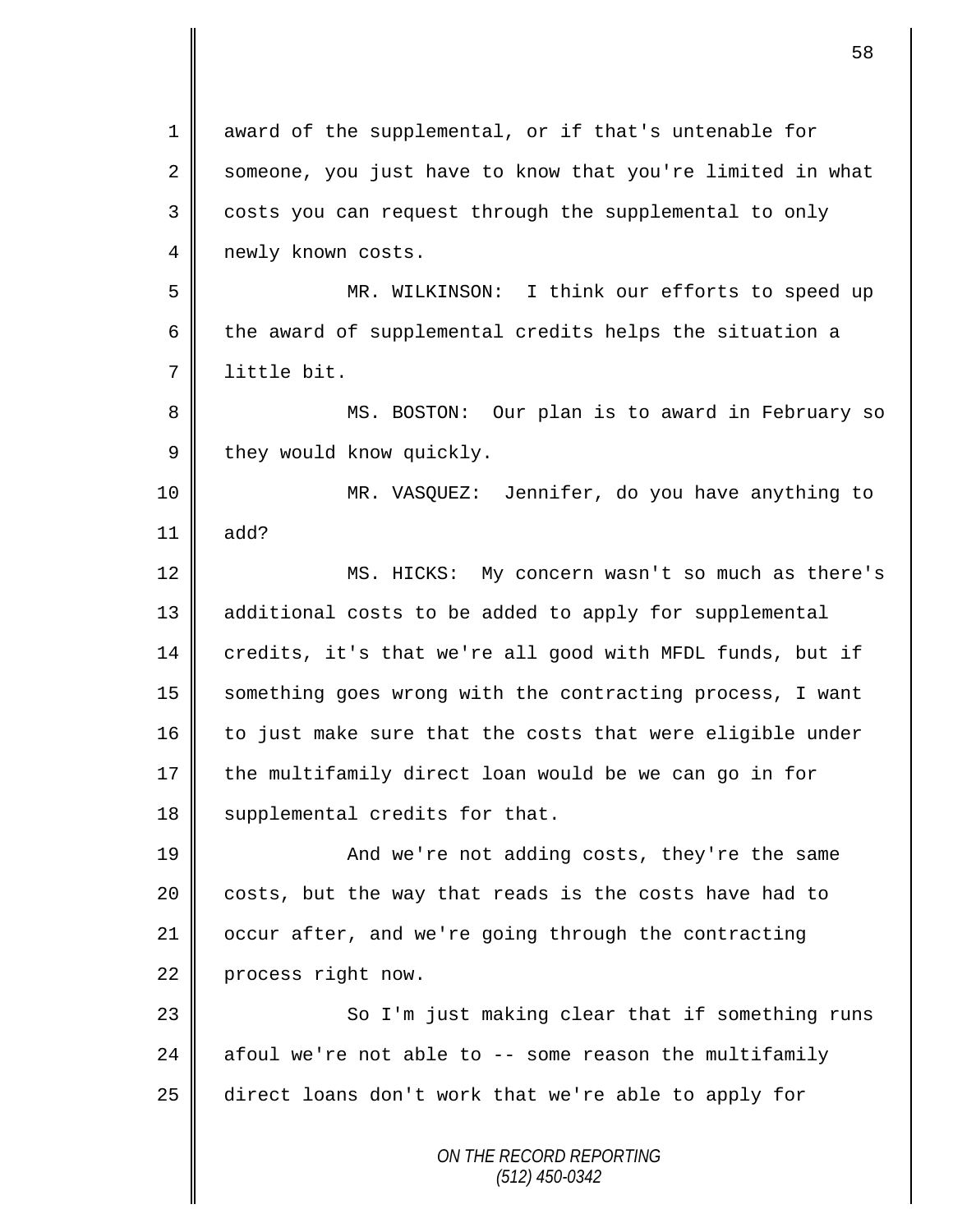award of the supplemental, or if that's untenable for someone, you just have to know that you're limited in what costs you can request through the supplemental to only newly known costs.

MR. WILKINSON: I think our efforts to speed up the award of supplemental credits helps the situation a little bit.

MS. BOSTON: Our plan is to award in February so they would know quickly.

MR. VASQUEZ: Jennifer, do you have anything to add?

MS. HICKS: My concern wasn't so much as there's additional costs to be added to apply for supplemental credits, it's that we're all good with MFDL funds, but if something goes wrong with the contracting process, I want to just make sure that the costs that were eligible under the multifamily direct loan would be we can go in for supplemental credits for that.

And we're not adding costs, they're the same costs, but the way that reads is the costs have had to occur after, and we're going through the contracting process right now.

So I'm just making clear that if something runs afoul we're not able to -- some reason the multifamily direct loans don't work that we're able to apply for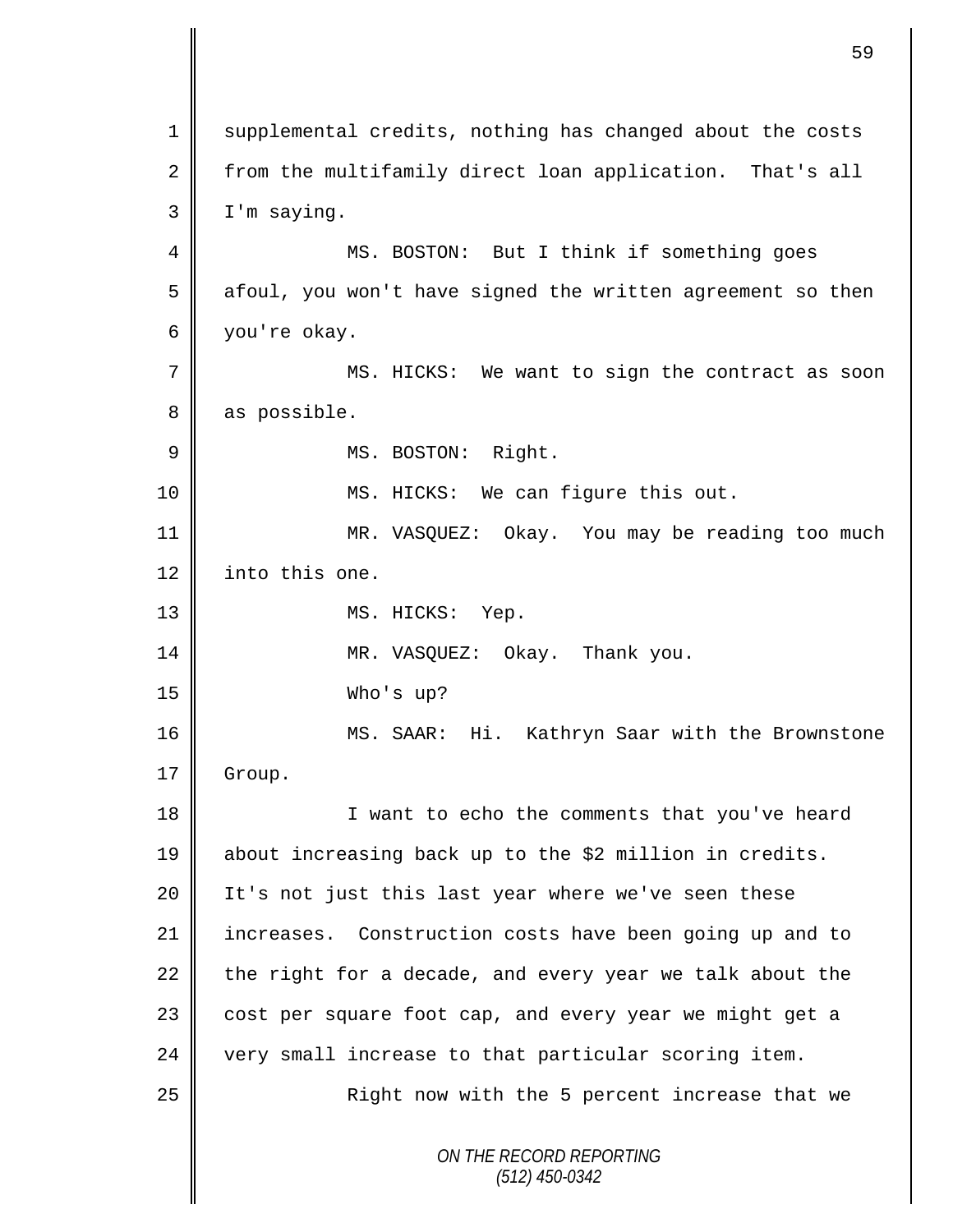supplemental credits, nothing has changed about the costs from the multifamily direct loan application. That's all I'm saying.

MS. BOSTON: But I think if something goes afoul, you won't have signed the written agreement so then you're okay.

MS. HICKS: We want to sign the contract as soon as possible.

MS. BOSTON: Right.

MS. HICKS: We can figure this out.

MR. VASQUEZ: Okay. You may be reading too much into this one.

MS. HICKS: Yep.

MR. VASQUEZ: Okay. Thank you.

Who's up?

MS. SAAR: Hi. Kathryn Saar with the Brownstone Group.

I want to echo the comments that you've heard about increasing back up to the $2 million in credits. It's not just this last year where we've seen these increases. Construction costs have been going up and to the right for a decade, and every year we talk about the cost per square foot cap, and every year we might get a very small increase to that particular scoring item.

Right now with the 5 percent increase that we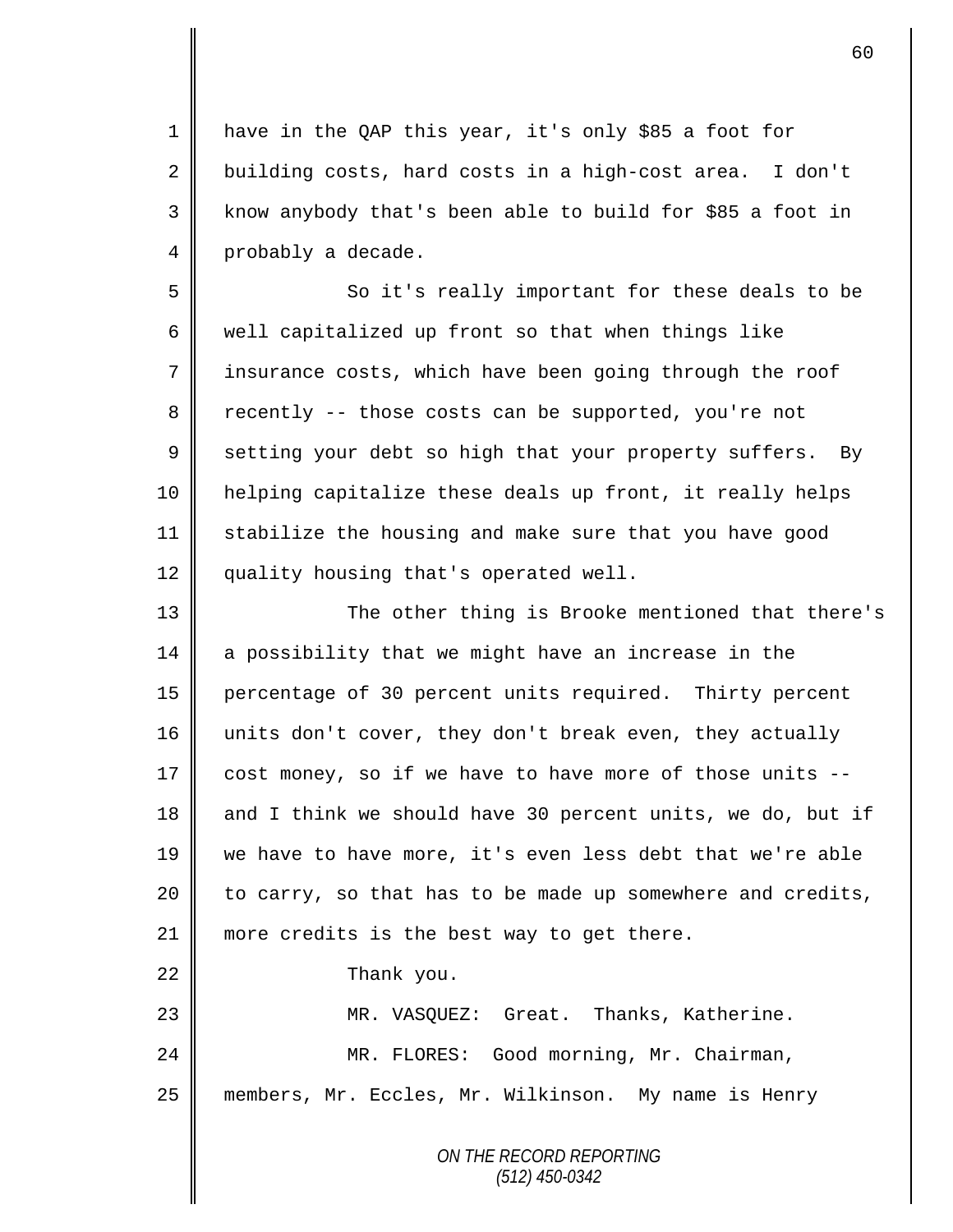have in the QAP this year, it's only $85 a foot for building costs, hard costs in a high-cost area. I don't know anybody that's been able to build for $85 a foot in probably a decade.

So it's really important for these deals to be well capitalized up front so that when things like insurance costs, which have been going through the roof recently -- those costs can be supported, you're not setting your debt so high that your property suffers. By helping capitalize these deals up front, it really helps stabilize the housing and make sure that you have good quality housing that's operated well.

The other thing is Brooke mentioned that there's a possibility that we might have an increase in the percentage of 30 percent units required. Thirty percent units don't cover, they don't break even, they actually cost money, so if we have to have more of those units -- and I think we should have 30 percent units, we do, but if we have to have more, it's even less debt that we're able to carry, so that has to be made up somewhere and credits, more credits is the best way to get there.

Thank you.

MR. VASQUEZ: Great. Thanks, Katherine.

MR. FLORES: Good morning, Mr. Chairman, members, Mr. Eccles, Mr. Wilkinson. My name is Henry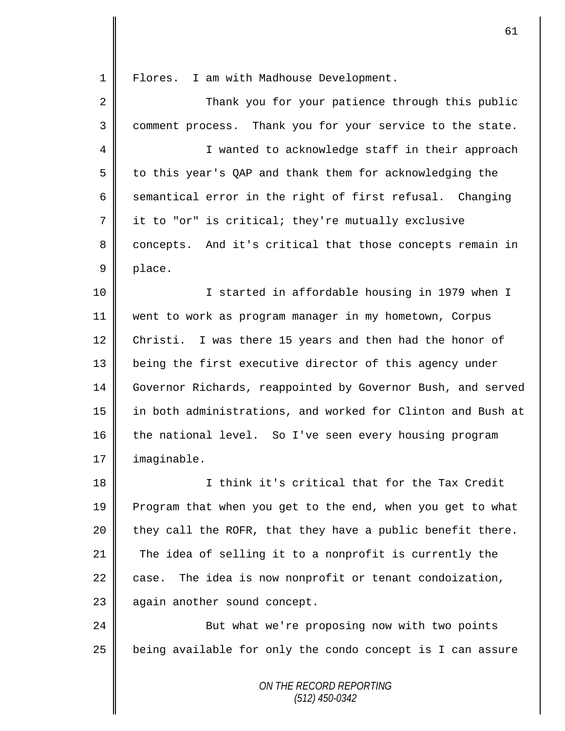Flores. I am with Madhouse Development.

Thank you for your patience through this public comment process. Thank you for your service to the state.

I wanted to acknowledge staff in their approach to this year's QAP and thank them for acknowledging the semantical error in the right of first refusal. Changing it to "or" is critical; they're mutually exclusive concepts. And it's critical that those concepts remain in place.

I started in affordable housing in 1979 when I went to work as program manager in my hometown, Corpus Christi. I was there 15 years and then had the honor of being the first executive director of this agency under Governor Richards, reappointed by Governor Bush, and served in both administrations, and worked for Clinton and Bush at the national level. So I've seen every housing program imaginable.

I think it's critical that for the Tax Credit Program that when you get to the end, when you get to what they call the ROFR, that they have a public benefit there. The idea of selling it to a nonprofit is currently the case. The idea is now nonprofit or tenant condoization, again another sound concept.

But what we're proposing now with two points being available for only the condo concept is I can assure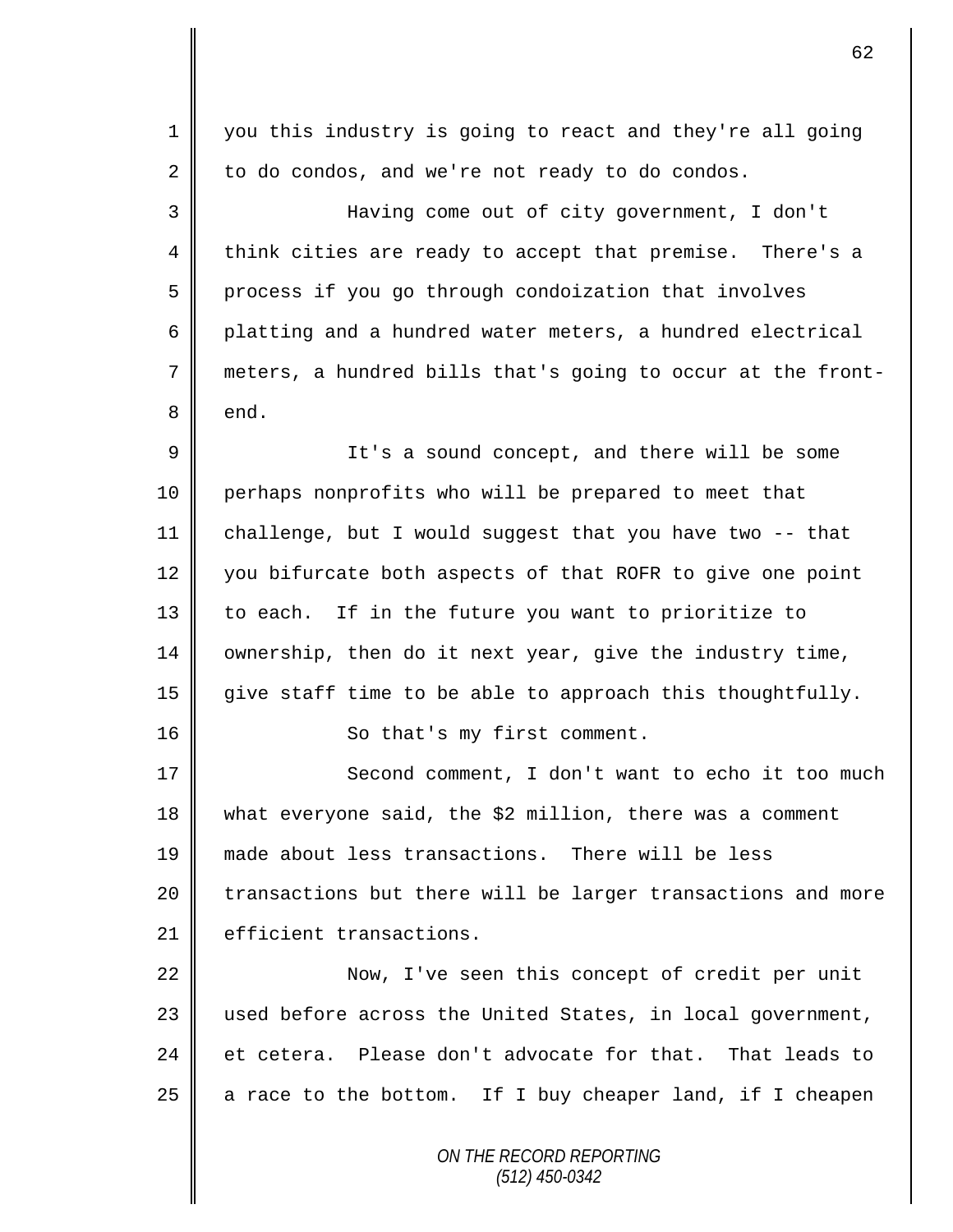you this industry is going to react and they're all going to do condos, and we're not ready to do condos.

Having come out of city government, I don't think cities are ready to accept that premise. There's a process if you go through condoization that involves platting and a hundred water meters, a hundred electrical meters, a hundred bills that's going to occur at the front-end.

It's a sound concept, and there will be some perhaps nonprofits who will be prepared to meet that challenge, but I would suggest that you have two -- that you bifurcate both aspects of that ROFR to give one point to each. If in the future you want to prioritize to ownership, then do it next year, give the industry time, give staff time to be able to approach this thoughtfully.

So that's my first comment.

Second comment, I don't want to echo it too much what everyone said, the $2 million, there was a comment made about less transactions. There will be less transactions but there will be larger transactions and more efficient transactions.

Now, I've seen this concept of credit per unit used before across the United States, in local government, et cetera. Please don't advocate for that. That leads to a race to the bottom. If I buy cheaper land, if I cheapen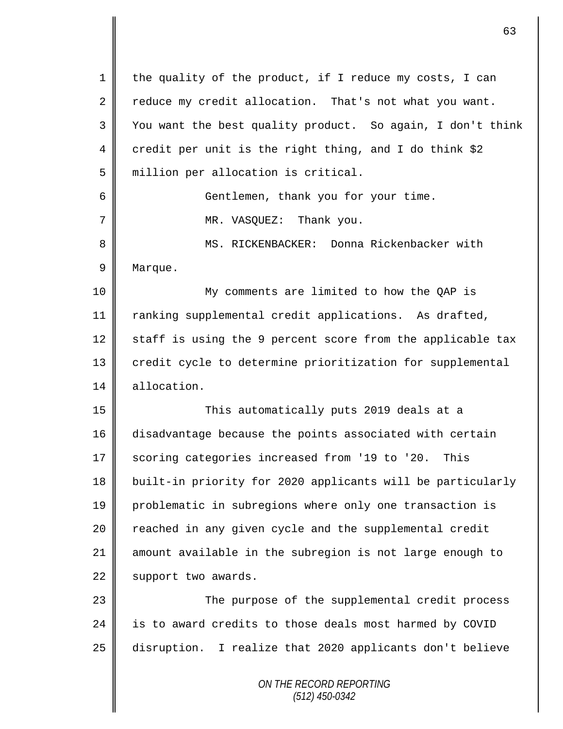the quality of the product, if I reduce my costs, I can reduce my credit allocation. That's not what you want. You want the best quality product. So again, I don't think credit per unit is the right thing, and I do think $2 million per allocation is critical.

Gentlemen, thank you for your time.

MR. VASQUEZ: Thank you.

MS. RICKENBACKER: Donna Rickenbacker with Marque.

My comments are limited to how the QAP is ranking supplemental credit applications. As drafted, staff is using the 9 percent score from the applicable tax credit cycle to determine prioritization for supplemental allocation.

This automatically puts 2019 deals at a disadvantage because the points associated with certain scoring categories increased from '19 to '20. This built-in priority for 2020 applicants will be particularly problematic in subregions where only one transaction is reached in any given cycle and the supplemental credit amount available in the subregion is not large enough to support two awards.

The purpose of the supplemental credit process is to award credits to those deals most harmed by COVID disruption. I realize that 2020 applicants don't believe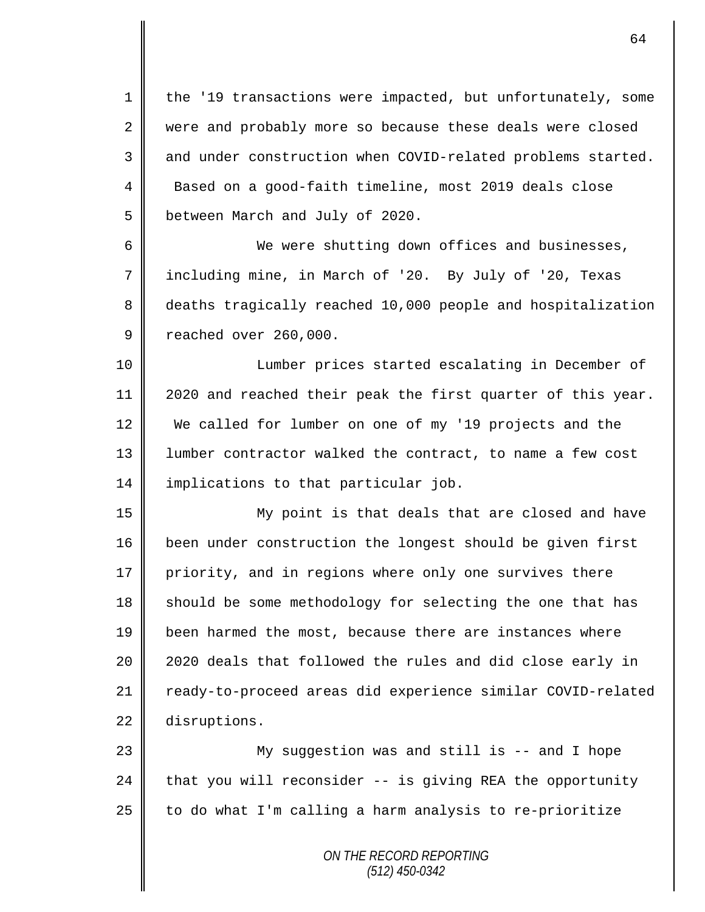the '19 transactions were impacted, but unfortunately, some were and probably more so because these deals were closed and under construction when COVID-related problems started. Based on a good-faith timeline, most 2019 deals close between March and July of 2020.

We were shutting down offices and businesses, including mine, in March of '20. By July of '20, Texas deaths tragically reached 10,000 people and hospitalization reached over 260,000.

Lumber prices started escalating in December of 2020 and reached their peak the first quarter of this year. We called for lumber on one of my '19 projects and the lumber contractor walked the contract, to name a few cost implications to that particular job.

My point is that deals that are closed and have been under construction the longest should be given first priority, and in regions where only one survives there should be some methodology for selecting the one that has been harmed the most, because there are instances where 2020 deals that followed the rules and did close early in ready-to-proceed areas did experience similar COVID-related disruptions.

My suggestion was and still is -- and I hope that you will reconsider -- is giving REA the opportunity to do what I'm calling a harm analysis to re-prioritize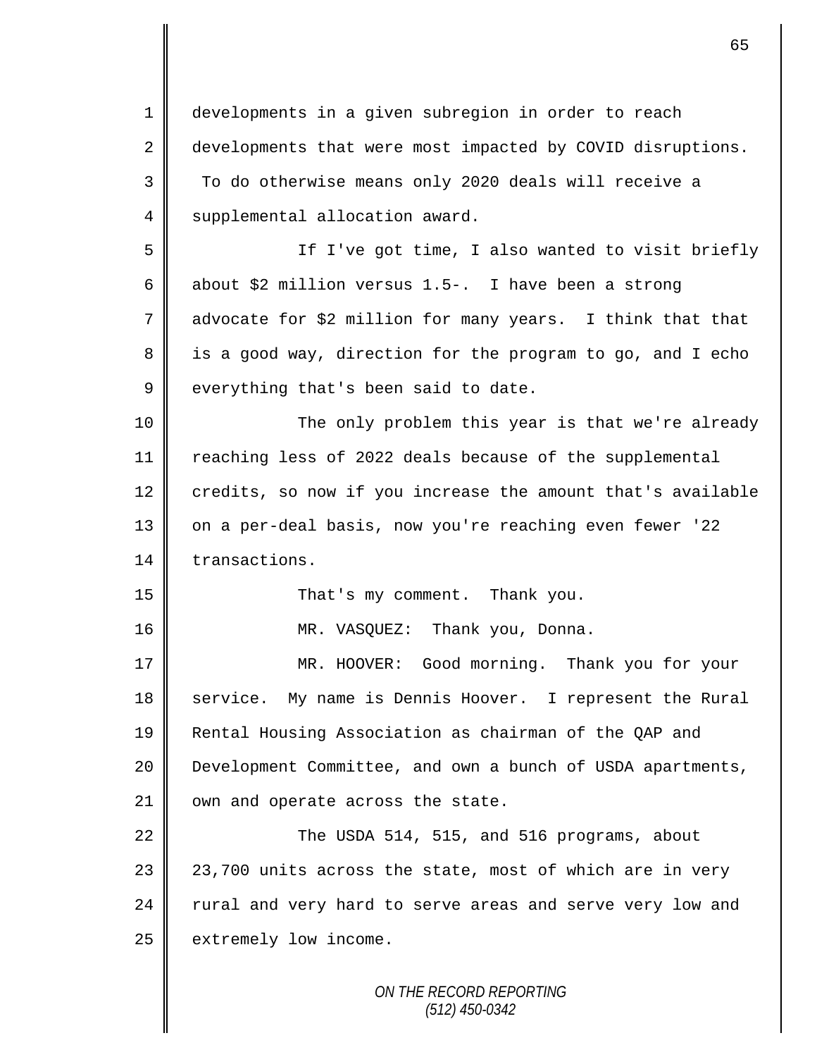developments in a given subregion in order to reach developments that were most impacted by COVID disruptions. To do otherwise means only 2020 deals will receive a supplemental allocation award.

If I've got time, I also wanted to visit briefly about $2 million versus 1.5-. I have been a strong advocate for $2 million for many years. I think that that is a good way, direction for the program to go, and I echo everything that's been said to date.

The only problem this year is that we're already reaching less of 2022 deals because of the supplemental credits, so now if you increase the amount that's available on a per-deal basis, now you're reaching even fewer '22 transactions.

That's my comment. Thank you.

MR. VASQUEZ: Thank you, Donna.

MR. HOOVER: Good morning. Thank you for your service. My name is Dennis Hoover. I represent the Rural Rental Housing Association as chairman of the QAP and Development Committee, and own a bunch of USDA apartments, own and operate across the state.

The USDA 514, 515, and 516 programs, about 23,700 units across the state, most of which are in very rural and very hard to serve areas and serve very low and extremely low income.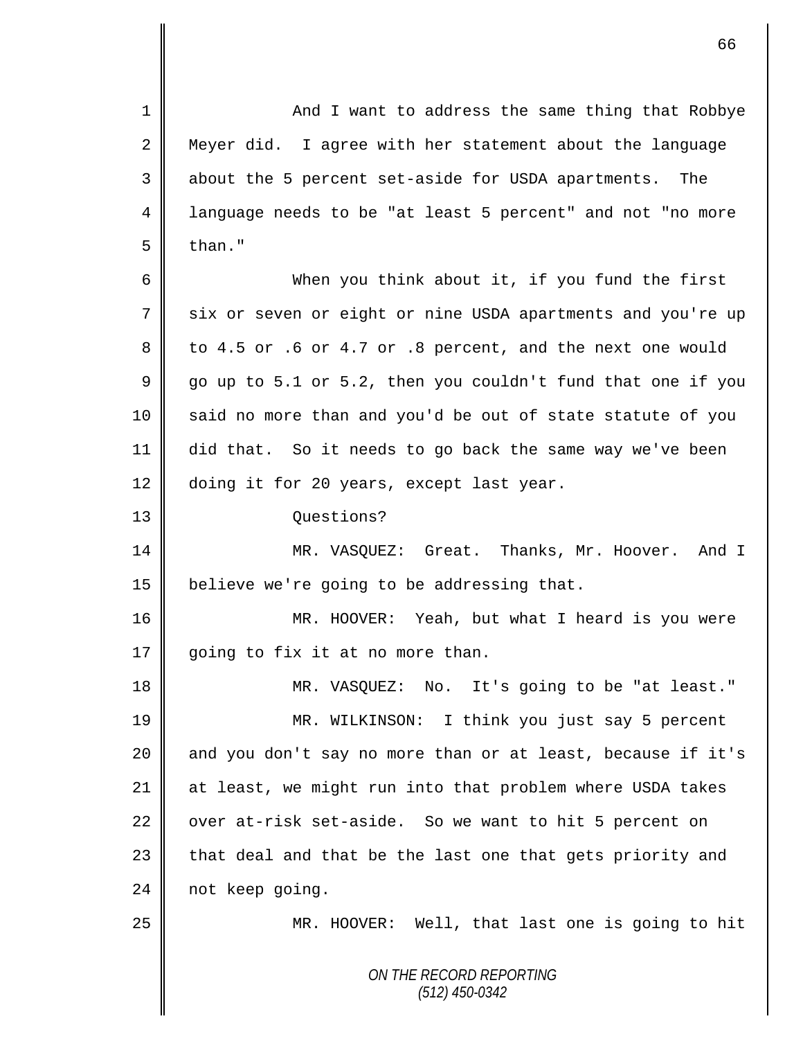And I want to address the same thing that Robbye Meyer did. I agree with her statement about the language about the 5 percent set-aside for USDA apartments. The language needs to be "at least 5 percent" and not "no more than."

When you think about it, if you fund the first six or seven or eight or nine USDA apartments and you're up to 4.5 or .6 or 4.7 or .8 percent, and the next one would go up to 5.1 or 5.2, then you couldn't fund that one if you said no more than and you'd be out of state statute of you did that. So it needs to go back the same way we've been doing it for 20 years, except last year.

Questions?

MR. VASQUEZ: Great. Thanks, Mr. Hoover. And I believe we're going to be addressing that.

MR. HOOVER: Yeah, but what I heard is you were going to fix it at no more than.

MR. VASQUEZ: No. It's going to be "at least."

MR. WILKINSON: I think you just say 5 percent and you don't say no more than or at least, because if it's at least, we might run into that problem where USDA takes over at-risk set-aside. So we want to hit 5 percent on that deal and that be the last one that gets priority and not keep going.

MR. HOOVER: Well, that last one is going to hit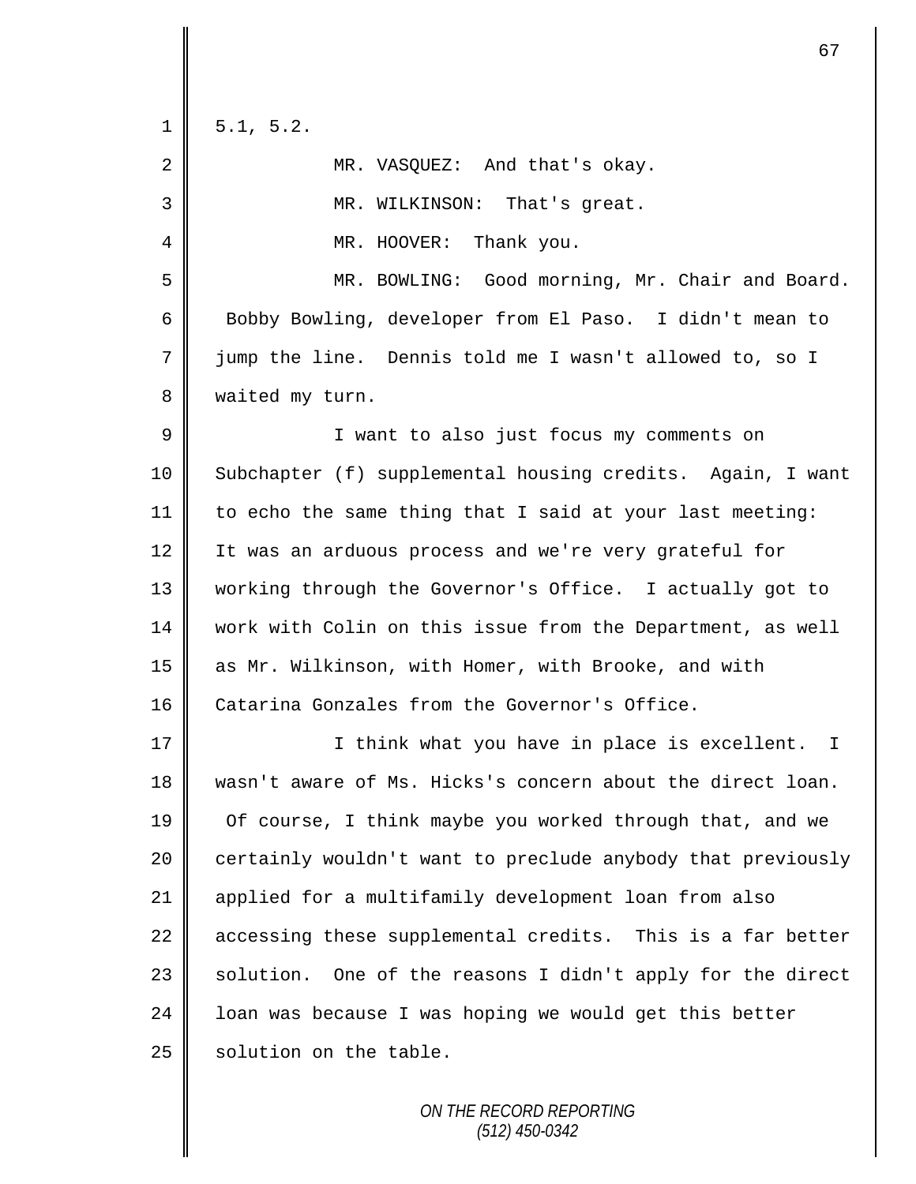5.1, 5.2.

MR. VASQUEZ: And that's okay.

MR. WILKINSON: That's great.

MR. HOOVER: Thank you.

MR. BOWLING: Good morning, Mr. Chair and Board. Bobby Bowling, developer from El Paso. I didn't mean to jump the line. Dennis told me I wasn't allowed to, so I waited my turn.

I want to also just focus my comments on Subchapter (f) supplemental housing credits. Again, I want to echo the same thing that I said at your last meeting: It was an arduous process and we're very grateful for working through the Governor's Office. I actually got to work with Colin on this issue from the Department, as well as Mr. Wilkinson, with Homer, with Brooke, and with Catarina Gonzales from the Governor's Office.

I think what you have in place is excellent. I wasn't aware of Ms. Hicks's concern about the direct loan. Of course, I think maybe you worked through that, and we certainly wouldn't want to preclude anybody that previously applied for a multifamily development loan from also accessing these supplemental credits. This is a far better solution. One of the reasons I didn't apply for the direct loan was because I was hoping we would get this better solution on the table.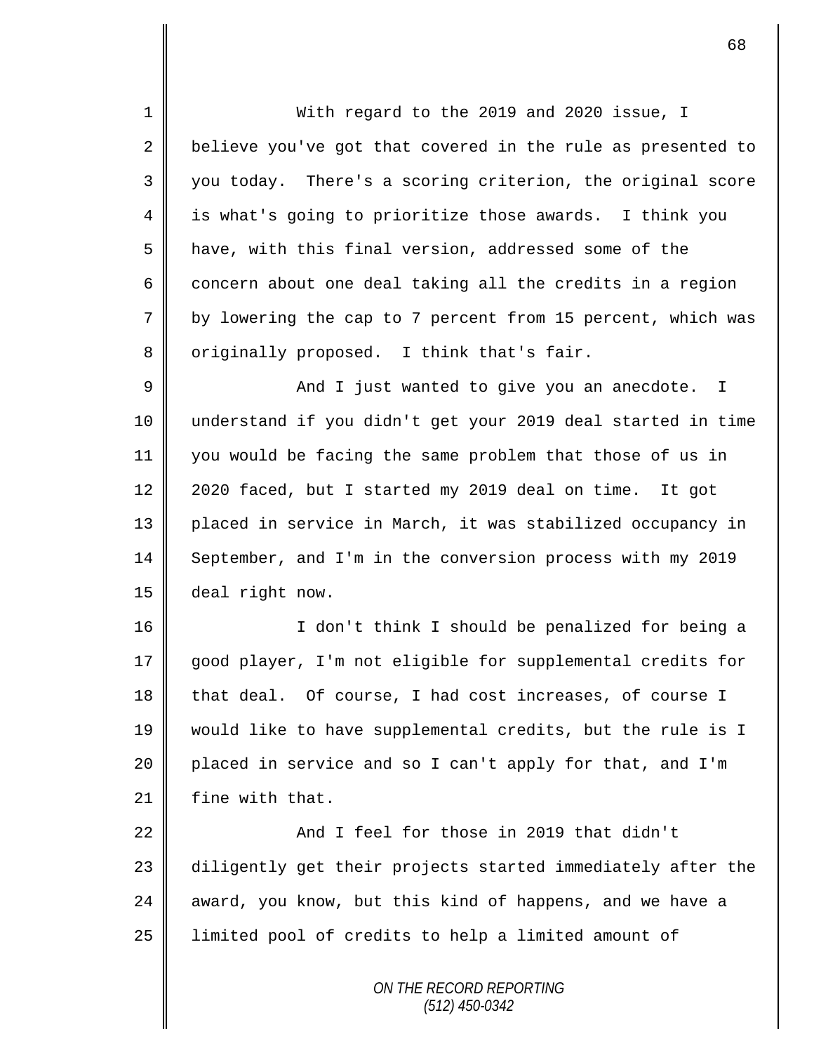With regard to the 2019 and 2020 issue, I believe you've got that covered in the rule as presented to you today. There's a scoring criterion, the original score is what's going to prioritize those awards. I think you have, with this final version, addressed some of the concern about one deal taking all the credits in a region by lowering the cap to 7 percent from 15 percent, which was originally proposed. I think that's fair.

And I just wanted to give you an anecdote. I understand if you didn't get your 2019 deal started in time you would be facing the same problem that those of us in 2020 faced, but I started my 2019 deal on time. It got placed in service in March, it was stabilized occupancy in September, and I'm in the conversion process with my 2019 deal right now.

I don't think I should be penalized for being a good player, I'm not eligible for supplemental credits for that deal. Of course, I had cost increases, of course I would like to have supplemental credits, but the rule is I placed in service and so I can't apply for that, and I'm fine with that.

And I feel for those in 2019 that didn't diligently get their projects started immediately after the award, you know, but this kind of happens, and we have a limited pool of credits to help a limited amount of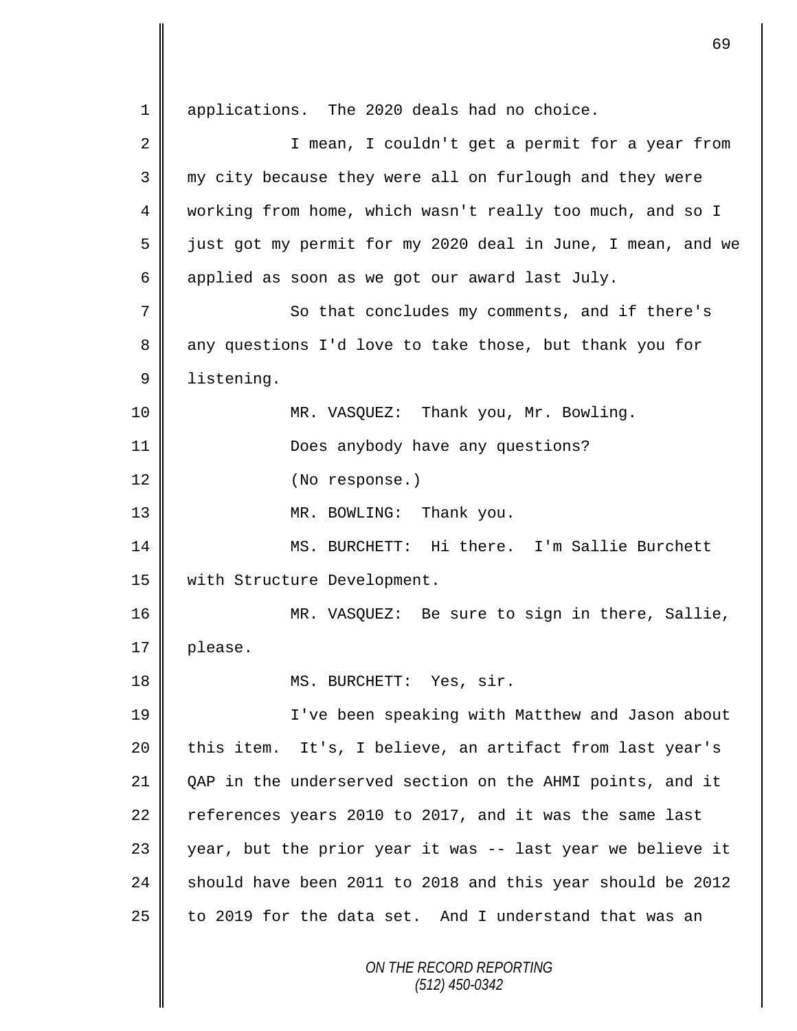applications. The 2020 deals had no choice.

I mean, I couldn't get a permit for a year from my city because they were all on furlough and they were working from home, which wasn't really too much, and so I just got my permit for my 2020 deal in June, I mean, and we applied as soon as we got our award last July.

So that concludes my comments, and if there's any questions I'd love to take those, but thank you for listening.

MR. VASQUEZ: Thank you, Mr. Bowling.

Does anybody have any questions?

(No response.)

MR. BOWLING: Thank you.

MS. BURCHETT: Hi there. I'm Sallie Burchett with Structure Development.

MR. VASQUEZ: Be sure to sign in there, Sallie, please.

MS. BURCHETT: Yes, sir.

I've been speaking with Matthew and Jason about this item. It's, I believe, an artifact from last year's QAP in the underserved section on the AHMI points, and it references years 2010 to 2017, and it was the same last year, but the prior year it was -- last year we believe it should have been 2011 to 2018 and this year should be 2012 to 2019 for the data set. And I understand that was an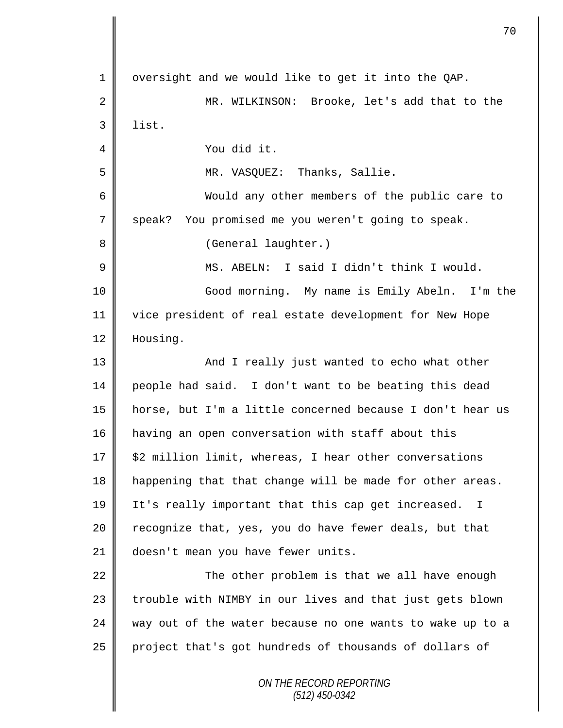oversight and we would like to get it into the QAP.

MR. WILKINSON: Brooke, let's add that to the list.

You did it.

MR. VASQUEZ: Thanks, Sallie.

Would any other members of the public care to speak? You promised me you weren't going to speak.

(General laughter.)

MS. ABELN: I said I didn't think I would.

Good morning. My name is Emily Abeln. I'm the vice president of real estate development for New Hope Housing.

And I really just wanted to echo what other people had said. I don't want to be beating this dead horse, but I'm a little concerned because I don't hear us having an open conversation with staff about this $2 million limit, whereas, I hear other conversations happening that that change will be made for other areas. It's really important that this cap get increased. I recognize that, yes, you do have fewer deals, but that doesn't mean you have fewer units.

The other problem is that we all have enough trouble with NIMBY in our lives and that just gets blown way out of the water because no one wants to wake up to a project that's got hundreds of thousands of dollars of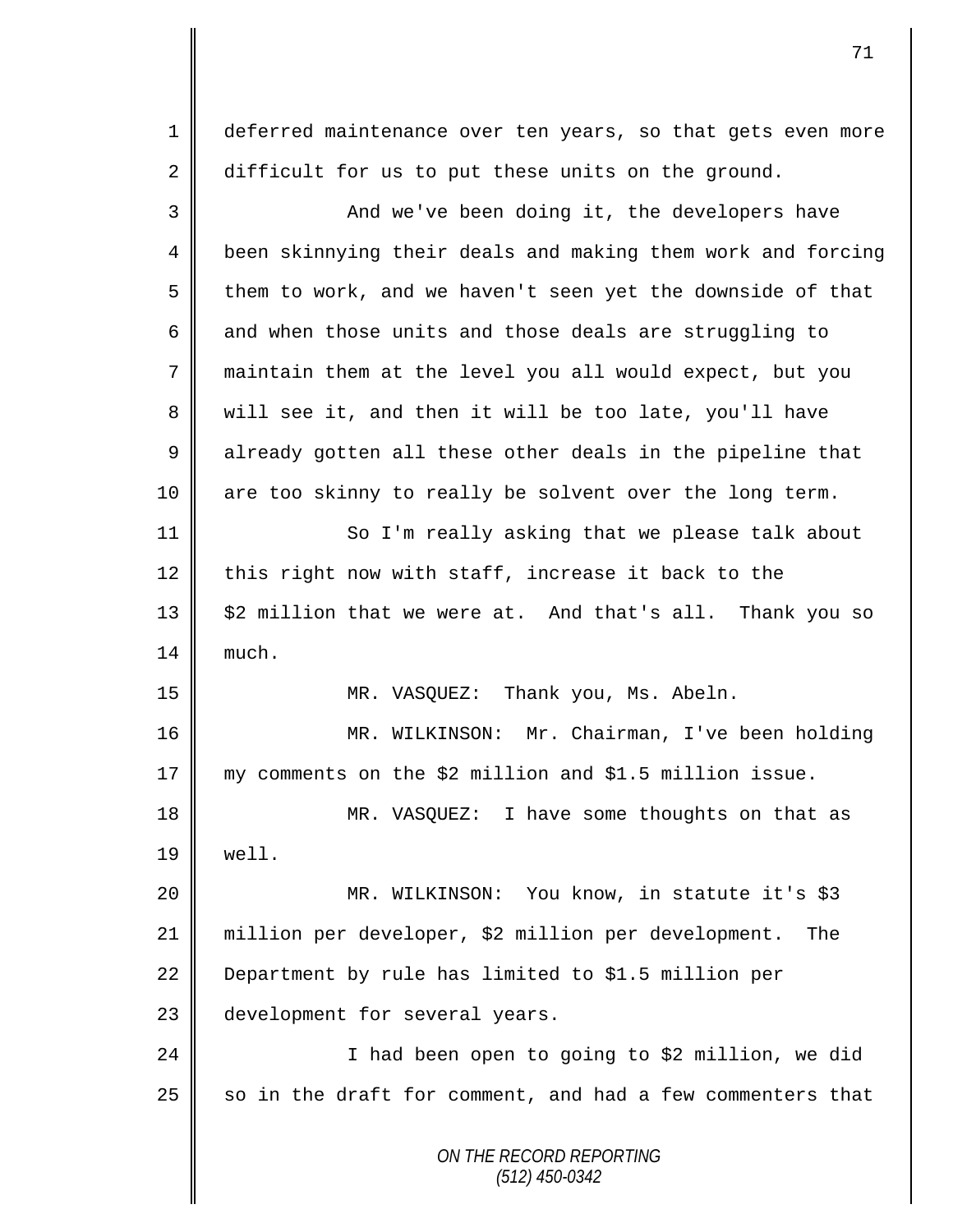deferred maintenance over ten years, so that gets even more difficult for us to put these units on the ground.

And we've been doing it, the developers have been skinnying their deals and making them work and forcing them to work, and we haven't seen yet the downside of that and when those units and those deals are struggling to maintain them at the level you all would expect, but you will see it, and then it will be too late, you'll have already gotten all these other deals in the pipeline that are too skinny to really be solvent over the long term.

So I'm really asking that we please talk about this right now with staff, increase it back to the $2 million that we were at. And that's all. Thank you so much.

MR. VASQUEZ: Thank you, Ms. Abeln.

MR. WILKINSON: Mr. Chairman, I've been holding my comments on the $2 million and $1.5 million issue.

MR. VASQUEZ: I have some thoughts on that as well.

MR. WILKINSON: You know, in statute it's $3 million per developer, $2 million per development. The Department by rule has limited to $1.5 million per development for several years.

I had been open to going to $2 million, we did so in the draft for comment, and had a few commenters that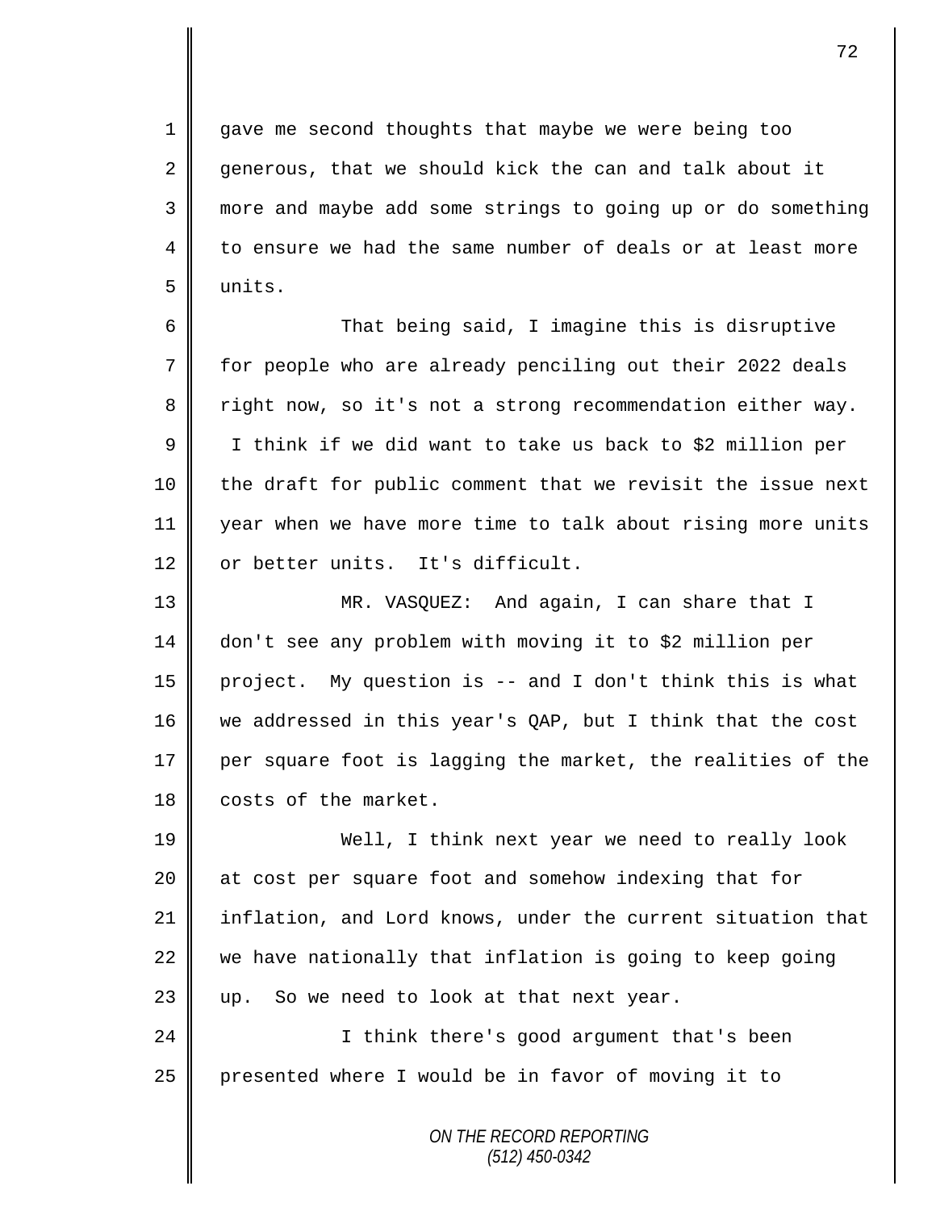gave me second thoughts that maybe we were being too generous, that we should kick the can and talk about it more and maybe add some strings to going up or do something to ensure we had the same number of deals or at least more units.

That being said, I imagine this is disruptive for people who are already penciling out their 2022 deals right now, so it's not a strong recommendation either way. I think if we did want to take us back to $2 million per the draft for public comment that we revisit the issue next year when we have more time to talk about rising more units or better units. It's difficult.

MR. VASQUEZ: And again, I can share that I don't see any problem with moving it to $2 million per project. My question is -- and I don't think this is what we addressed in this year's QAP, but I think that the cost per square foot is lagging the market, the realities of the costs of the market.

Well, I think next year we need to really look at cost per square foot and somehow indexing that for inflation, and Lord knows, under the current situation that we have nationally that inflation is going to keep going up. So we need to look at that next year.

I think there's good argument that's been presented where I would be in favor of moving it to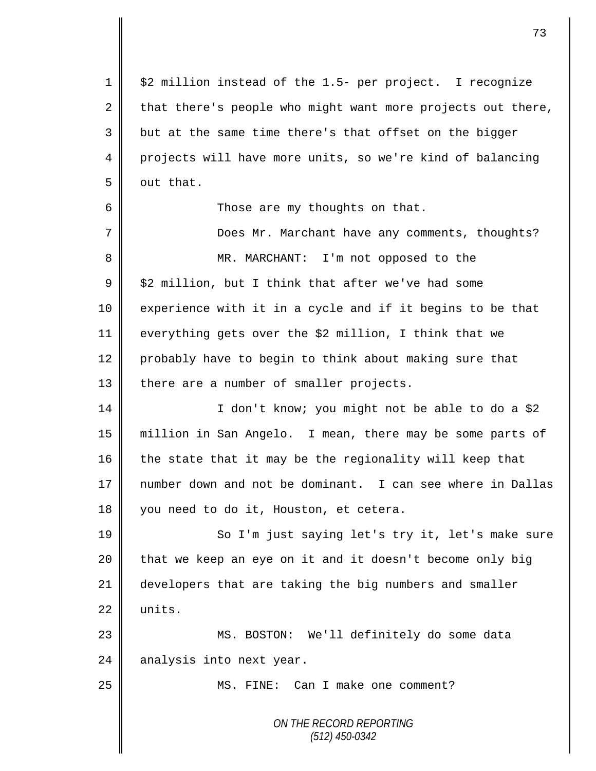$2 million instead of the 1.5- per project. I recognize that there's people who might want more projects out there, but at the same time there's that offset on the bigger projects will have more units, so we're kind of balancing out that.

Those are my thoughts on that.

Does Mr. Marchant have any comments, thoughts?

MR. MARCHANT: I'm not opposed to the $2 million, but I think that after we've had some experience with it in a cycle and if it begins to be that everything gets over the $2 million, I think that we probably have to begin to think about making sure that there are a number of smaller projects.

I don't know; you might not be able to do a $2 million in San Angelo. I mean, there may be some parts of the state that it may be the regionality will keep that number down and not be dominant. I can see where in Dallas you need to do it, Houston, et cetera.

So I'm just saying let's try it, let's make sure that we keep an eye on it and it doesn't become only big developers that are taking the big numbers and smaller units.

MS. BOSTON: We'll definitely do some data analysis into next year.

MS. FINE: Can I make one comment?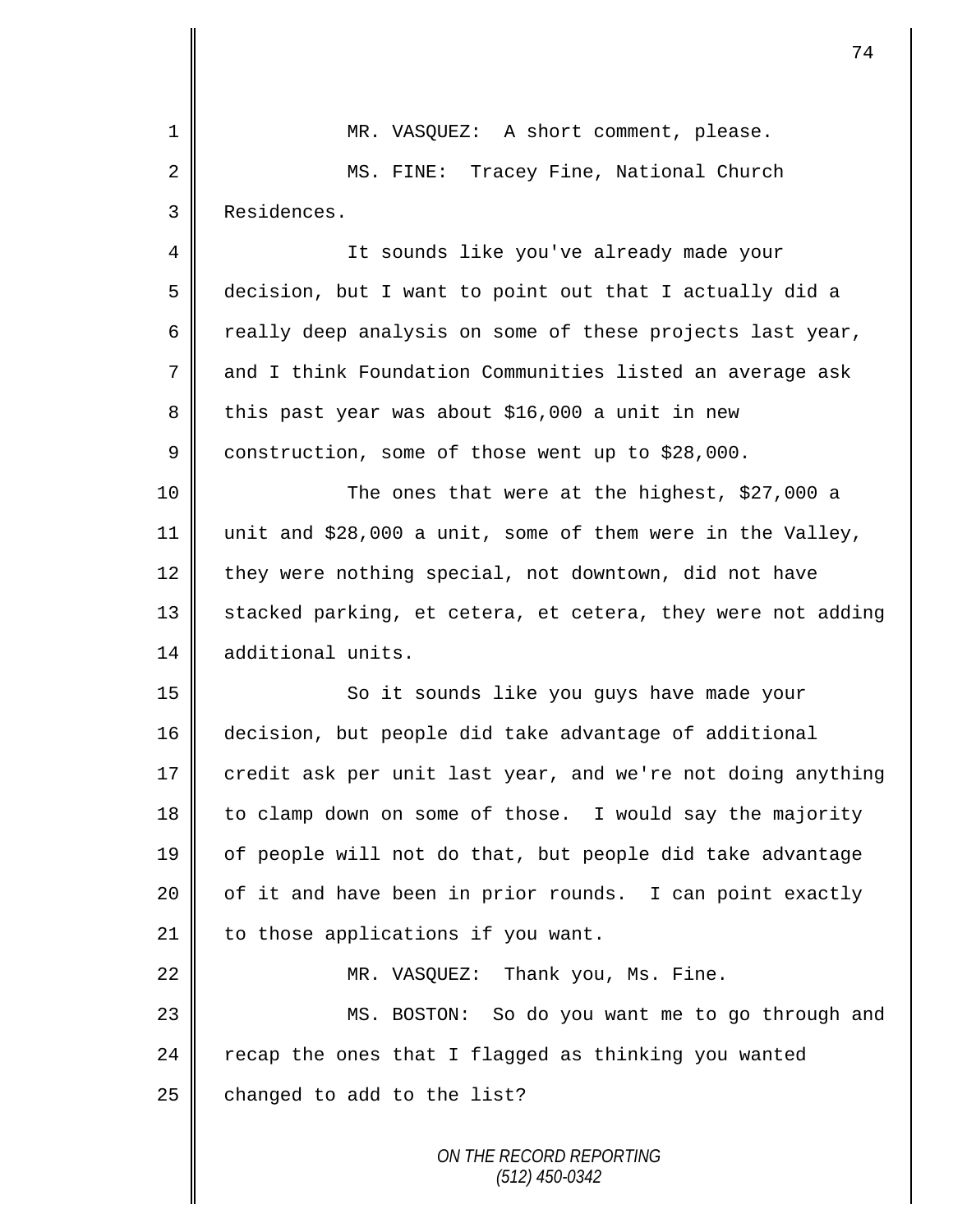MR. VASQUEZ: A short comment, please.

MS. FINE: Tracey Fine, National Church Residences.

It sounds like you've already made your decision, but I want to point out that I actually did a really deep analysis on some of these projects last year, and I think Foundation Communities listed an average ask this past year was about $16,000 a unit in new construction, some of those went up to $28,000.

The ones that were at the highest, $27,000 a unit and $28,000 a unit, some of them were in the Valley, they were nothing special, not downtown, did not have stacked parking, et cetera, et cetera, they were not adding additional units.

So it sounds like you guys have made your decision, but people did take advantage of additional credit ask per unit last year, and we're not doing anything to clamp down on some of those. I would say the majority of people will not do that, but people did take advantage of it and have been in prior rounds. I can point exactly to those applications if you want.

MR. VASQUEZ: Thank you, Ms. Fine.

MS. BOSTON: So do you want me to go through and recap the ones that I flagged as thinking you wanted changed to add to the list?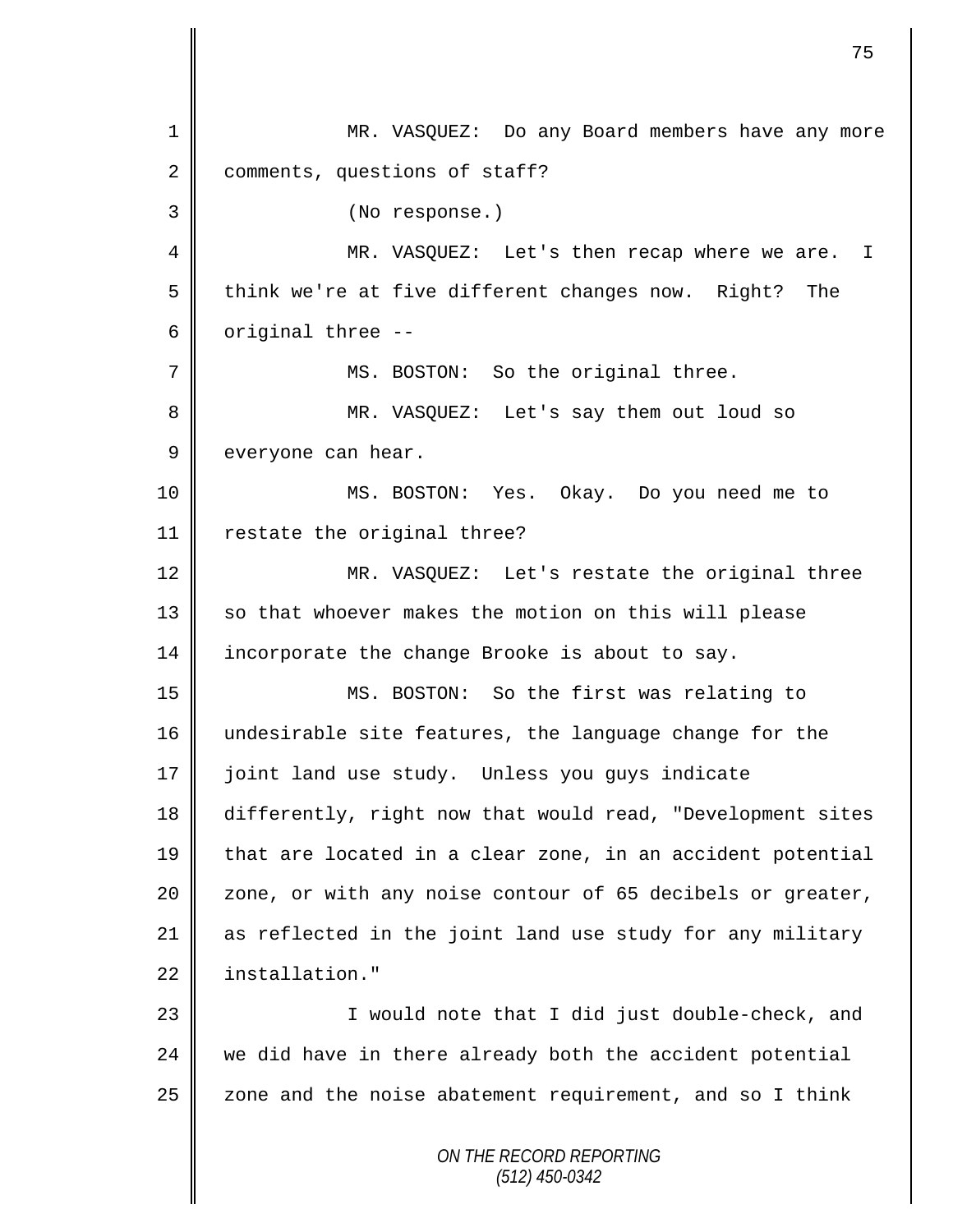MR. VASQUEZ: Do any Board members have any more comments, questions of staff?

(No response.)

MR. VASQUEZ: Let's then recap where we are. I think we're at five different changes now. Right? The original three --

MS. BOSTON: So the original three.

MR. VASQUEZ: Let's say them out loud so everyone can hear.

MS. BOSTON: Yes. Okay. Do you need me to restate the original three?

MR. VASQUEZ: Let's restate the original three so that whoever makes the motion on this will please incorporate the change Brooke is about to say.

MS. BOSTON: So the first was relating to undesirable site features, the language change for the joint land use study. Unless you guys indicate differently, right now that would read, "Development sites that are located in a clear zone, in an accident potential zone, or with any noise contour of 65 decibels or greater, as reflected in the joint land use study for any military installation."

I would note that I did just double-check, and we did have in there already both the accident potential zone and the noise abatement requirement, and so I think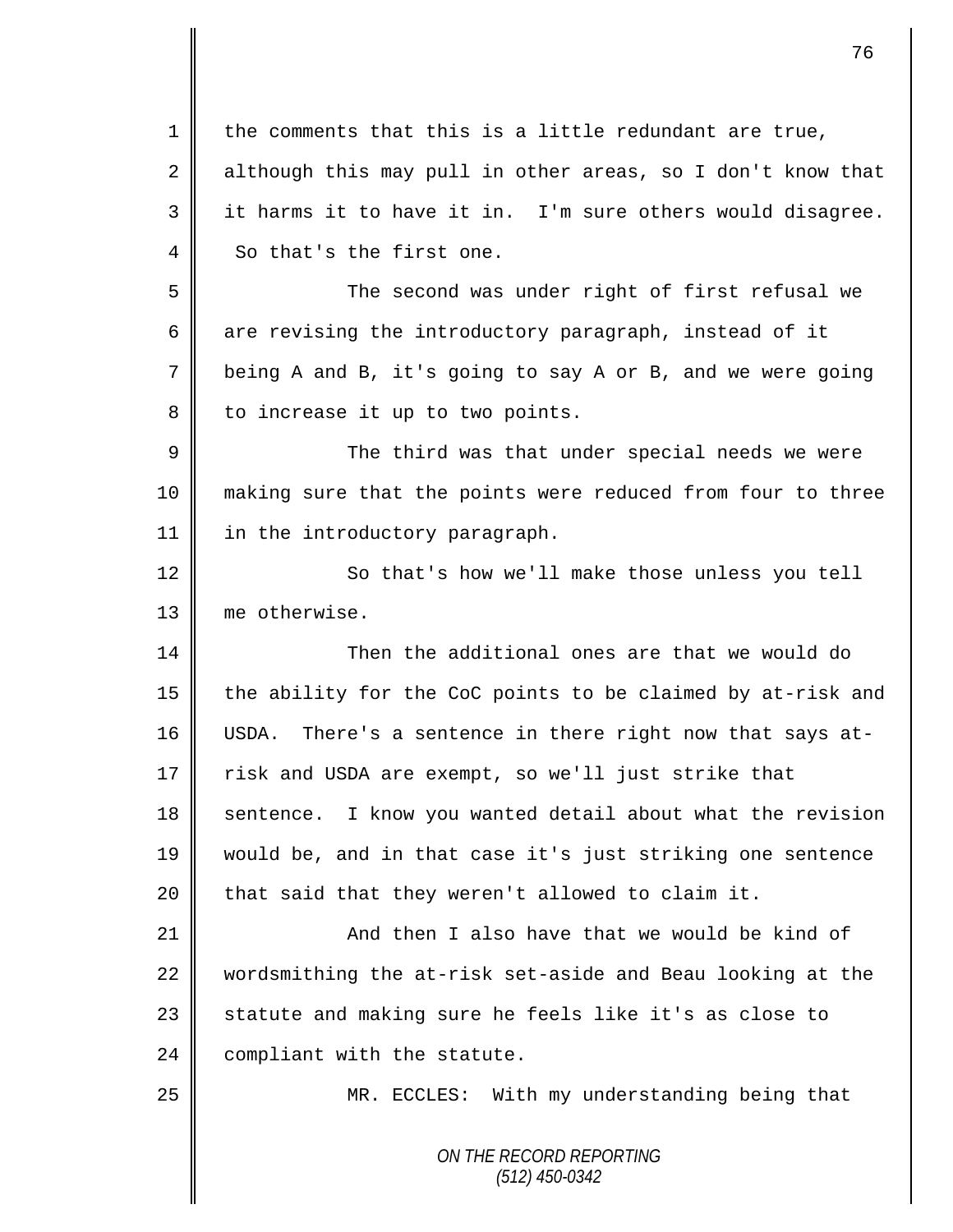the comments that this is a little redundant are true, although this may pull in other areas, so I don't know that it harms it to have it in. I'm sure others would disagree. So that's the first one.

The second was under right of first refusal we are revising the introductory paragraph, instead of it being A and B, it's going to say A or B, and we were going to increase it up to two points.

The third was that under special needs we were making sure that the points were reduced from four to three in the introductory paragraph.

So that's how we'll make those unless you tell me otherwise.

Then the additional ones are that we would do the ability for the CoC points to be claimed by at-risk and USDA. There's a sentence in there right now that says at-risk and USDA are exempt, so we'll just strike that sentence. I know you wanted detail about what the revision would be, and in that case it's just striking one sentence that said that they weren't allowed to claim it.

And then I also have that we would be kind of wordsmithing the at-risk set-aside and Beau looking at the statute and making sure he feels like it's as close to compliant with the statute.

MR. ECCLES: With my understanding being that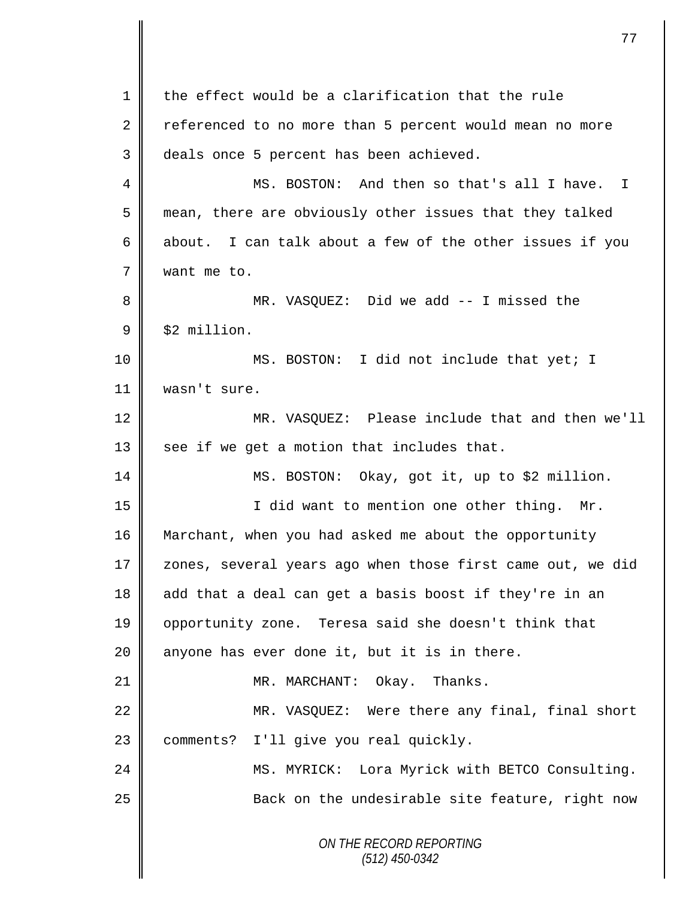the effect would be a clarification that the rule referenced to no more than 5 percent would mean no more deals once 5 percent has been achieved.

MS. BOSTON: And then so that's all I have. I mean, there are obviously other issues that they talked about. I can talk about a few of the other issues if you want me to.

MR. VASQUEZ: Did we add -- I missed the $2 million.

MS. BOSTON: I did not include that yet; I wasn't sure.

MR. VASQUEZ: Please include that and then we'll see if we get a motion that includes that.

MS. BOSTON: Okay, got it, up to $2 million.

I did want to mention one other thing. Mr. Marchant, when you had asked me about the opportunity zones, several years ago when those first came out, we did add that a deal can get a basis boost if they're in an opportunity zone. Teresa said she doesn't think that anyone has ever done it, but it is in there.

MR. MARCHANT: Okay. Thanks.

MR. VASQUEZ: Were there any final, final short comments? I'll give you real quickly.

MS. MYRICK: Lora Myrick with BETCO Consulting.

Back on the undesirable site feature, right now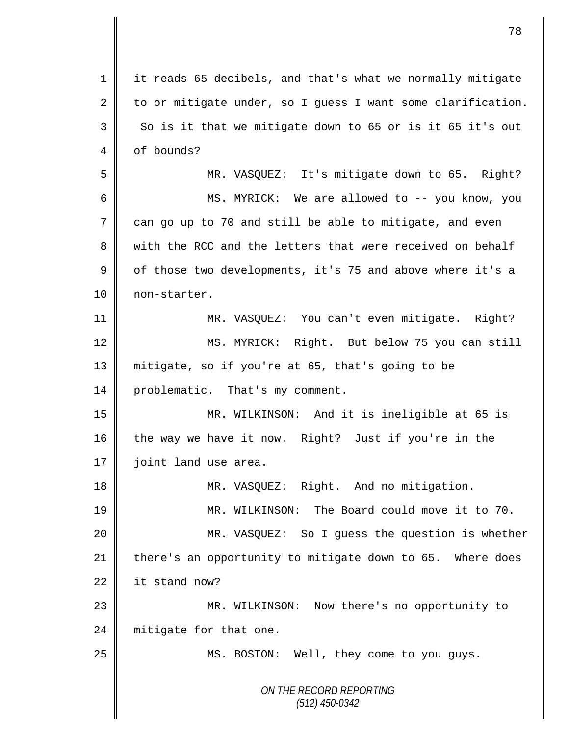it reads 65 decibels, and that's what we normally mitigate to or mitigate under, so I guess I want some clarification. So is it that we mitigate down to 65 or is it 65 it's out of bounds?

MR. VASQUEZ: It's mitigate down to 65. Right?

MS. MYRICK: We are allowed to -- you know, you can go up to 70 and still be able to mitigate, and even with the RCC and the letters that were received on behalf of those two developments, it's 75 and above where it's a non-starter.

MR. VASQUEZ: You can't even mitigate. Right?

MS. MYRICK: Right. But below 75 you can still mitigate, so if you're at 65, that's going to be problematic. That's my comment.

MR. WILKINSON: And it is ineligible at 65 is the way we have it now. Right? Just if you're in the joint land use area.

MR. VASQUEZ: Right. And no mitigation.

MR. WILKINSON: The Board could move it to 70.

MR. VASQUEZ: So I guess the question is whether there's an opportunity to mitigate down to 65. Where does it stand now?

MR. WILKINSON: Now there's no opportunity to mitigate for that one.

MS. BOSTON: Well, they come to you guys.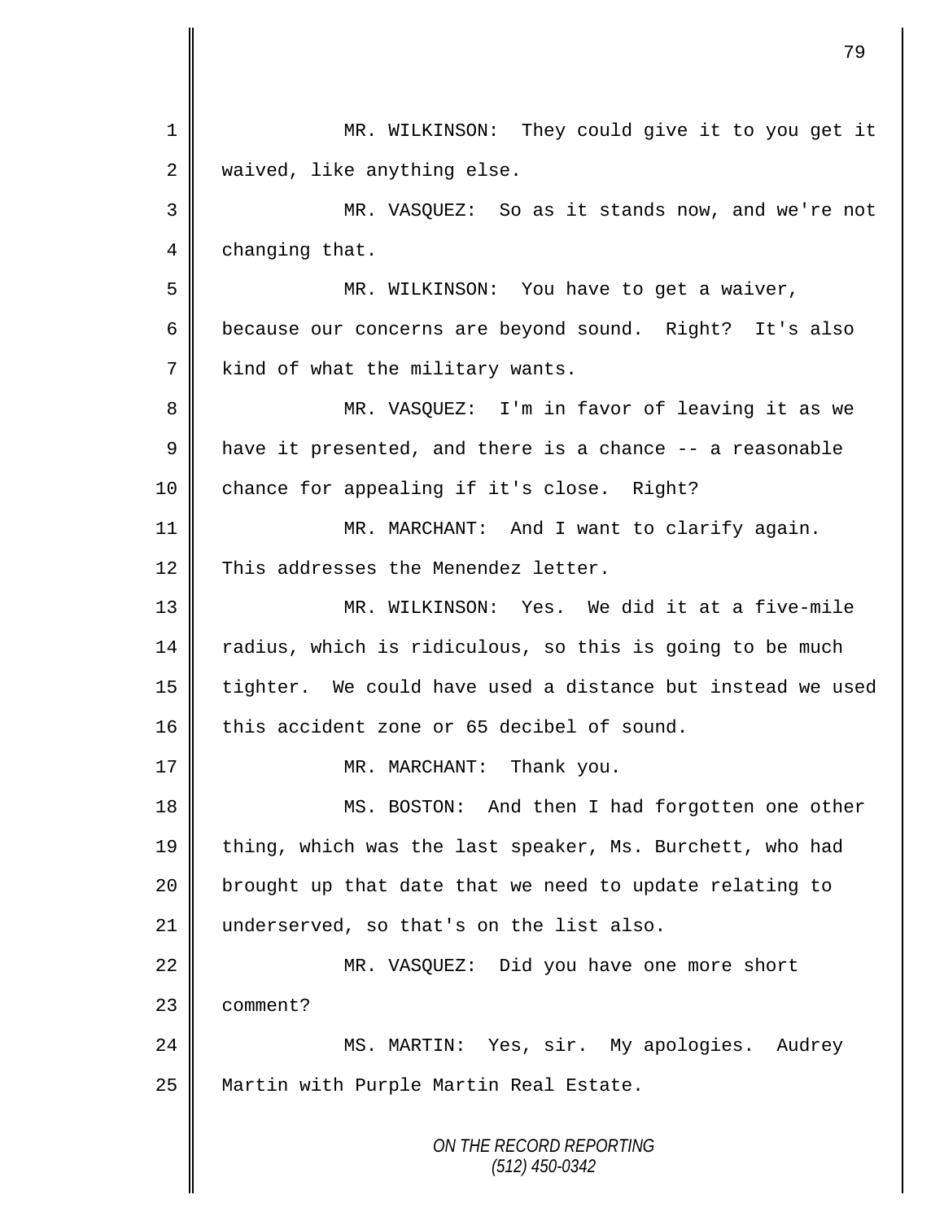MR. WILKINSON: They could give it to you get it waived, like anything else.

MR. VASQUEZ: So as it stands now, and we're not changing that.

MR. WILKINSON: You have to get a waiver, because our concerns are beyond sound. Right? It's also kind of what the military wants.

MR. VASQUEZ: I'm in favor of leaving it as we have it presented, and there is a chance -- a reasonable chance for appealing if it's close. Right?

MR. MARCHANT: And I want to clarify again. This addresses the Menendez letter.

MR. WILKINSON: Yes. We did it at a five-mile radius, which is ridiculous, so this is going to be much tighter. We could have used a distance but instead we used this accident zone or 65 decibel of sound.

MR. MARCHANT: Thank you.

MS. BOSTON: And then I had forgotten one other thing, which was the last speaker, Ms. Burchett, who had brought up that date that we need to update relating to underserved, so that's on the list also.

MR. VASQUEZ: Did you have one more short comment?

MS. MARTIN: Yes, sir. My apologies. Audrey Martin with Purple Martin Real Estate.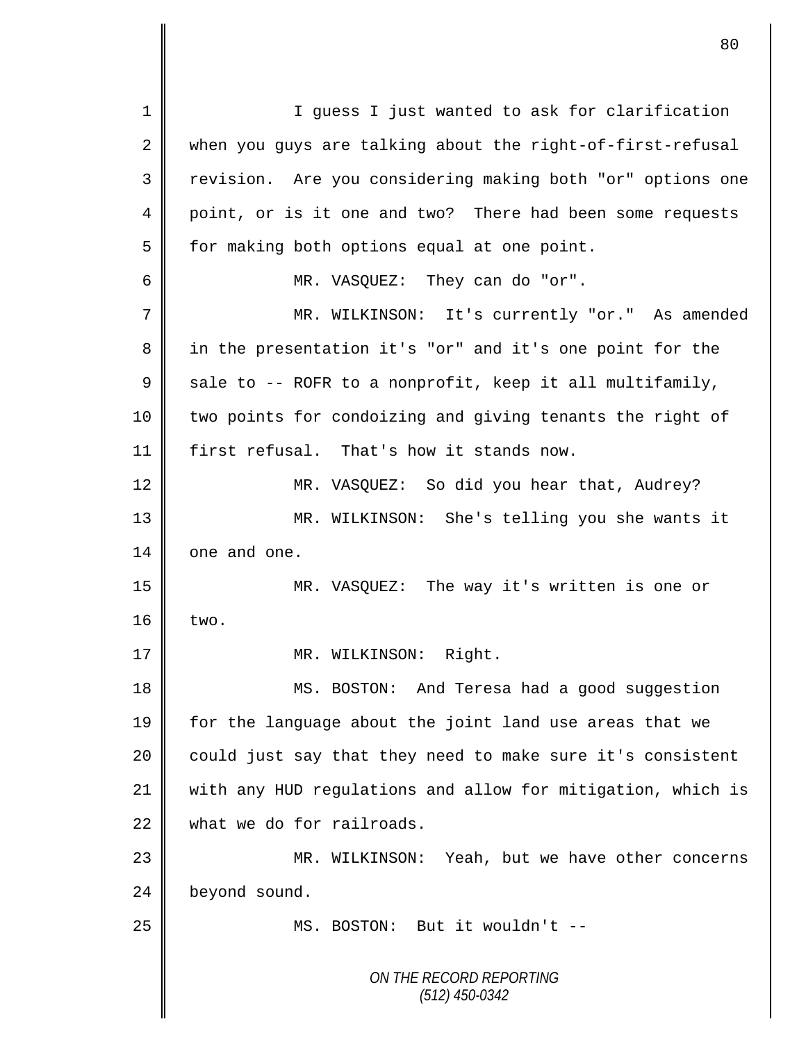I guess I just wanted to ask for clarification when you guys are talking about the right-of-first-refusal revision. Are you considering making both "or" options one point, or is it one and two? There had been some requests for making both options equal at one point.

MR. VASQUEZ: They can do "or".

MR. WILKINSON: It's currently "or." As amended in the presentation it's "or" and it's one point for the sale to -- ROFR to a nonprofit, keep it all multifamily, two points for condoizing and giving tenants the right of first refusal. That's how it stands now.

MR. VASQUEZ: So did you hear that, Audrey?

MR. WILKINSON: She's telling you she wants it one and one.

MR. VASQUEZ: The way it's written is one or two.

MR. WILKINSON: Right.

MS. BOSTON: And Teresa had a good suggestion for the language about the joint land use areas that we could just say that they need to make sure it's consistent with any HUD regulations and allow for mitigation, which is what we do for railroads.

MR. WILKINSON: Yeah, but we have other concerns beyond sound.

MS. BOSTON: But it wouldn't --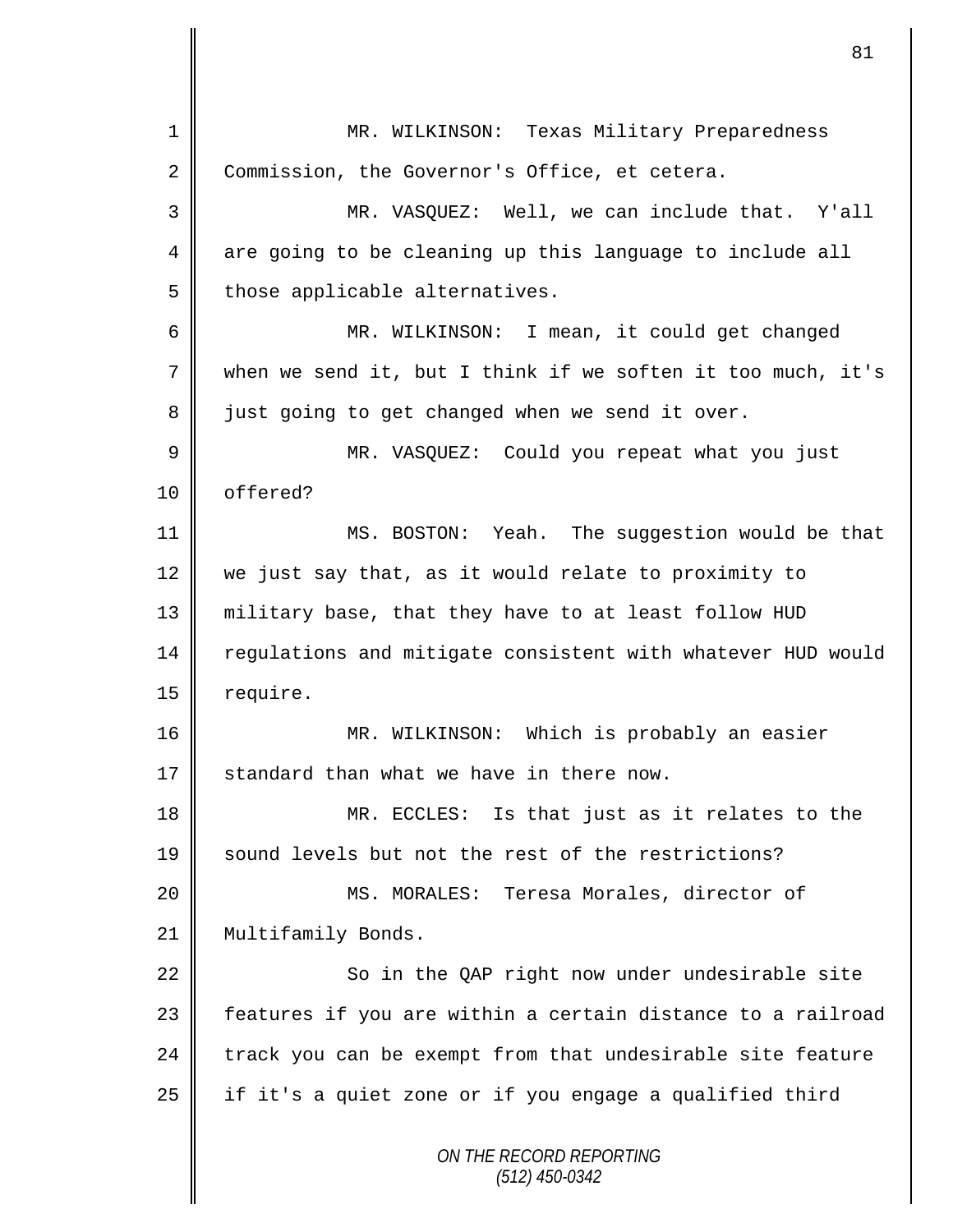MR. WILKINSON: Texas Military Preparedness Commission, the Governor's Office, et cetera.

MR. VASQUEZ: Well, we can include that. Y'all are going to be cleaning up this language to include all those applicable alternatives.

MR. WILKINSON: I mean, it could get changed when we send it, but I think if we soften it too much, it's just going to get changed when we send it over.

MR. VASQUEZ: Could you repeat what you just offered?

MS. BOSTON: Yeah. The suggestion would be that we just say that, as it would relate to proximity to military base, that they have to at least follow HUD regulations and mitigate consistent with whatever HUD would require.

MR. WILKINSON: Which is probably an easier standard than what we have in there now.

MR. ECCLES: Is that just as it relates to the sound levels but not the rest of the restrictions?

MS. MORALES: Teresa Morales, director of Multifamily Bonds.

So in the QAP right now under undesirable site features if you are within a certain distance to a railroad track you can be exempt from that undesirable site feature if it's a quiet zone or if you engage a qualified third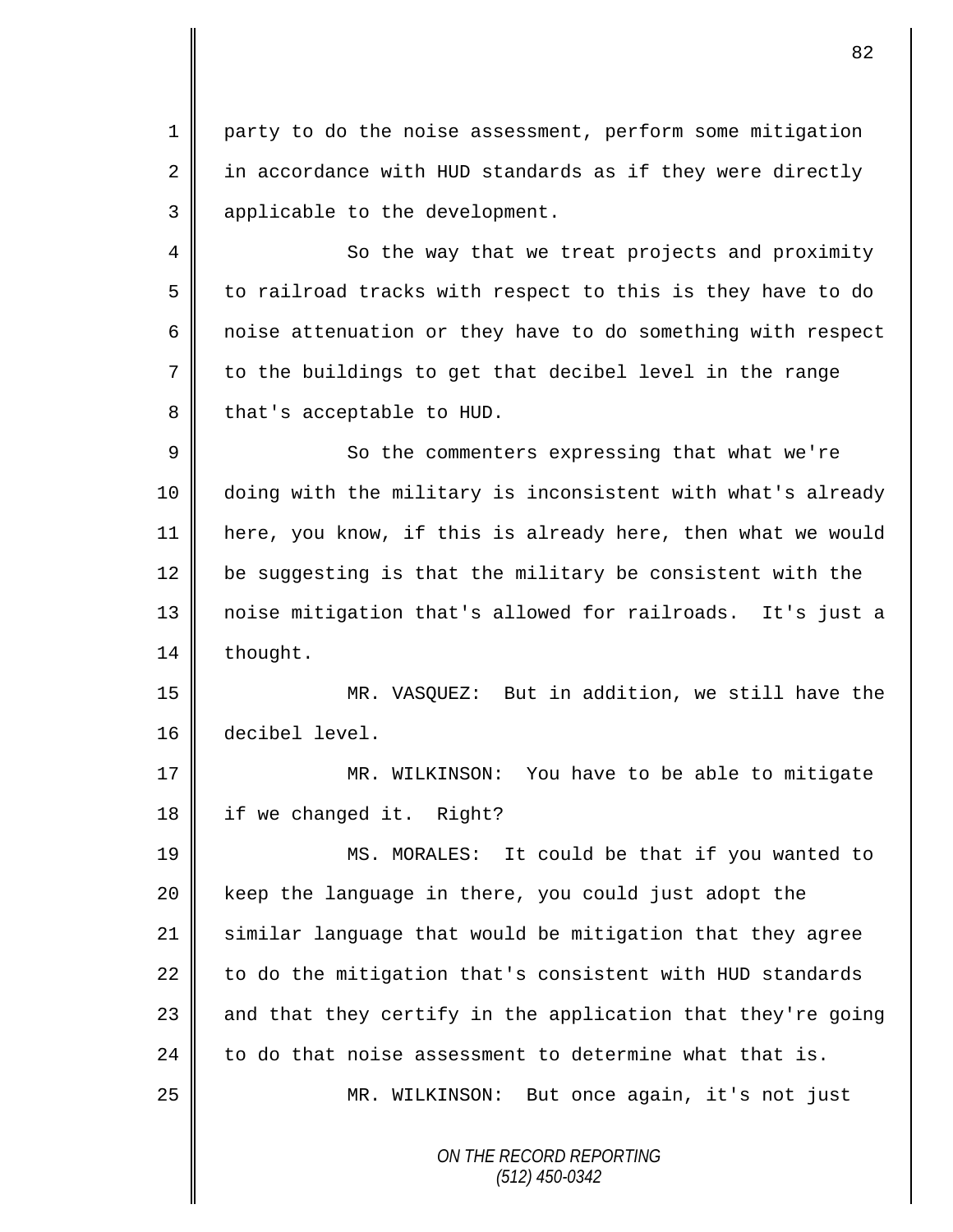party to do the noise assessment, perform some mitigation in accordance with HUD standards as if they were directly applicable to the development.

So the way that we treat projects and proximity to railroad tracks with respect to this is they have to do noise attenuation or they have to do something with respect to the buildings to get that decibel level in the range that's acceptable to HUD.

So the commenters expressing that what we're doing with the military is inconsistent with what's already here, you know, if this is already here, then what we would be suggesting is that the military be consistent with the noise mitigation that's allowed for railroads. It's just a thought.

MR. VASQUEZ: But in addition, we still have the decibel level.

MR. WILKINSON: You have to be able to mitigate if we changed it. Right?

MS. MORALES: It could be that if you wanted to keep the language in there, you could just adopt the similar language that would be mitigation that they agree to do the mitigation that's consistent with HUD standards and that they certify in the application that they're going to do that noise assessment to determine what that is.

MR. WILKINSON: But once again, it's not just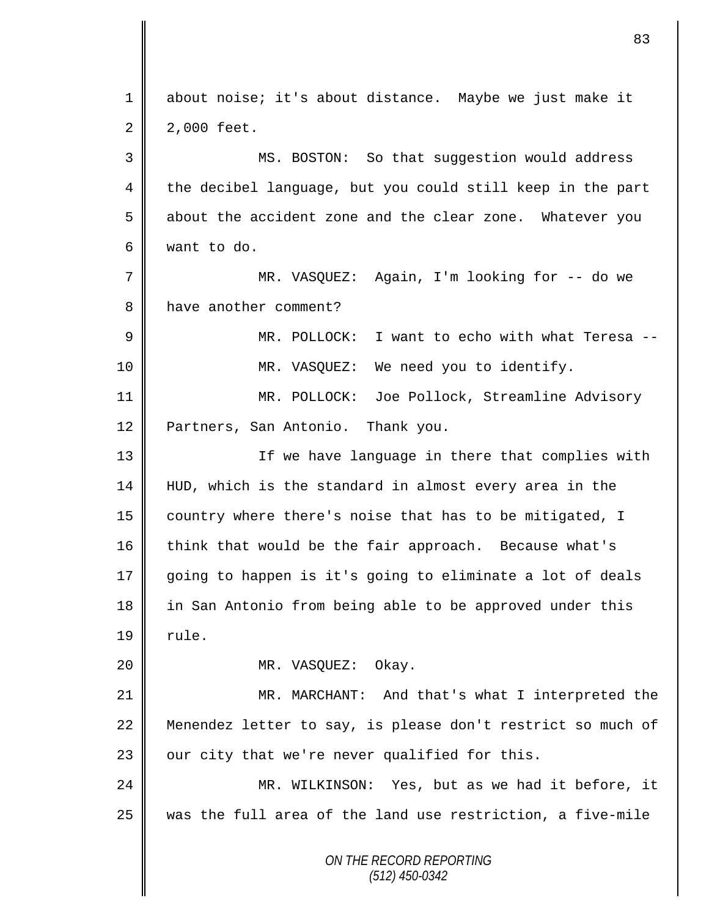about noise; it's about distance. Maybe we just make it 2,000 feet.

MS. BOSTON: So that suggestion would address the decibel language, but you could still keep in the part about the accident zone and the clear zone. Whatever you want to do.

MR. VASQUEZ: Again, I'm looking for -- do we have another comment?

MR. POLLOCK: I want to echo with what Teresa --

MR. VASQUEZ: We need you to identify.

MR. POLLOCK: Joe Pollock, Streamline Advisory Partners, San Antonio. Thank you.

If we have language in there that complies with HUD, which is the standard in almost every area in the country where there's noise that has to be mitigated, I think that would be the fair approach. Because what's going to happen is it's going to eliminate a lot of deals in San Antonio from being able to be approved under this rule.

MR. VASQUEZ: Okay.

MR. MARCHANT: And that's what I interpreted the Menendez letter to say, is please don't restrict so much of our city that we're never qualified for this.

MR. WILKINSON: Yes, but as we had it before, it was the full area of the land use restriction, a five-mile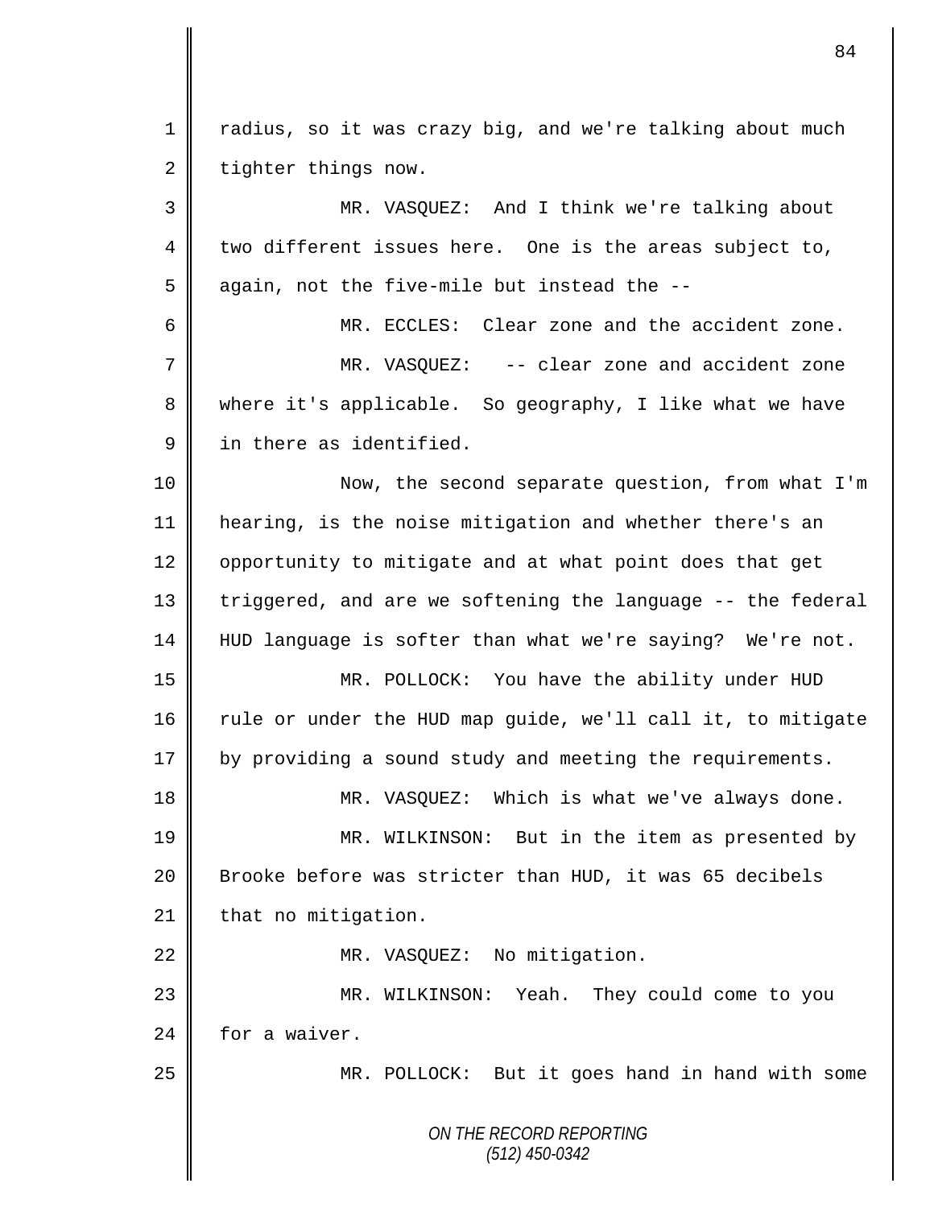radius, so it was crazy big, and we're talking about much tighter things now.

MR. VASQUEZ: And I think we're talking about two different issues here. One is the areas subject to, again, not the five-mile but instead the --

MR. ECCLES: Clear zone and the accident zone.

MR. VASQUEZ: -- clear zone and accident zone where it's applicable. So geography, I like what we have in there as identified.

Now, the second separate question, from what I'm hearing, is the noise mitigation and whether there's an opportunity to mitigate and at what point does that get triggered, and are we softening the language -- the federal HUD language is softer than what we're saying? We're not.

MR. POLLOCK: You have the ability under HUD rule or under the HUD map guide, we'll call it, to mitigate by providing a sound study and meeting the requirements.

MR. VASQUEZ: Which is what we've always done.

MR. WILKINSON: But in the item as presented by Brooke before was stricter than HUD, it was 65 decibels that no mitigation.

MR. VASQUEZ: No mitigation.

MR. WILKINSON: Yeah. They could come to you for a waiver.

MR. POLLOCK: But it goes hand in hand with some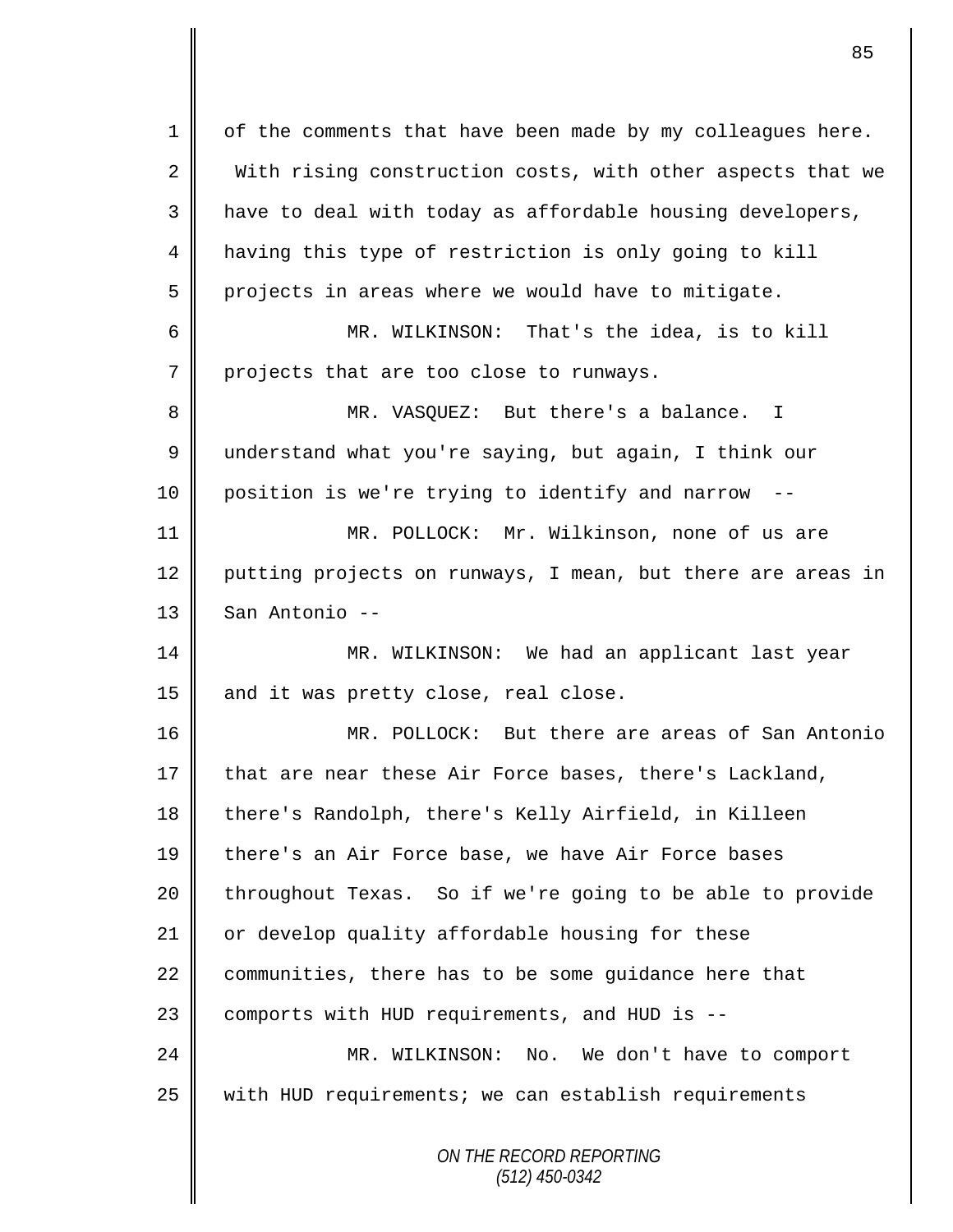of the comments that have been made by my colleagues here. With rising construction costs, with other aspects that we have to deal with today as affordable housing developers, having this type of restriction is only going to kill projects in areas where we would have to mitigate.

MR. WILKINSON: That's the idea, is to kill projects that are too close to runways.

MR. VASQUEZ: But there's a balance. I understand what you're saying, but again, I think our position is we're trying to identify and narrow --

MR. POLLOCK: Mr. Wilkinson, none of us are putting projects on runways, I mean, but there are areas in San Antonio --

MR. WILKINSON: We had an applicant last year and it was pretty close, real close.

MR. POLLOCK: But there are areas of San Antonio that are near these Air Force bases, there's Lackland, there's Randolph, there's Kelly Airfield, in Killeen there's an Air Force base, we have Air Force bases throughout Texas. So if we're going to be able to provide or develop quality affordable housing for these communities, there has to be some guidance here that comports with HUD requirements, and HUD is --

MR. WILKINSON: No. We don't have to comport with HUD requirements; we can establish requirements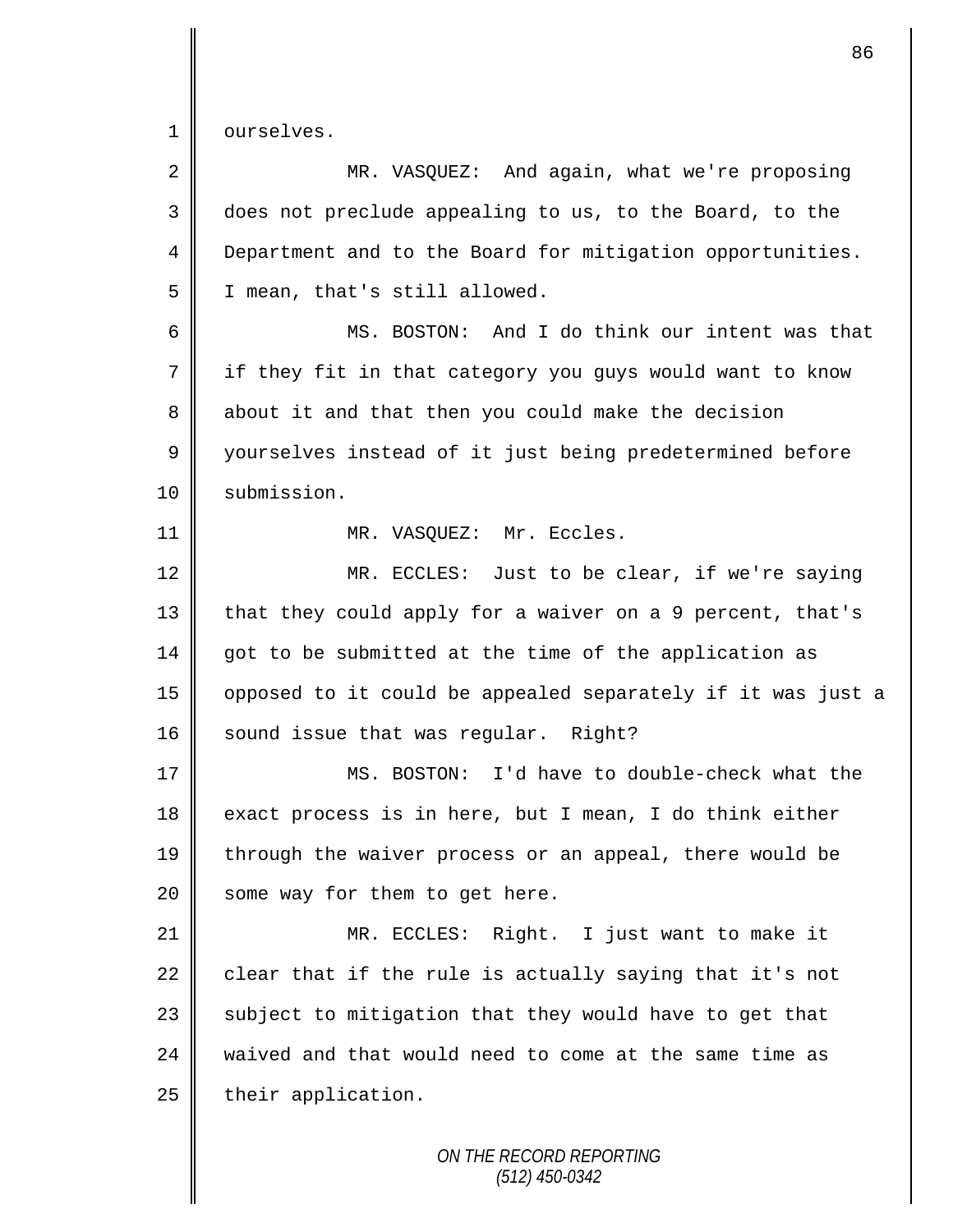ourselves.

MR. VASQUEZ: And again, what we're proposing does not preclude appealing to us, to the Board, to the Department and to the Board for mitigation opportunities. I mean, that's still allowed.

MS. BOSTON: And I do think our intent was that if they fit in that category you guys would want to know about it and that then you could make the decision yourselves instead of it just being predetermined before submission.

MR. VASQUEZ: Mr. Eccles.

MR. ECCLES: Just to be clear, if we're saying that they could apply for a waiver on a 9 percent, that's got to be submitted at the time of the application as opposed to it could be appealed separately if it was just a sound issue that was regular. Right?

MS. BOSTON: I'd have to double-check what the exact process is in here, but I mean, I do think either through the waiver process or an appeal, there would be some way for them to get here.

MR. ECCLES: Right. I just want to make it clear that if the rule is actually saying that it's not subject to mitigation that they would have to get that waived and that would need to come at the same time as their application.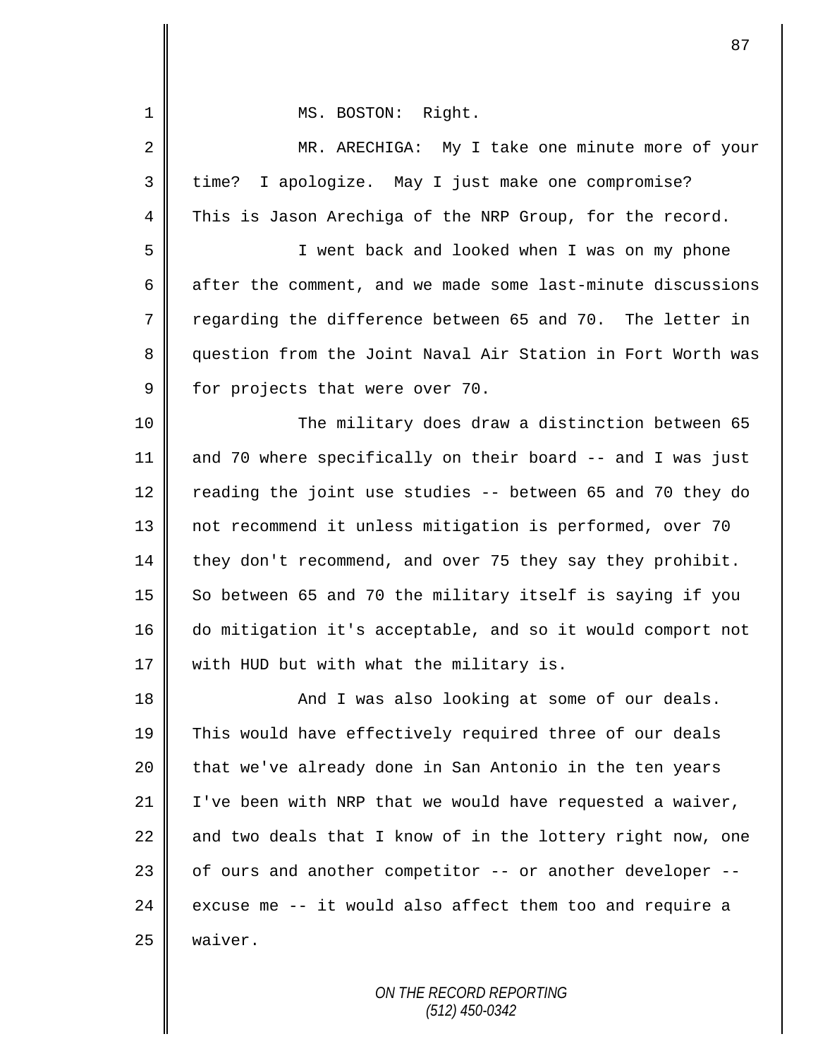MS. BOSTON: Right.

MR. ARECHIGA: My I take one minute more of your time? I apologize. May I just make one compromise? This is Jason Arechiga of the NRP Group, for the record.

I went back and looked when I was on my phone after the comment, and we made some last-minute discussions regarding the difference between 65 and 70. The letter in question from the Joint Naval Air Station in Fort Worth was for projects that were over 70.

The military does draw a distinction between 65 and 70 where specifically on their board -- and I was just reading the joint use studies -- between 65 and 70 they do not recommend it unless mitigation is performed, over 70 they don't recommend, and over 75 they say they prohibit. So between 65 and 70 the military itself is saying if you do mitigation it's acceptable, and so it would comport not with HUD but with what the military is.

And I was also looking at some of our deals. This would have effectively required three of our deals that we've already done in San Antonio in the ten years I've been with NRP that we would have requested a waiver, and two deals that I know of in the lottery right now, one of ours and another competitor -- or another developer -- excuse me -- it would also affect them too and require a waiver.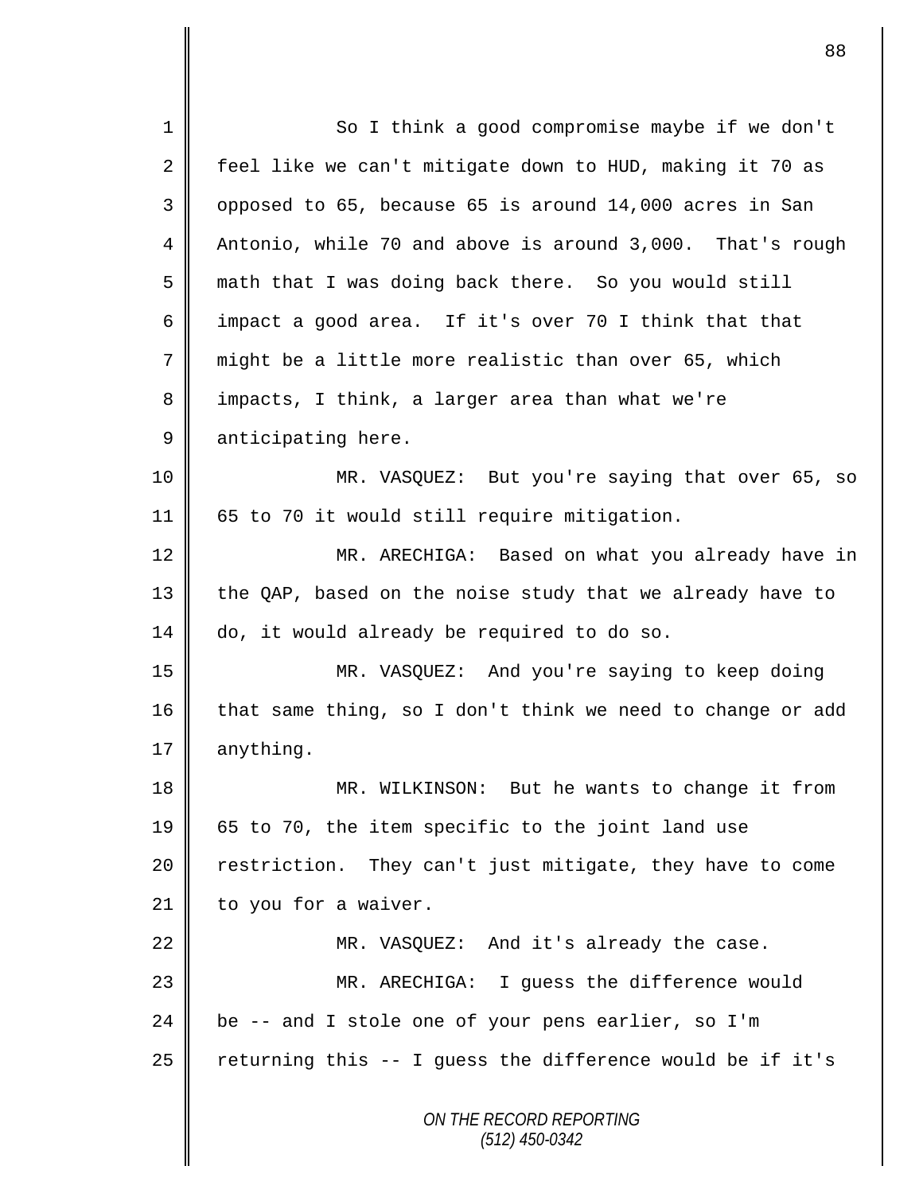So I think a good compromise maybe if we don't feel like we can't mitigate down to HUD, making it 70 as opposed to 65, because 65 is around 14,000 acres in San Antonio, while 70 and above is around 3,000. That's rough math that I was doing back there. So you would still impact a good area. If it's over 70 I think that that might be a little more realistic than over 65, which impacts, I think, a larger area than what we're anticipating here.

MR. VASQUEZ: But you're saying that over 65, so 65 to 70 it would still require mitigation.

MR. ARECHIGA: Based on what you already have in the QAP, based on the noise study that we already have to do, it would already be required to do so.

MR. VASQUEZ: And you're saying to keep doing that same thing, so I don't think we need to change or add anything.

MR. WILKINSON: But he wants to change it from 65 to 70, the item specific to the joint land use restriction. They can't just mitigate, they have to come to you for a waiver.

MR. VASQUEZ: And it's already the case.

MR. ARECHIGA: I guess the difference would be -- and I stole one of your pens earlier, so I'm returning this -- I guess the difference would be if it's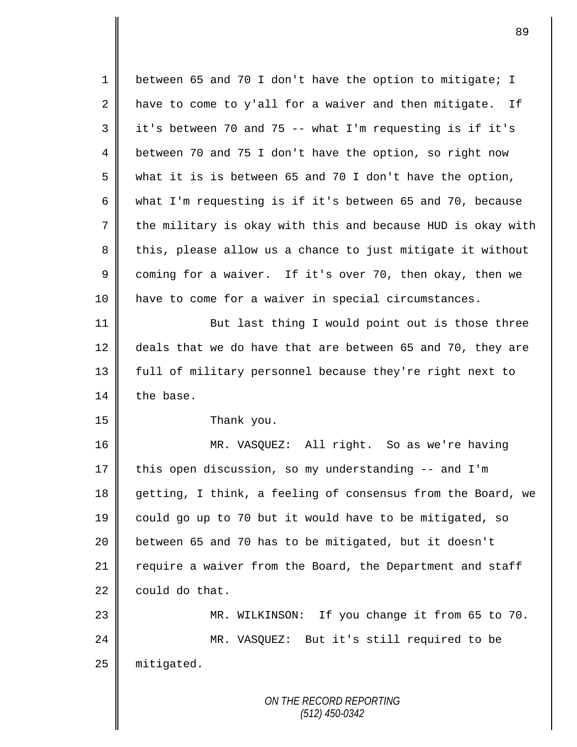between 65 and 70 I don't have the option to mitigate; I have to come to y'all for a waiver and then mitigate. If it's between 70 and 75 -- what I'm requesting is if it's between 70 and 75 I don't have the option, so right now what it is is between 65 and 70 I don't have the option, what I'm requesting is if it's between 65 and 70, because the military is okay with this and because HUD is okay with this, please allow us a chance to just mitigate it without coming for a waiver. If it's over 70, then okay, then we have to come for a waiver in special circumstances.

But last thing I would point out is those three deals that we do have that are between 65 and 70, they are full of military personnel because they're right next to the base.

Thank you.

MR. VASQUEZ: All right. So as we're having this open discussion, so my understanding -- and I'm getting, I think, a feeling of consensus from the Board, we could go up to 70 but it would have to be mitigated, so between 65 and 70 has to be mitigated, but it doesn't require a waiver from the Board, the Department and staff could do that.

MR. WILKINSON: If you change it from 65 to 70.

MR. VASQUEZ: But it's still required to be mitigated.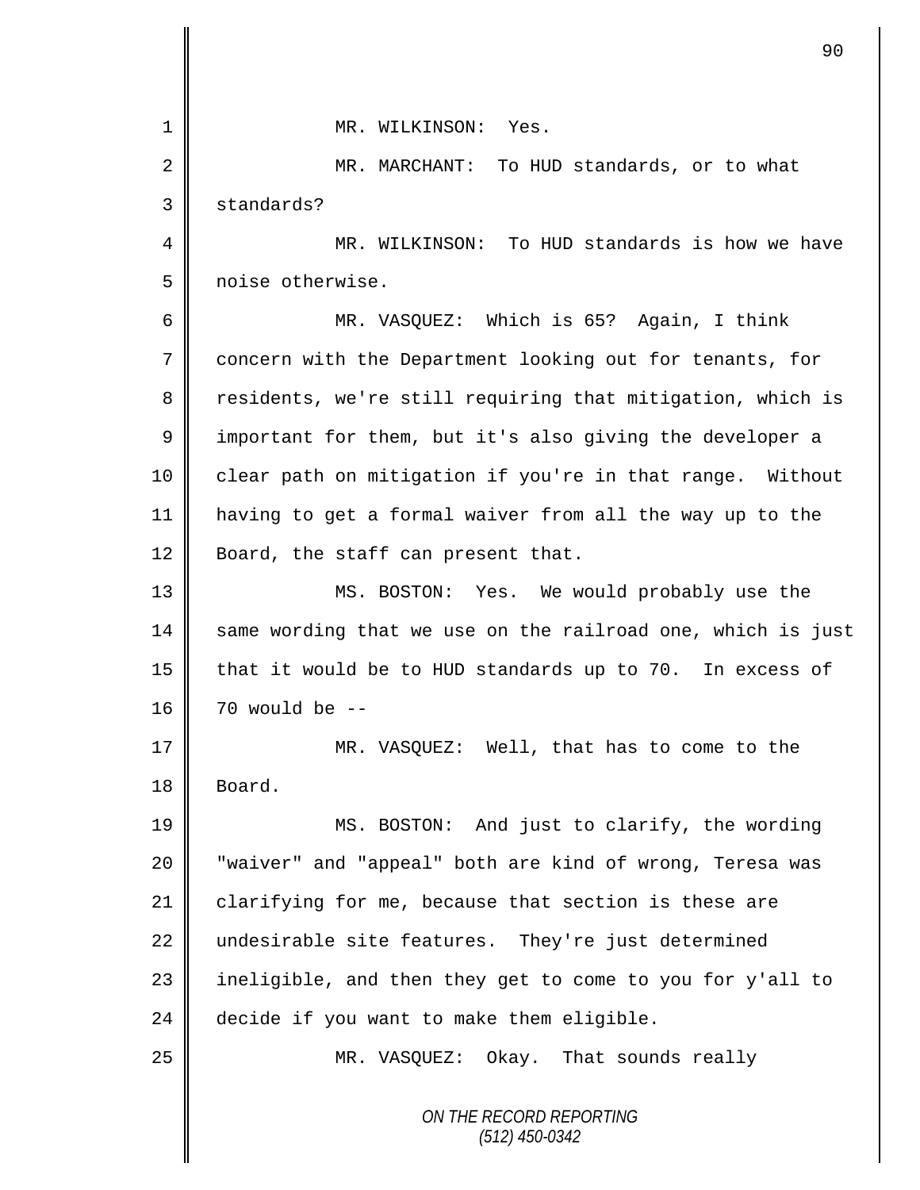MR. WILKINSON: Yes.

MR. MARCHANT: To HUD standards, or to what standards?

MR. WILKINSON: To HUD standards is how we have noise otherwise.

MR. VASQUEZ: Which is 65? Again, I think concern with the Department looking out for tenants, for residents, we're still requiring that mitigation, which is important for them, but it's also giving the developer a clear path on mitigation if you're in that range. Without having to get a formal waiver from all the way up to the Board, the staff can present that.

MS. BOSTON: Yes. We would probably use the same wording that we use on the railroad one, which is just that it would be to HUD standards up to 70. In excess of 70 would be --

MR. VASQUEZ: Well, that has to come to the Board.

MS. BOSTON: And just to clarify, the wording "waiver" and "appeal" both are kind of wrong, Teresa was clarifying for me, because that section is these are undesirable site features. They're just determined ineligible, and then they get to come to you for y'all to decide if you want to make them eligible.

MR. VASQUEZ: Okay. That sounds really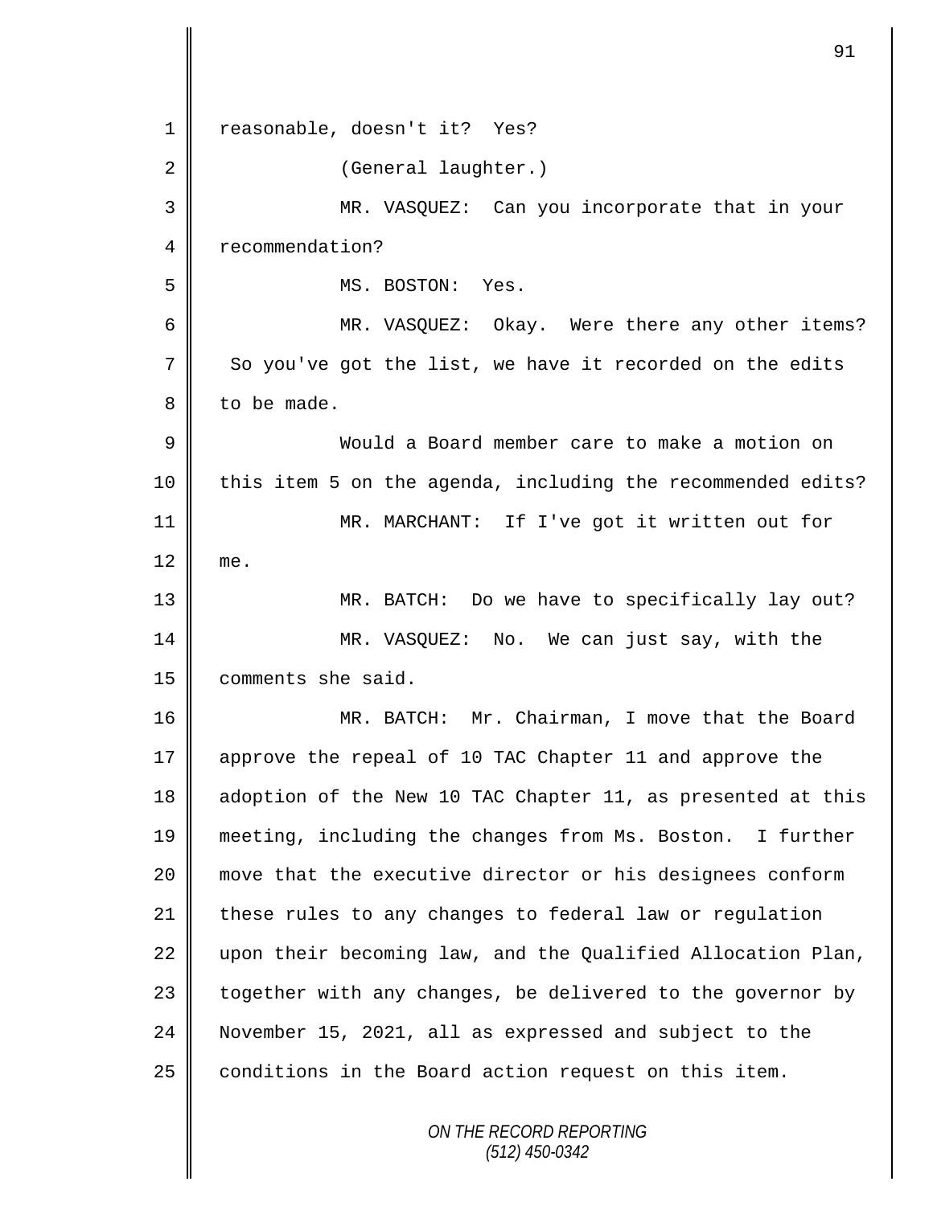reasonable, doesn't it? Yes?

(General laughter.)

MR. VASQUEZ: Can you incorporate that in your recommendation?

MS. BOSTON: Yes.

MR. VASQUEZ: Okay. Were there any other items? So you've got the list, we have it recorded on the edits to be made.

Would a Board member care to make a motion on this item 5 on the agenda, including the recommended edits?

MR. MARCHANT: If I've got it written out for me.

MR. BATCH: Do we have to specifically lay out?

MR. VASQUEZ: No. We can just say, with the comments she said.

MR. BATCH: Mr. Chairman, I move that the Board approve the repeal of 10 TAC Chapter 11 and approve the adoption of the New 10 TAC Chapter 11, as presented at this meeting, including the changes from Ms. Boston. I further move that the executive director or his designees conform these rules to any changes to federal law or regulation upon their becoming law, and the Qualified Allocation Plan, together with any changes, be delivered to the governor by November 15, 2021, all as expressed and subject to the conditions in the Board action request on this item.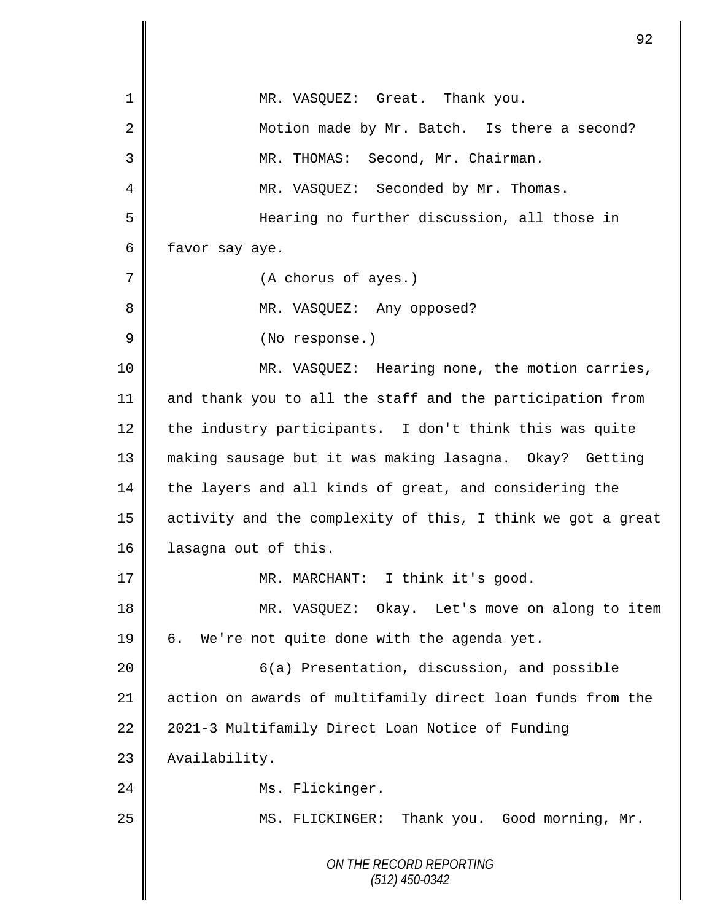MR. VASQUEZ: Great. Thank you.

Motion made by Mr. Batch. Is there a second?

MR. THOMAS: Second, Mr. Chairman.

MR. VASQUEZ: Seconded by Mr. Thomas.

Hearing no further discussion, all those in favor say aye.

(A chorus of ayes.)

MR. VASQUEZ: Any opposed?

(No response.)

MR. VASQUEZ: Hearing none, the motion carries, and thank you to all the staff and the participation from the industry participants. I don't think this was quite making sausage but it was making lasagna. Okay? Getting the layers and all kinds of great, and considering the activity and the complexity of this, I think we got a great lasagna out of this.

MR. MARCHANT: I think it's good.

MR. VASQUEZ: Okay. Let's move on along to item 6. We're not quite done with the agenda yet.

6(a) Presentation, discussion, and possible action on awards of multifamily direct loan funds from the 2021-3 Multifamily Direct Loan Notice of Funding Availability.

Ms. Flickinger.

MS. FLICKINGER: Thank you. Good morning, Mr.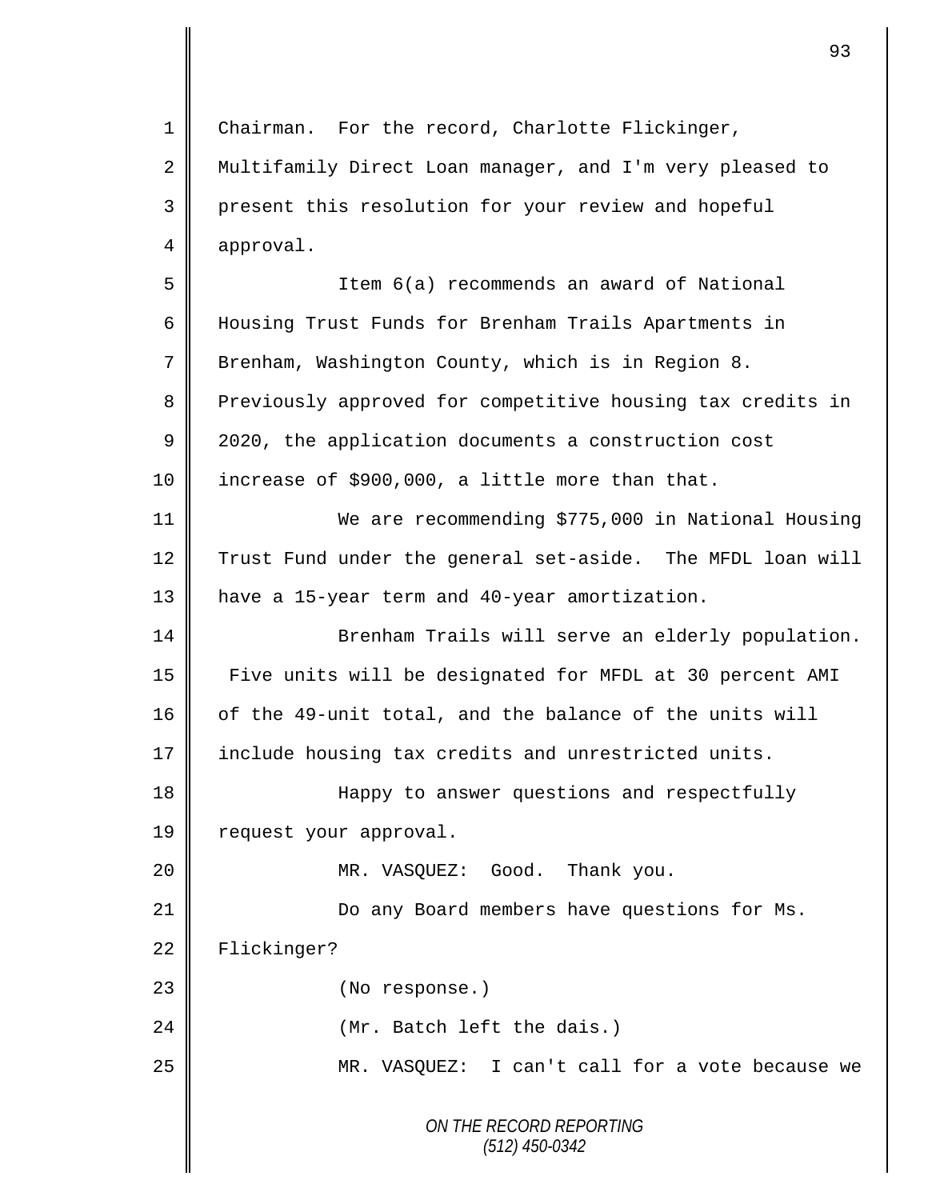Chairman. For the record, Charlotte Flickinger, Multifamily Direct Loan manager, and I'm very pleased to present this resolution for your review and hopeful approval.

Item 6(a) recommends an award of National Housing Trust Funds for Brenham Trails Apartments in Brenham, Washington County, which is in Region 8. Previously approved for competitive housing tax credits in 2020, the application documents a construction cost increase of $900,000, a little more than that.

We are recommending $775,000 in National Housing Trust Fund under the general set-aside. The MFDL loan will have a 15-year term and 40-year amortization.

Brenham Trails will serve an elderly population. Five units will be designated for MFDL at 30 percent AMI of the 49-unit total, and the balance of the units will include housing tax credits and unrestricted units.

Happy to answer questions and respectfully request your approval.

MR. VASQUEZ: Good. Thank you.

Do any Board members have questions for Ms. Flickinger?

(No response.)

(Mr. Batch left the dais.)

MR. VASQUEZ: I can't call for a vote because we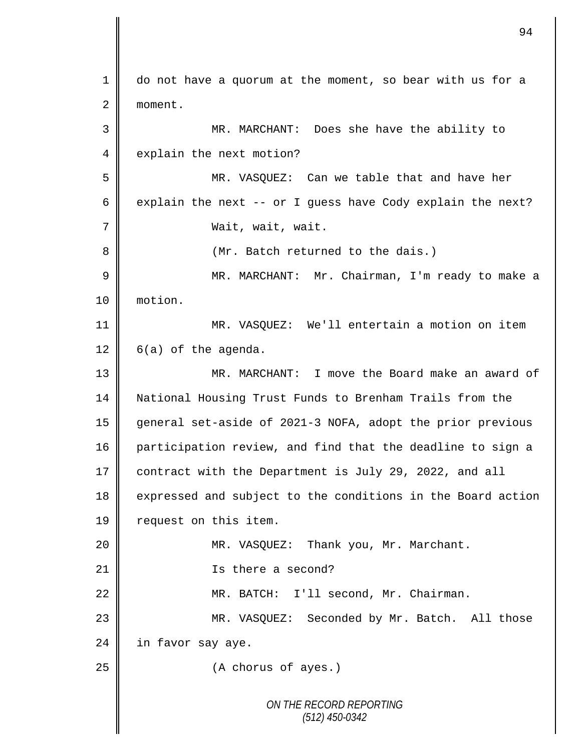do not have a quorum at the moment, so bear with us for a moment.

MR. MARCHANT: Does she have the ability to explain the next motion?

MR. VASQUEZ: Can we table that and have her explain the next -- or I guess have Cody explain the next?

Wait, wait, wait.

(Mr. Batch returned to the dais.)

MR. MARCHANT: Mr. Chairman, I'm ready to make a motion.

MR. VASQUEZ: We'll entertain a motion on item 6(a) of the agenda.

MR. MARCHANT: I move the Board make an award of National Housing Trust Funds to Brenham Trails from the general set-aside of 2021-3 NOFA, adopt the prior previous participation review, and find that the deadline to sign a contract with the Department is July 29, 2022, and all expressed and subject to the conditions in the Board action request on this item.

MR. VASQUEZ: Thank you, Mr. Marchant.

Is there a second?

MR. BATCH: I'll second, Mr. Chairman.

MR. VASQUEZ: Seconded by Mr. Batch. All those in favor say aye.

(A chorus of ayes.)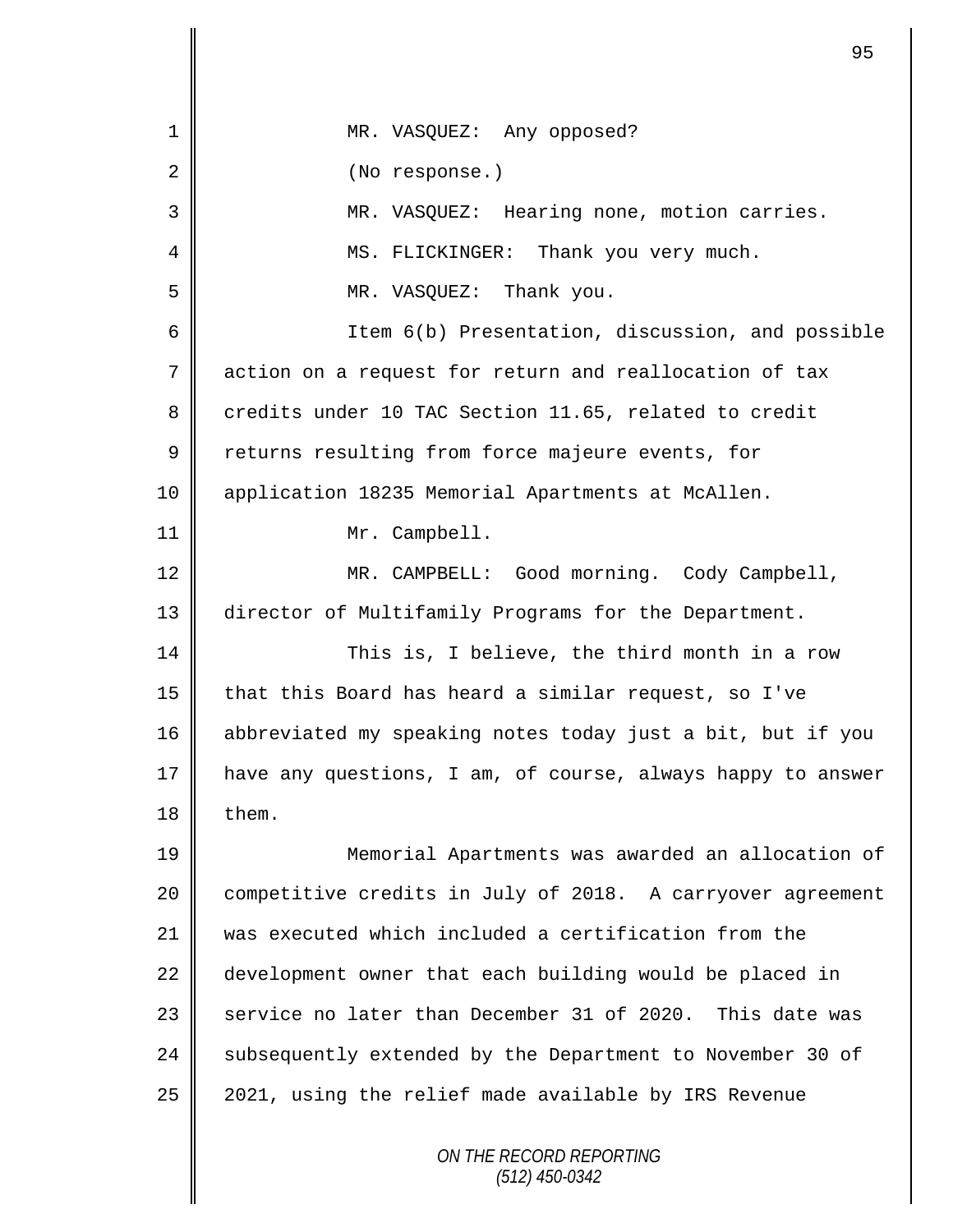MR. VASQUEZ: Any opposed?

(No response.)

MR. VASQUEZ: Hearing none, motion carries.

MS. FLICKINGER: Thank you very much.

MR. VASQUEZ: Thank you.

Item 6(b) Presentation, discussion, and possible action on a request for return and reallocation of tax credits under 10 TAC Section 11.65, related to credit returns resulting from force majeure events, for application 18235 Memorial Apartments at McAllen.

Mr. Campbell.

MR. CAMPBELL: Good morning. Cody Campbell, director of Multifamily Programs for the Department.

This is, I believe, the third month in a row that this Board has heard a similar request, so I've abbreviated my speaking notes today just a bit, but if you have any questions, I am, of course, always happy to answer them.

Memorial Apartments was awarded an allocation of competitive credits in July of 2018. A carryover agreement was executed which included a certification from the development owner that each building would be placed in service no later than December 31 of 2020. This date was subsequently extended by the Department to November 30 of 2021, using the relief made available by IRS Revenue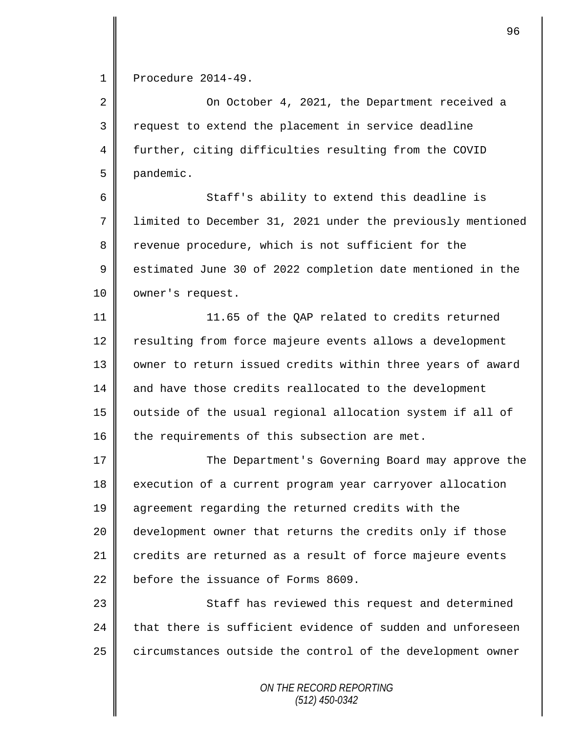Procedure 2014-49.

On October 4, 2021, the Department received a request to extend the placement in service deadline further, citing difficulties resulting from the COVID pandemic.

Staff's ability to extend this deadline is limited to December 31, 2021 under the previously mentioned revenue procedure, which is not sufficient for the estimated June 30 of 2022 completion date mentioned in the owner's request.

11.65 of the QAP related to credits returned resulting from force majeure events allows a development owner to return issued credits within three years of award and have those credits reallocated to the development outside of the usual regional allocation system if all of the requirements of this subsection are met.

The Department's Governing Board may approve the execution of a current program year carryover allocation agreement regarding the returned credits with the development owner that returns the credits only if those credits are returned as a result of force majeure events before the issuance of Forms 8609.

Staff has reviewed this request and determined that there is sufficient evidence of sudden and unforeseen circumstances outside the control of the development owner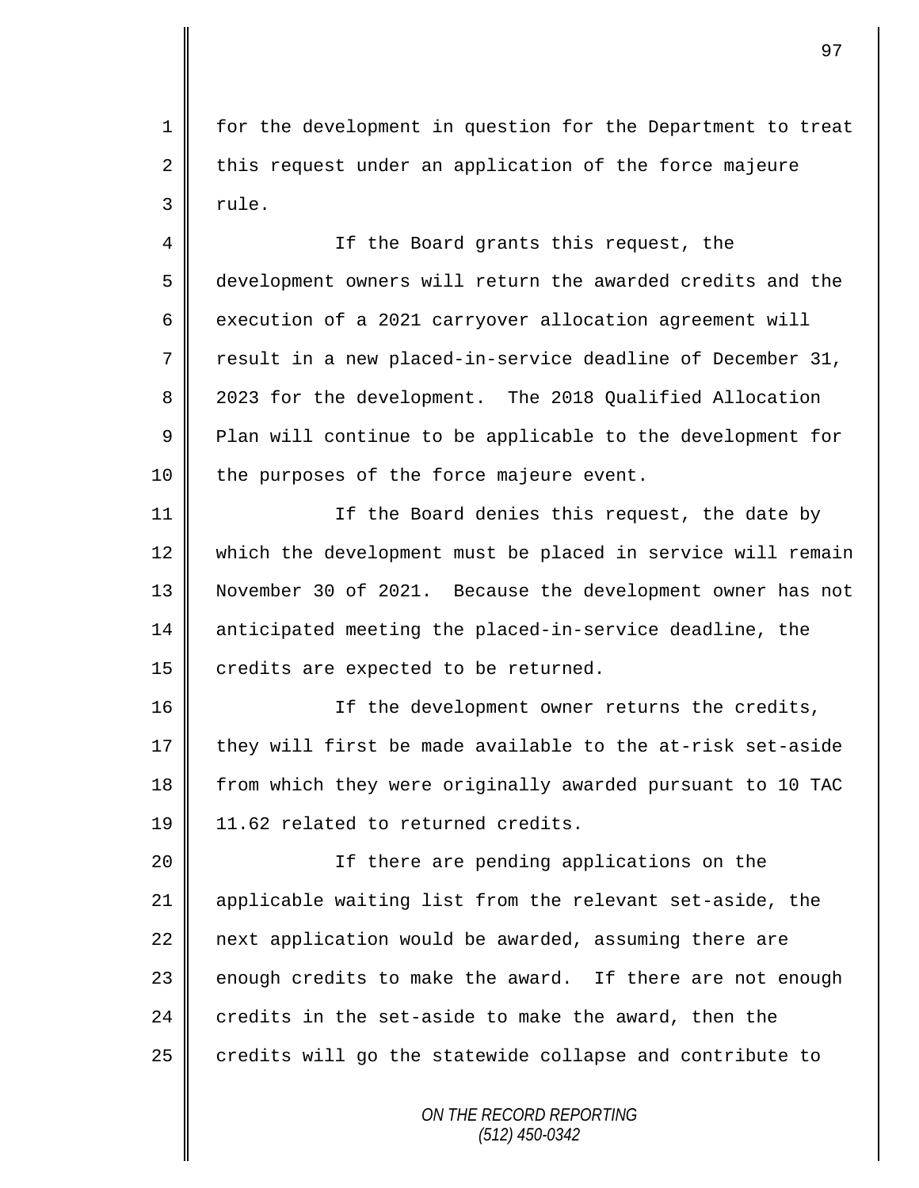for the development in question for the Department to treat this request under an application of the force majeure rule.

If the Board grants this request, the development owners will return the awarded credits and the execution of a 2021 carryover allocation agreement will result in a new placed-in-service deadline of December 31, 2023 for the development. The 2018 Qualified Allocation Plan will continue to be applicable to the development for the purposes of the force majeure event.

If the Board denies this request, the date by which the development must be placed in service will remain November 30 of 2021. Because the development owner has not anticipated meeting the placed-in-service deadline, the credits are expected to be returned.

If the development owner returns the credits, they will first be made available to the at-risk set-aside from which they were originally awarded pursuant to 10 TAC 11.62 related to returned credits.

If there are pending applications on the applicable waiting list from the relevant set-aside, the next application would be awarded, assuming there are enough credits to make the award. If there are not enough credits in the set-aside to make the award, then the credits will go the statewide collapse and contribute to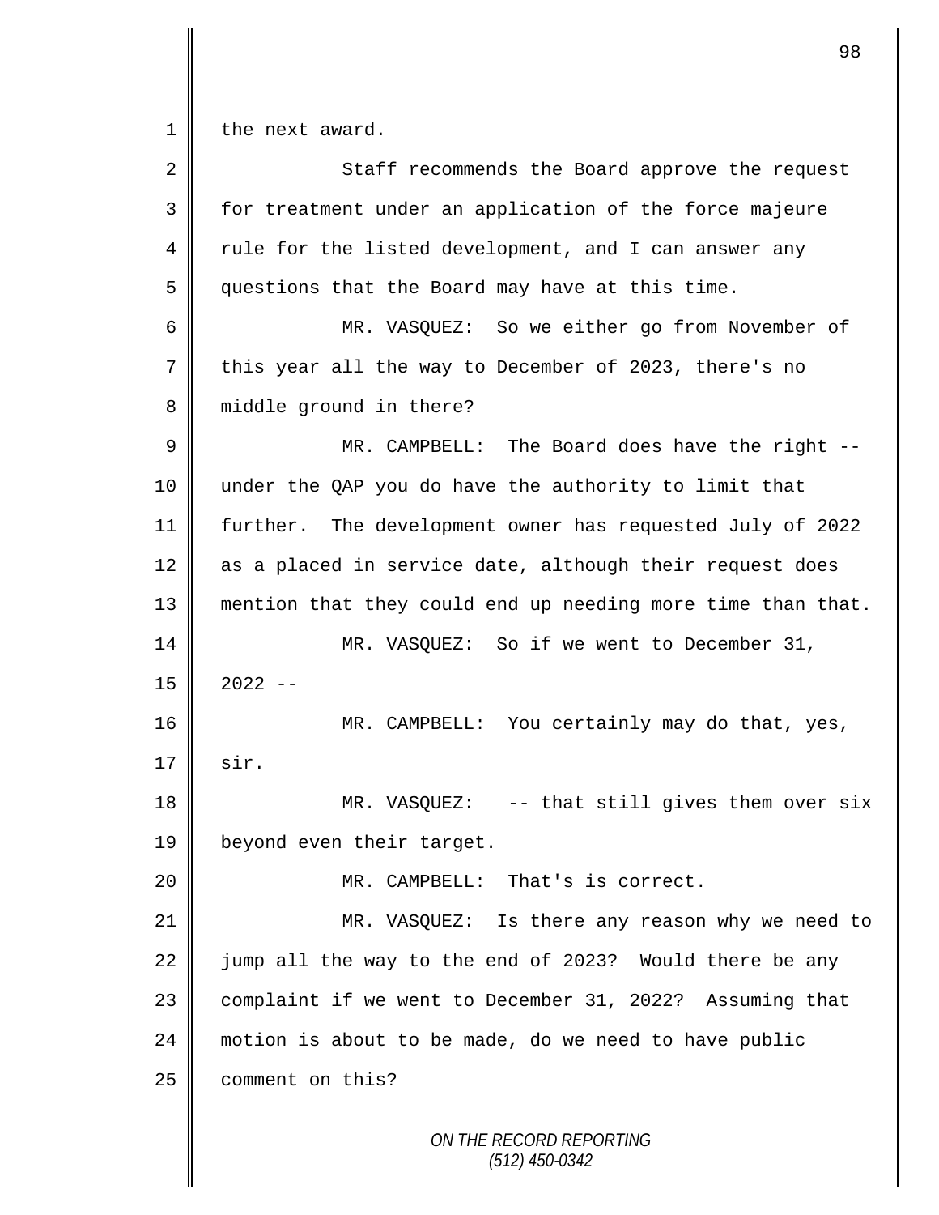the next award.

Staff recommends the Board approve the request for treatment under an application of the force majeure rule for the listed development, and I can answer any questions that the Board may have at this time.

MR. VASQUEZ: So we either go from November of this year all the way to December of 2023, there's no middle ground in there?

MR. CAMPBELL: The Board does have the right -- under the QAP you do have the authority to limit that further. The development owner has requested July of 2022 as a placed in service date, although their request does mention that they could end up needing more time than that.

MR. VASQUEZ: So if we went to December 31, 2022 --

MR. CAMPBELL: You certainly may do that, yes, sir.

MR. VASQUEZ: -- that still gives them over six beyond even their target.

MR. CAMPBELL: That's is correct.

MR. VASQUEZ: Is there any reason why we need to jump all the way to the end of 2023? Would there be any complaint if we went to December 31, 2022? Assuming that motion is about to be made, do we need to have public comment on this?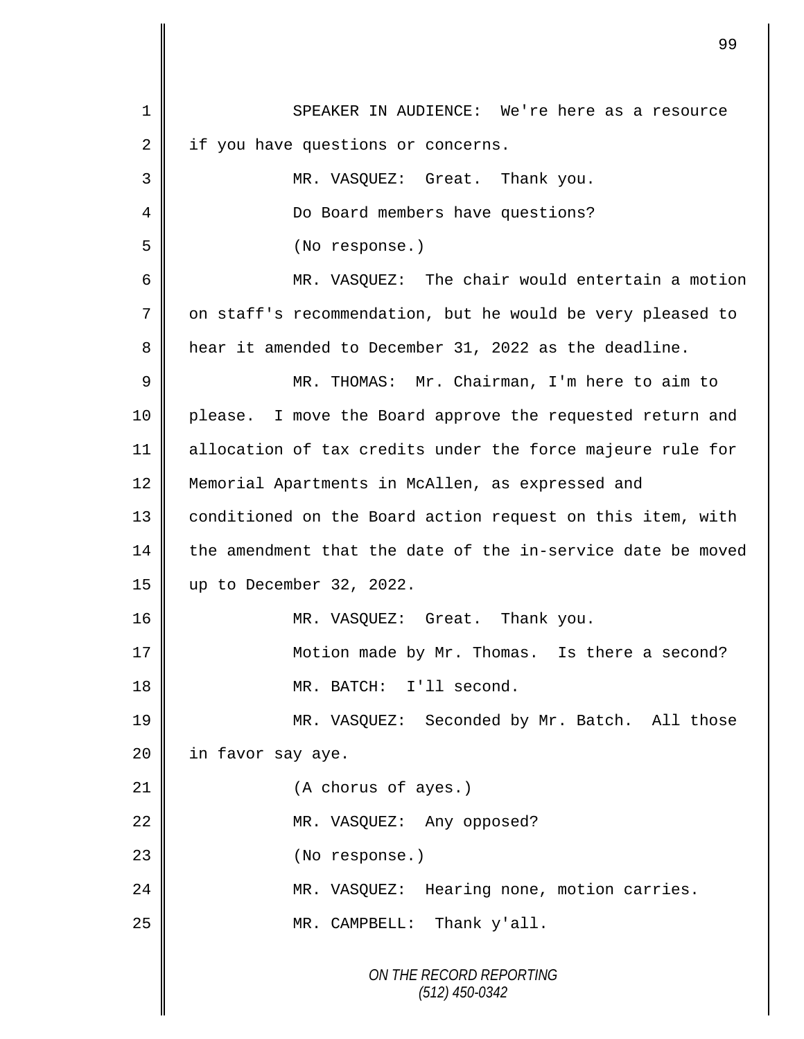1 SPEAKER IN AUDIENCE: We're here as a resource
2 if you have questions or concerns.
3 MR. VASQUEZ: Great. Thank you.
4 Do Board members have questions?
5 (No response.)
6 MR. VASQUEZ: The chair would entertain a motion
7 on staff's recommendation, but he would be very pleased to
8 hear it amended to December 31, 2022 as the deadline.
9 MR. THOMAS: Mr. Chairman, I'm here to aim to
10 please. I move the Board approve the requested return and
11 allocation of tax credits under the force majeure rule for
12 Memorial Apartments in McAllen, as expressed and
13 conditioned on the Board action request on this item, with
14 the amendment that the date of the in-service date be moved
15 up to December 32, 2022.
16 MR. VASQUEZ: Great. Thank you.
17 Motion made by Mr. Thomas. Is there a second?
18 MR. BATCH: I'll second.
19 MR. VASQUEZ: Seconded by Mr. Batch. All those
20 in favor say aye.
21 (A chorus of ayes.)
22 MR. VASQUEZ: Any opposed?
23 (No response.)
24 MR. VASQUEZ: Hearing none, motion carries.
25 MR. CAMPBELL: Thank y'all.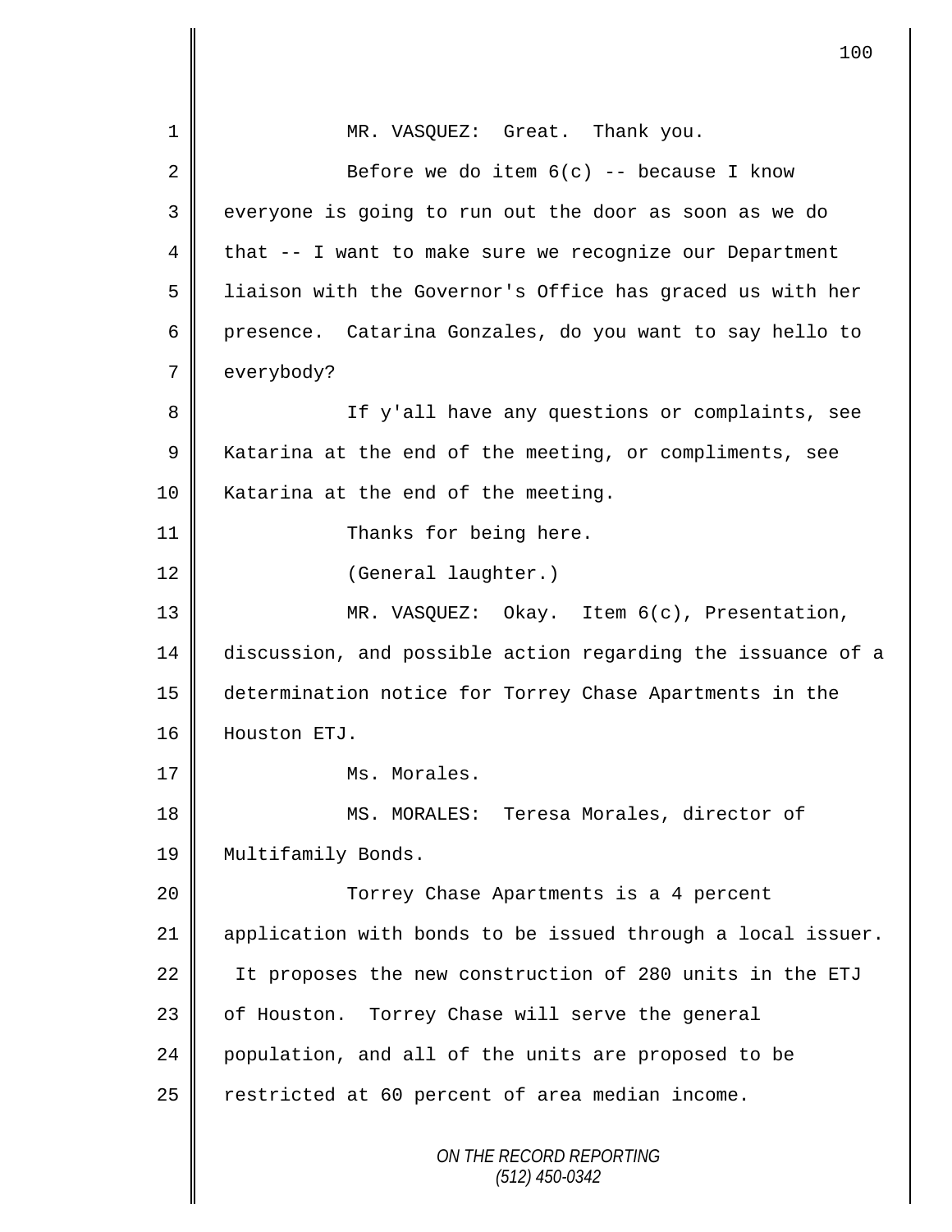MR. VASQUEZ: Great. Thank you.

Before we do item 6(c) -- because I know everyone is going to run out the door as soon as we do that -- I want to make sure we recognize our Department liaison with the Governor's Office has graced us with her presence. Catarina Gonzales, do you want to say hello to everybody?

If y'all have any questions or complaints, see Katarina at the end of the meeting, or compliments, see Katarina at the end of the meeting.

Thanks for being here.

(General laughter.)

MR. VASQUEZ: Okay. Item 6(c), Presentation, discussion, and possible action regarding the issuance of a determination notice for Torrey Chase Apartments in the Houston ETJ.

Ms. Morales.

MS. MORALES: Teresa Morales, director of Multifamily Bonds.

Torrey Chase Apartments is a 4 percent application with bonds to be issued through a local issuer. It proposes the new construction of 280 units in the ETJ of Houston. Torrey Chase will serve the general population, and all of the units are proposed to be restricted at 60 percent of area median income.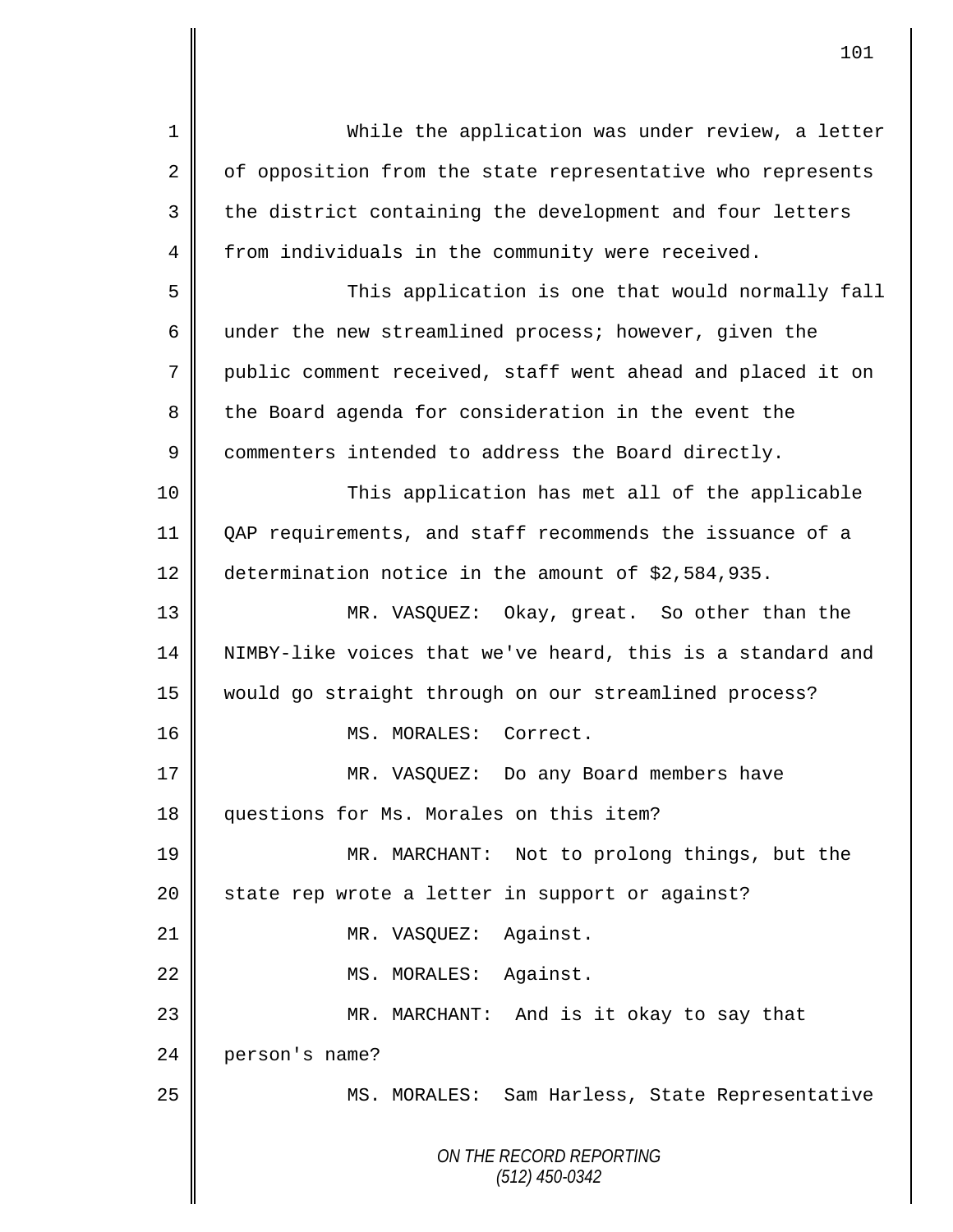While the application was under review, a letter of opposition from the state representative who represents the district containing the development and four letters from individuals in the community were received.

This application is one that would normally fall under the new streamlined process; however, given the public comment received, staff went ahead and placed it on the Board agenda for consideration in the event the commenters intended to address the Board directly.

This application has met all of the applicable QAP requirements, and staff recommends the issuance of a determination notice in the amount of $2,584,935.

MR. VASQUEZ: Okay, great. So other than the NIMBY-like voices that we've heard, this is a standard and would go straight through on our streamlined process?

MS. MORALES: Correct.

MR. VASQUEZ: Do any Board members have questions for Ms. Morales on this item?

MR. MARCHANT: Not to prolong things, but the state rep wrote a letter in support or against?

MR. VASQUEZ: Against.

MS. MORALES: Against.

MR. MARCHANT: And is it okay to say that person's name?

MS. MORALES: Sam Harless, State Representative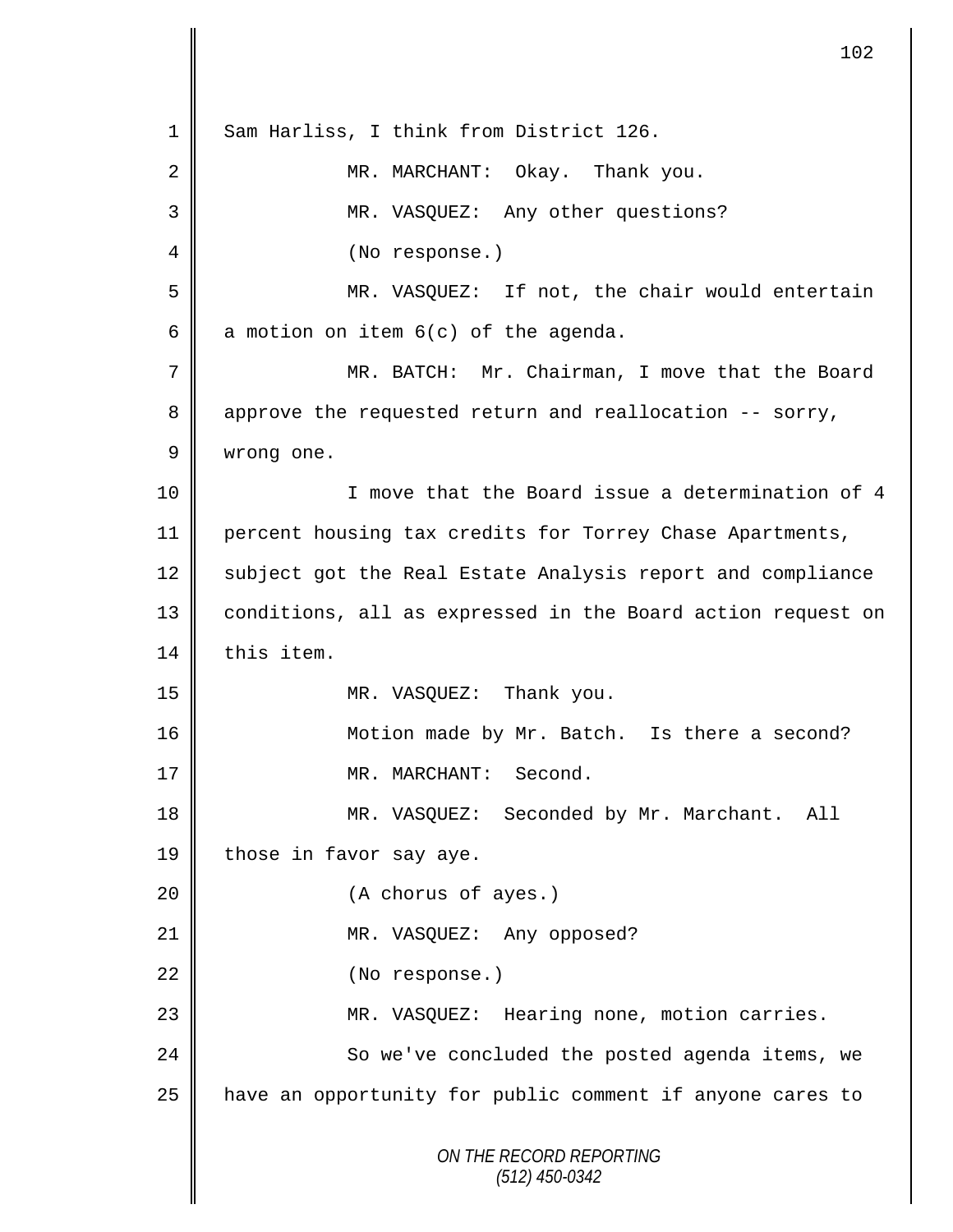Sam Harliss, I think from District 126.

MR. MARCHANT: Okay. Thank you.

MR. VASQUEZ: Any other questions?

(No response.)

MR. VASQUEZ: If not, the chair would entertain a motion on item 6(c) of the agenda.

MR. BATCH: Mr. Chairman, I move that the Board approve the requested return and reallocation -- sorry, wrong one.

I move that the Board issue a determination of 4 percent housing tax credits for Torrey Chase Apartments, subject got the Real Estate Analysis report and compliance conditions, all as expressed in the Board action request on this item.

MR. VASQUEZ: Thank you.

Motion made by Mr. Batch. Is there a second?

MR. MARCHANT: Second.

MR. VASQUEZ: Seconded by Mr. Marchant. All those in favor say aye.

(A chorus of ayes.)

MR. VASQUEZ: Any opposed?

(No response.)

MR. VASQUEZ: Hearing none, motion carries.

So we've concluded the posted agenda items, we have an opportunity for public comment if anyone cares to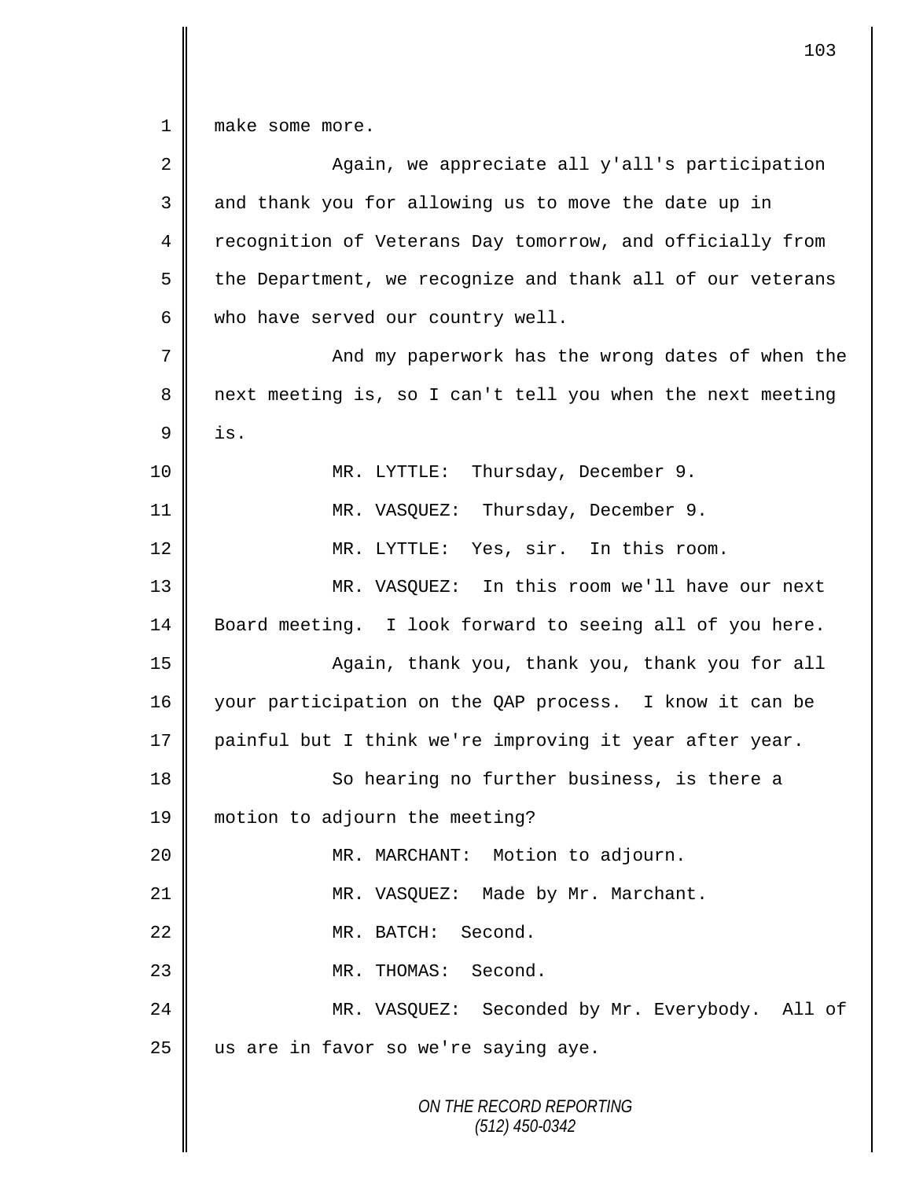make some more.

Again, we appreciate all y'all's participation and thank you for allowing us to move the date up in recognition of Veterans Day tomorrow, and officially from the Department, we recognize and thank all of our veterans who have served our country well.

And my paperwork has the wrong dates of when the next meeting is, so I can't tell you when the next meeting is.

MR. LYTTLE: Thursday, December 9.

MR. VASQUEZ: Thursday, December 9.

MR. LYTTLE: Yes, sir. In this room.

MR. VASQUEZ: In this room we'll have our next Board meeting. I look forward to seeing all of you here.

Again, thank you, thank you, thank you for all your participation on the QAP process. I know it can be painful but I think we're improving it year after year.

So hearing no further business, is there a motion to adjourn the meeting?

MR. MARCHANT: Motion to adjourn.

MR. VASQUEZ: Made by Mr. Marchant.

MR. BATCH: Second.

MR. THOMAS: Second.

MR. VASQUEZ: Seconded by Mr. Everybody. All of us are in favor so we're saying aye.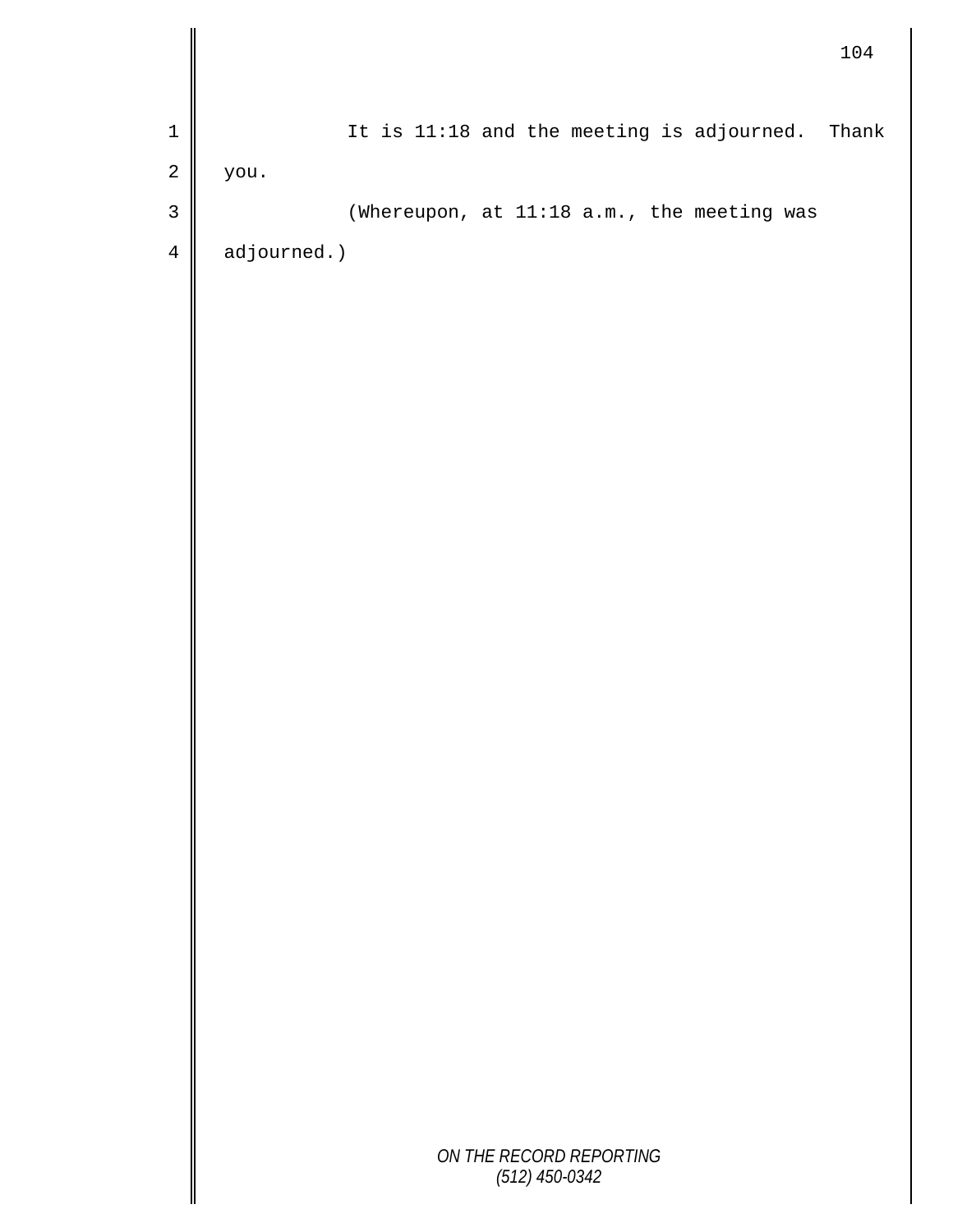It is 11:18 and the meeting is adjourned. Thank you.

(Whereupon, at 11:18 a.m., the meeting was adjourned.)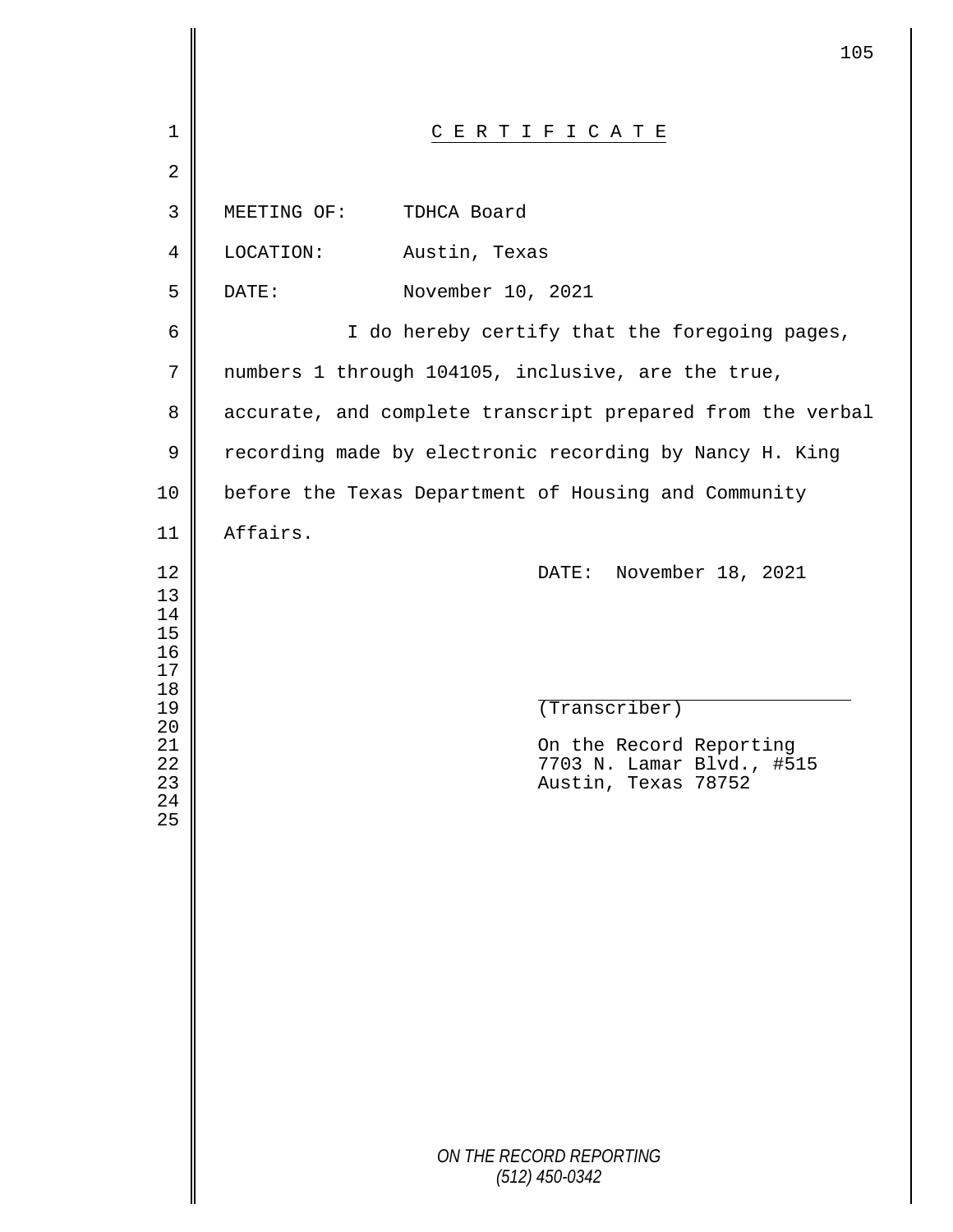# C E R T I F I C A T E

MEETING OF: TDHCA Board

LOCATION: Austin, Texas

DATE: November 10, 2021

I do hereby certify that the foregoing pages, numbers 1 through 104105, inclusive, are the true, accurate, and complete transcript prepared from the verbal recording made by electronic recording by Nancy H. King before the Texas Department of Housing and Community Affairs.

DATE: November 18, 2021

(Transcriber)

On the Record Reporting
7703 N. Lamar Blvd., #515
Austin, Texas 78752